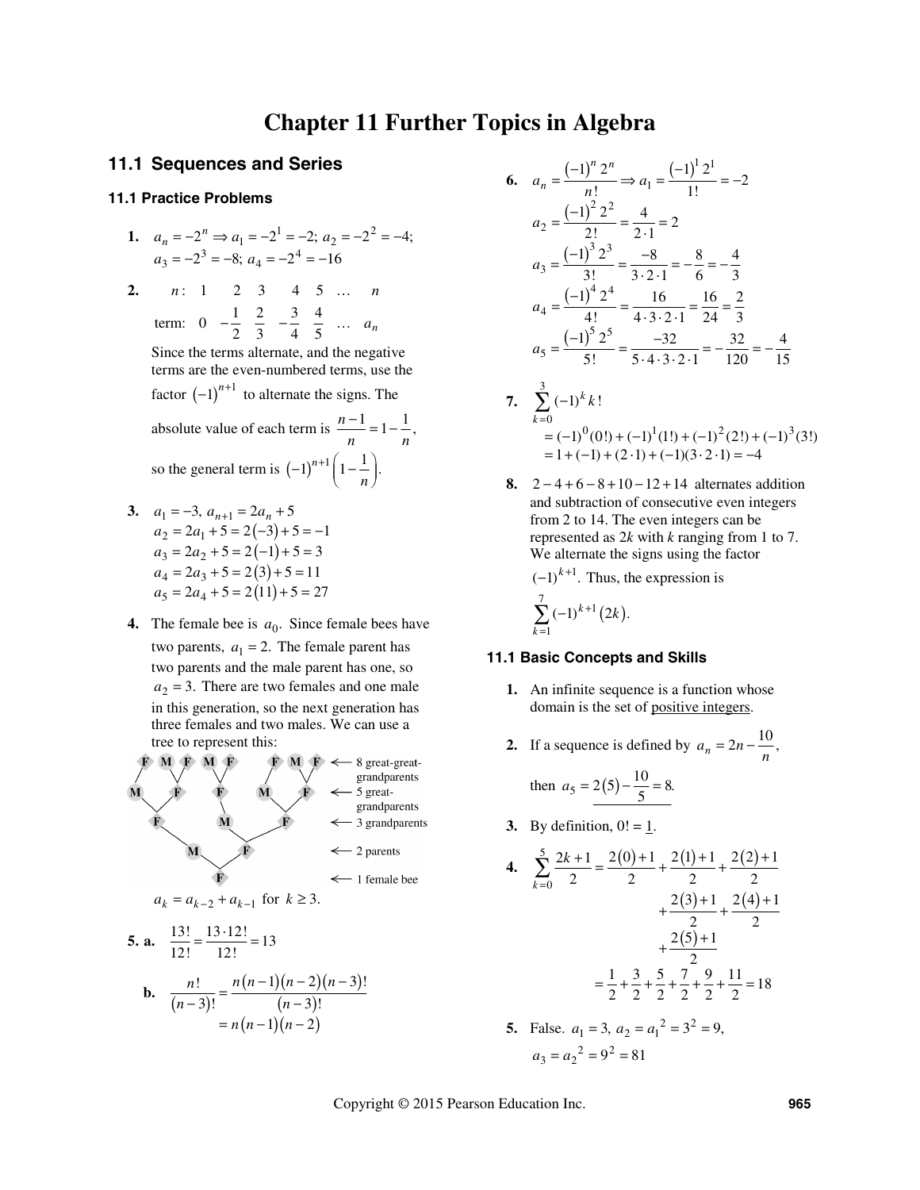# Chapter 11 Further Topics in Algebra

## 11.1 Sequences and Series

### 11.1 Practice Problems

**1.** $a_n = -2^n \Rightarrow a_1 = -2^1 = -2;\ a_2 = -2^2 = -4;$
$a_3 = -2^3 = -8;\ a_4 = -2^4 = -16$

**2.**

| $n$: | 1 | 2 | 3 | 4 | 5 | … | $n$ |
|---|---|---|---|---|---|---|---|
| term: | 0 | $-\frac{1}{2}$ | $\frac{2}{3}$ | $-\frac{3}{4}$ | $\frac{4}{5}$ | … | $a_n$ |

Since the terms alternate, and the negative terms are the even-numbered terms, use the factor $(-1)^{n+1}$ to alternate the signs. The absolute value of each term is $\frac{n-1}{n} = 1 - \frac{1}{n}$, so the general term is $(-1)^{n+1}\left(1 - \frac{1}{n}\right)$.

**3.** $a_1 = -3,\ a_{n+1} = 2a_n + 5$

$$a_2 = 2a_1 + 5 = 2(-3) + 5 = -1$$
$$a_3 = 2a_2 + 5 = 2(-1) + 5 = 3$$
$$a_4 = 2a_3 + 5 = 2(3) + 5 = 11$$
$$a_5 = 2a_4 + 5 = 2(11) + 5 = 27$$

**4.** The female bee is $a_0$. Since female bees have two parents, $a_1 = 2$. The female parent has two parents and the male parent has one, so $a_2 = 3$. There are two females and one male in this generation, so the next generation has three females and two males. We can use a tree to represent this:

F M F M F   F M F ← 8 great-great-grandparents
M F F M F ← 5 great-grandparents
F M F ← 3 grandparents
M F ← 2 parents
F ← 1 female bee

$a_k = a_{k-2} + a_{k-1}$ for $k \geq 3$.

**5. a.** $\frac{13!}{12!} = \frac{13 \cdot 12!}{12!} = 13$

**b.** $\frac{n!}{(n-3)!} = \frac{n(n-1)(n-2)(n-3)!}{(n-3)!} = n(n-1)(n-2)$

**6.** $a_n = \frac{(-1)^n 2^n}{n!} \Rightarrow a_1 = \frac{(-1)^1 2^1}{1!} = -2$

$$a_2 = \frac{(-1)^2 2^2}{2!} = \frac{4}{2 \cdot 1} = 2$$
$$a_3 = \frac{(-1)^3 2^3}{3!} = \frac{-8}{3 \cdot 2 \cdot 1} = -\frac{8}{6} = -\frac{4}{3}$$
$$a_4 = \frac{(-1)^4 2^4}{4!} = \frac{16}{4 \cdot 3 \cdot 2 \cdot 1} = \frac{16}{24} = \frac{2}{3}$$
$$a_5 = \frac{(-1)^5 2^5}{5!} = \frac{-32}{5 \cdot 4 \cdot 3 \cdot 2 \cdot 1} = -\frac{32}{120} = -\frac{4}{15}$$

**7.** $\sum_{k=0}^{3} (-1)^k k!$

$$= (-1)^0(0!) + (-1)^1(1!) + (-1)^2(2!) + (-1)^3(3!)$$
$$= 1 + (-1) + (2 \cdot 1) + (-1)(3 \cdot 2 \cdot 1) = -4$$

**8.** $2 - 4 + 6 - 8 + 10 - 12 + 14$ alternates addition and subtraction of consecutive even integers from 2 to 14. The even integers can be represented as $2k$ with $k$ ranging from 1 to 7. We alternate the signs using the factor $(-1)^{k+1}$. Thus, the expression is $\sum_{k=1}^{7} (-1)^{k+1}(2k)$.

### 11.1 Basic Concepts and Skills

**1.** An infinite sequence is a function whose domain is the set of positive integers.

**2.** If a sequence is defined by $a_n = 2n - \frac{10}{n}$, then $a_5 = 2(5) - \frac{10}{5} = 8$.

**3.** By definition, $0! = 1$.

**4.**
$$\sum_{k=0}^{5} \frac{2k+1}{2} = \frac{2(0)+1}{2} + \frac{2(1)+1}{2} + \frac{2(2)+1}{2} + \frac{2(3)+1}{2} + \frac{2(4)+1}{2} + \frac{2(5)+1}{2}$$
$$= \frac{1}{2} + \frac{3}{2} + \frac{5}{2} + \frac{7}{2} + \frac{9}{2} + \frac{11}{2} = 18$$

**5.** False. $a_1 = 3,\ a_2 = a_1{}^2 = 3^2 = 9,$
$a_3 = a_2{}^2 = 9^2 = 81$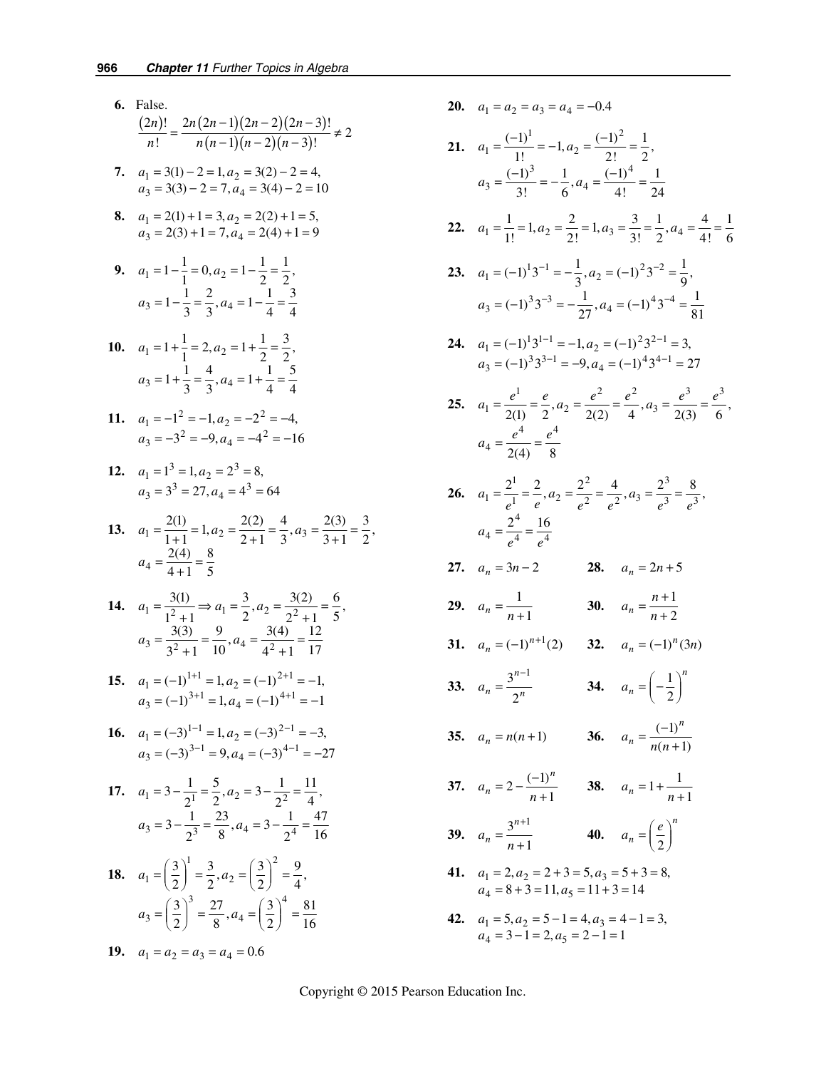**6.** False.

$$\frac{(2n)!}{n!} = \frac{2n(2n-1)(2n-2)(2n-3)!}{n(n-1)(n-2)(n-3)!} \neq 2$$

**7.** $a_1 = 3(1) - 2 = 1, a_2 = 3(2) - 2 = 4,$
$a_3 = 3(3) - 2 = 7, a_4 = 3(4) - 2 = 10$

**8.** $a_1 = 2(1) + 1 = 3, a_2 = 2(2) + 1 = 5,$
$a_3 = 2(3) + 1 = 7, a_4 = 2(4) + 1 = 9$

**9.** $a_1 = 1 - \frac{1}{1} = 0, a_2 = 1 - \frac{1}{2} = \frac{1}{2},$
$a_3 = 1 - \frac{1}{3} = \frac{2}{3}, a_4 = 1 - \frac{1}{4} = \frac{3}{4}$

**10.** $a_1 = 1 + \frac{1}{1} = 2, a_2 = 1 + \frac{1}{2} = \frac{3}{2},$
$a_3 = 1 + \frac{1}{3} = \frac{4}{3}, a_4 = 1 + \frac{1}{4} = \frac{5}{4}$

**11.** $a_1 = -1^2 = -1, a_2 = -2^2 = -4,$
$a_3 = -3^2 = -9, a_4 = -4^2 = -16$

**12.** $a_1 = 1^3 = 1, a_2 = 2^3 = 8,$
$a_3 = 3^3 = 27, a_4 = 4^3 = 64$

**13.** $a_1 = \frac{2(1)}{1+1} = 1, a_2 = \frac{2(2)}{2+1} = \frac{4}{3}, a_3 = \frac{2(3)}{3+1} = \frac{3}{2},$
$a_4 = \frac{2(4)}{4+1} = \frac{8}{5}$

**14.** $a_1 = \frac{3(1)}{1^2+1} \Rightarrow a_1 = \frac{3}{2}, a_2 = \frac{3(2)}{2^2+1} = \frac{6}{5},$
$a_3 = \frac{3(3)}{3^2+1} = \frac{9}{10}, a_4 = \frac{3(4)}{4^2+1} = \frac{12}{17}$

**15.** $a_1 = (-1)^{1+1} = 1, a_2 = (-1)^{2+1} = -1,$
$a_3 = (-1)^{3+1} = 1, a_4 = (-1)^{4+1} = -1$

**16.** $a_1 = (-3)^{1-1} = 1, a_2 = (-3)^{2-1} = -3,$
$a_3 = (-3)^{3-1} = 9, a_4 = (-3)^{4-1} = -27$

**17.** $a_1 = 3 - \frac{1}{2^1} = \frac{5}{2}, a_2 = 3 - \frac{1}{2^2} = \frac{11}{4},$
$a_3 = 3 - \frac{1}{2^3} = \frac{23}{8}, a_4 = 3 - \frac{1}{2^4} = \frac{47}{16}$

**18.** $a_1 = \left(\frac{3}{2}\right)^1 = \frac{3}{2}, a_2 = \left(\frac{3}{2}\right)^2 = \frac{9}{4},$
$a_3 = \left(\frac{3}{2}\right)^3 = \frac{27}{8}, a_4 = \left(\frac{3}{2}\right)^4 = \frac{81}{16}$

**19.** $a_1 = a_2 = a_3 = a_4 = 0.6$

**20.** $a_1 = a_2 = a_3 = a_4 = -0.4$

**21.** $a_1 = \frac{(-1)^1}{1!} = -1, a_2 = \frac{(-1)^2}{2!} = \frac{1}{2},$
$a_3 = \frac{(-1)^3}{3!} = -\frac{1}{6}, a_4 = \frac{(-1)^4}{4!} = \frac{1}{24}$

**22.** $a_1 = \frac{1}{1!} = 1, a_2 = \frac{2}{2!} = 1, a_3 = \frac{3}{3!} = \frac{1}{2}, a_4 = \frac{4}{4!} = \frac{1}{6}$

**23.** $a_1 = (-1)^1 3^{-1} = -\frac{1}{3}, a_2 = (-1)^2 3^{-2} = \frac{1}{9},$
$a_3 = (-1)^3 3^{-3} = -\frac{1}{27}, a_4 = (-1)^4 3^{-4} = \frac{1}{81}$

**24.** $a_1 = (-1)^1 3^{1-1} = -1, a_2 = (-1)^2 3^{2-1} = 3,$
$a_3 = (-1)^3 3^{3-1} = -9, a_4 = (-1)^4 3^{4-1} = 27$

**25.** $a_1 = \frac{e^1}{2(1)} = \frac{e}{2}, a_2 = \frac{e^2}{2(2)} = \frac{e^2}{4}, a_3 = \frac{e^3}{2(3)} = \frac{e^3}{6},$
$a_4 = \frac{e^4}{2(4)} = \frac{e^4}{8}$

**26.** $a_1 = \frac{2^1}{e^1} = \frac{2}{e}, a_2 = \frac{2^2}{e^2} = \frac{4}{e^2}, a_3 = \frac{2^3}{e^3} = \frac{8}{e^3},$
$a_4 = \frac{2^4}{e^4} = \frac{16}{e^4}$

**27.** $a_n = 3n - 2$

**28.** $a_n = 2n + 5$

**29.** $a_n = \frac{1}{n+1}$

**30.** $a_n = \frac{n+1}{n+2}$

**31.** $a_n = (-1)^{n+1}(2)$

**32.** $a_n = (-1)^n(3n)$

**33.** $a_n = \frac{3^{n-1}}{2^n}$

**34.** $a_n = \left(-\frac{1}{2}\right)^n$

**35.** $a_n = n(n+1)$

**36.** $a_n = \frac{(-1)^n}{n(n+1)}$

**37.** $a_n = 2 - \frac{(-1)^n}{n+1}$

**38.** $a_n = 1 + \frac{1}{n+1}$

**39.** $a_n = \frac{3^{n+1}}{n+1}$

**40.** $a_n = \left(\frac{e}{2}\right)^n$

**41.** $a_1 = 2, a_2 = 2 + 3 = 5, a_3 = 5 + 3 = 8,$
$a_4 = 8 + 3 = 11, a_5 = 11 + 3 = 14$

**42.** $a_1 = 5, a_2 = 5 - 1 = 4, a_3 = 4 - 1 = 3,$
$a_4 = 3 - 1 = 2, a_5 = 2 - 1 = 1$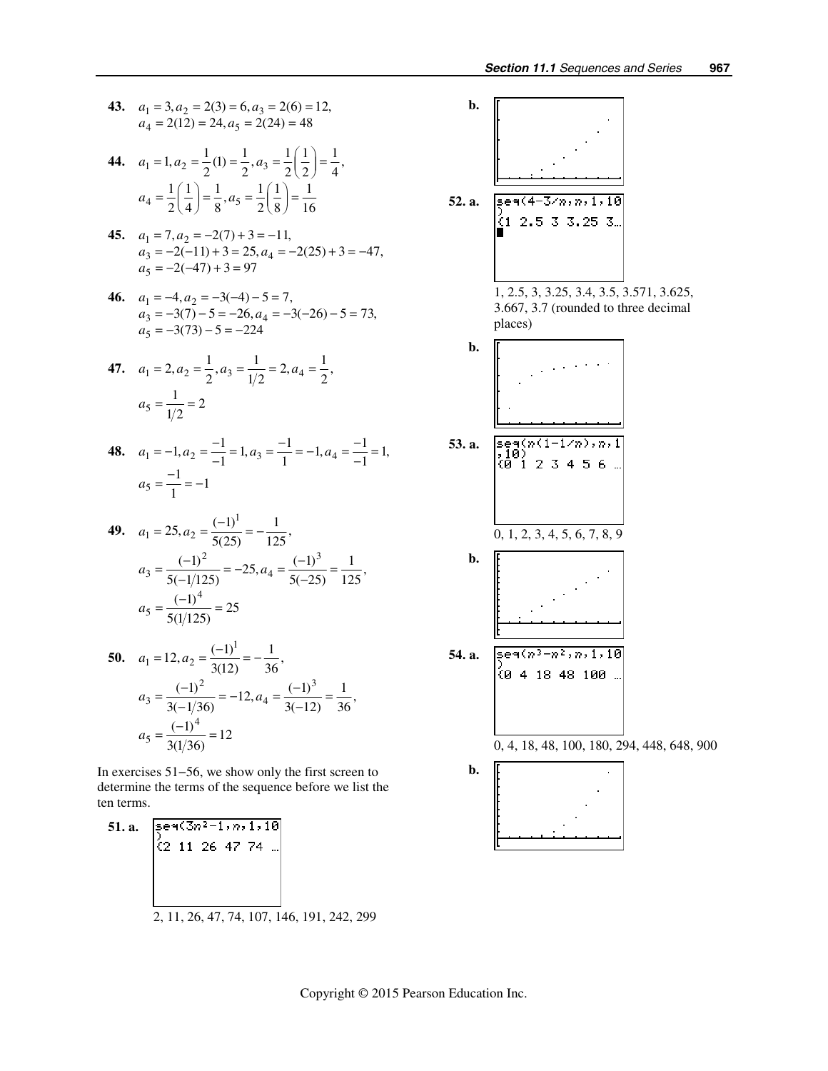**43.** $a_1 = 3, a_2 = 2(3) = 6, a_3 = 2(6) = 12,$
$a_4 = 2(12) = 24, a_5 = 2(24) = 48$

**44.** $a_1 = 1, a_2 = \frac{1}{2}(1) = \frac{1}{2}, a_3 = \frac{1}{2}\left(\frac{1}{2}\right) = \frac{1}{4},$
$a_4 = \frac{1}{2}\left(\frac{1}{4}\right) = \frac{1}{8}, a_5 = \frac{1}{2}\left(\frac{1}{8}\right) = \frac{1}{16}$

**45.** $a_1 = 7, a_2 = -2(7) + 3 = -11,$
$a_3 = -2(-11) + 3 = 25, a_4 = -2(25) + 3 = -47,$
$a_5 = -2(-47) + 3 = 97$

**46.** $a_1 = -4, a_2 = -3(-4) - 5 = 7,$
$a_3 = -3(7) - 5 = -26, a_4 = -3(-26) - 5 = 73,$
$a_5 = -3(73) - 5 = -224$

**47.** $a_1 = 2, a_2 = \frac{1}{2}, a_3 = \frac{1}{1/2} = 2, a_4 = \frac{1}{2},$
$a_5 = \frac{1}{1/2} = 2$

**48.** $a_1 = -1, a_2 = \frac{-1}{-1} = 1, a_3 = \frac{-1}{1} = -1, a_4 = \frac{-1}{-1} = 1,$
$a_5 = \frac{-1}{1} = -1$

**49.** $a_1 = 25, a_2 = \frac{(-1)^1}{5(25)} = -\frac{1}{125},$
$a_3 = \frac{(-1)^2}{5(-1/125)} = -25, a_4 = \frac{(-1)^3}{5(-25)} = \frac{1}{125},$
$a_5 = \frac{(-1)^4}{5(1/125)} = 25$

**50.** $a_1 = 12, a_2 = \frac{(-1)^1}{3(12)} = -\frac{1}{36},$
$a_3 = \frac{(-1)^2}{3(-1/36)} = -12, a_4 = \frac{(-1)^3}{3(-12)} = \frac{1}{36},$
$a_5 = \frac{(-1)^4}{3(1/36)} = 12$

In exercises 51−56, we show only the first screen to determine the terms of the sequence before we list the ten terms.

**51. a.**

```
seq(3n²-1,n,1,10
)
{2 11 26 47 74 …
```

2, 11, 26, 47, 74, 107, 146, 191, 242, 299

**b.**

**52. a.**

```
seq(4-3/n,n,1,10
)
{1 2.5 3 3.25 3…
```

1, 2.5, 3, 3.25, 3.4, 3.5, 3.571, 3.625, 3.667, 3.7 (rounded to three decimal places)

**b.**

**53. a.**

```
seq(n(1-1/n),n,1
,10)
{0 1 2 3 4 5 6 …
```

0, 1, 2, 3, 4, 5, 6, 7, 8, 9

**b.**

**54. a.**

```
seq(n³-n²,n,1,10
)
{0 4 18 48 100 …
```

0, 4, 18, 48, 100, 180, 294, 448, 648, 900

**b.**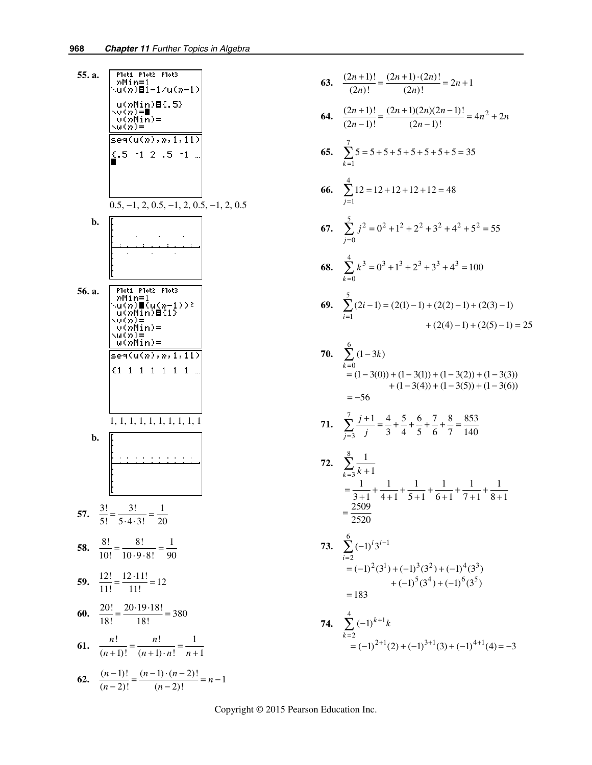**55. a.**

```
Plot1 Plot2 Plot3
nMin=1
\u(n)=1-1/u(n-1)
 u(nMin)={.5}
\v(n)=
 v(nMin)=
\w(n)=
```

```
seq(u(n),n,1,11)
{.5 -1 2 .5 -1 …
```

0.5, −1, 2, 0.5, −1, 2, 0.5, −1, 2, 0.5

**b.**

**56. a.**

```
Plot1 Plot2 Plot3
nMin=1
\u(n)=(u(n-1))²
 u(nMin)={1}
\v(n)=
 v(nMin)=
\w(n)=
 w(nMin)=
```

```
seq(u(n),n,1,11)
{1 1 1 1 1 1 1 …
```

1, 1, 1, 1, 1, 1, 1, 1, 1, 1

**b.**

**57.** $\dfrac{3!}{5!} = \dfrac{3!}{5 \cdot 4 \cdot 3!} = \dfrac{1}{20}$

**58.** $\dfrac{8!}{10!} = \dfrac{8!}{10 \cdot 9 \cdot 8!} = \dfrac{1}{90}$

**59.** $\dfrac{12!}{11!} = \dfrac{12 \cdot 11!}{11!} = 12$

**60.** $\dfrac{20!}{18!} = \dfrac{20 \cdot 19 \cdot 18!}{18!} = 380$

**61.** $\dfrac{n!}{(n+1)!} = \dfrac{n!}{(n+1) \cdot n!} = \dfrac{1}{n+1}$

**62.** $\dfrac{(n-1)!}{(n-2)!} = \dfrac{(n-1) \cdot (n-2)!}{(n-2)!} = n-1$

**63.** $\dfrac{(2n+1)!}{(2n)!} = \dfrac{(2n+1) \cdot (2n)!}{(2n)!} = 2n+1$

**64.** $\dfrac{(2n+1)!}{(2n-1)!} = \dfrac{(2n+1)(2n)(2n-1)!}{(2n-1)!} = 4n^2 + 2n$

**65.** $\displaystyle\sum_{k=1}^{7} 5 = 5+5+5+5+5+5+5 = 35$

**66.** $\displaystyle\sum_{j=1}^{4} 12 = 12+12+12+12 = 48$

**67.** $\displaystyle\sum_{j=0}^{5} j^2 = 0^2 + 1^2 + 2^2 + 3^2 + 4^2 + 5^2 = 55$

**68.** $\displaystyle\sum_{k=0}^{4} k^3 = 0^3 + 1^3 + 2^3 + 3^3 + 4^3 = 100$

**69.** $\displaystyle\sum_{i=1}^{5} (2i-1) = (2(1)-1) + (2(2)-1) + (2(3)-1) + (2(4)-1) + (2(5)-1) = 25$

**70.** 
$$\sum_{k=0}^{6} (1-3k) = (1-3(0)) + (1-3(1)) + (1-3(2)) + (1-3(3)) + (1-3(4)) + (1-3(5)) + (1-3(6)) = -56$$

**71.** $\displaystyle\sum_{j=3}^{7} \frac{j+1}{j} = \frac{4}{3} + \frac{5}{4} + \frac{6}{5} + \frac{7}{6} + \frac{8}{7} = \frac{853}{140}$

**72.** 
$$\sum_{k=3}^{8} \frac{1}{k+1} = \frac{1}{3+1} + \frac{1}{4+1} + \frac{1}{5+1} + \frac{1}{6+1} + \frac{1}{7+1} + \frac{1}{8+1} = \frac{2509}{2520}$$

**73.** 
$$\sum_{i=2}^{6} (-1)^i 3^{i-1} = (-1)^2(3^1) + (-1)^3(3^2) + (-1)^4(3^3) + (-1)^5(3^4) + (-1)^6(3^5) = 183$$

**74.** 
$$\sum_{k=2}^{4} (-1)^{k+1} k = (-1)^{2+1}(2) + (-1)^{3+1}(3) + (-1)^{4+1}(4) = -3$$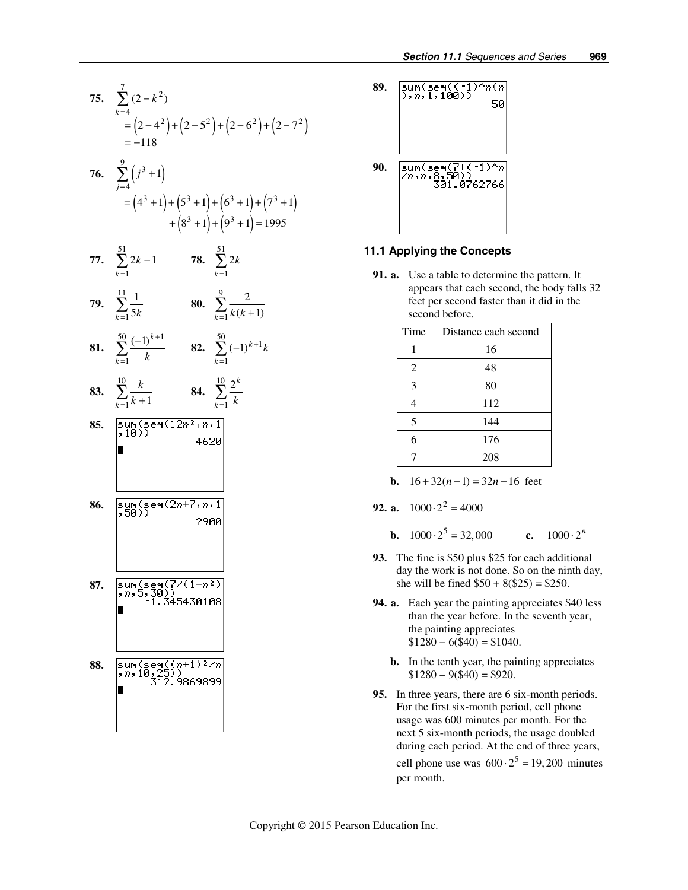**75.** $\sum_{k=4}^{7}(2-k^2)$
$= (2-4^2)+(2-5^2)+(2-6^2)+(2-7^2)$
$= -118$

**76.** $\sum_{j=4}^{9}(j^3+1)$
$= (4^3+1)+(5^3+1)+(6^3+1)+(7^3+1)$
$+ (8^3+1)+(9^3+1) = 1995$

**77.** $\sum_{k=1}^{51} 2k-1$ **78.** $\sum_{k=1}^{51} 2k$

**79.** $\sum_{k=1}^{11} \frac{1}{5k}$ **80.** $\sum_{k=1}^{9} \frac{2}{k(k+1)}$

**81.** $\sum_{k=1}^{50} \frac{(-1)^{k+1}}{k}$ **82.** $\sum_{k=1}^{50} (-1)^{k+1}k$

**83.** $\sum_{k=1}^{10} \frac{k}{k+1}$ **84.** $\sum_{k=1}^{10} \frac{2^k}{k}$

**85.**
```
sum(seq(12n²,n,1
,10))
            4620
```

**86.**
```
sum(seq(2n+7,n,1
,50))
            2900
```

**87.**
```
sum(seq(7/(1-n²)
,n,5,30))
    -1.345430108
```

**88.**
```
sum(seq((n+1)²/n
,n,10,25))
     312.9869899
```

**89.**
```
sum(seq((-1)^n(n
),n,1,100))
              50
```

**90.**
```
sum(seq(7+(-1)^n
/n,n,8,50))
     301.0762766
```

### 11.1 Applying the Concepts

**91. a.** Use a table to determine the pattern. It appears that each second, the body falls 32 feet per second faster than it did in the second before.

| Time | Distance each second |
|---|---|
| 1 | 16 |
| 2 | 48 |
| 3 | 80 |
| 4 | 112 |
| 5 | 144 |
| 6 | 176 |
| 7 | 208 |

**b.** $16+32(n-1) = 32n-16$ feet

**92. a.** $1000 \cdot 2^2 = 4000$

**b.** $1000 \cdot 2^5 = 32,000$ **c.** $1000 \cdot 2^n$

**93.** The fine is \$50 plus \$25 for each additional day the work is not done. So on the ninth day, she will be fined \$50 + 8(\$25) = \$250.

**94. a.** Each year the painting appreciates \$40 less than the year before. In the seventh year, the painting appreciates \$1280 − 6(\$40) = \$1040.

**b.** In the tenth year, the painting appreciates \$1280 − 9(\$40) = \$920.

**95.** In three years, there are 6 six-month periods. For the first six-month period, cell phone usage was 600 minutes per month. For the next 5 six-month periods, the usage doubled during each period. At the end of three years, cell phone use was $600 \cdot 2^5 = 19,200$ minutes per month.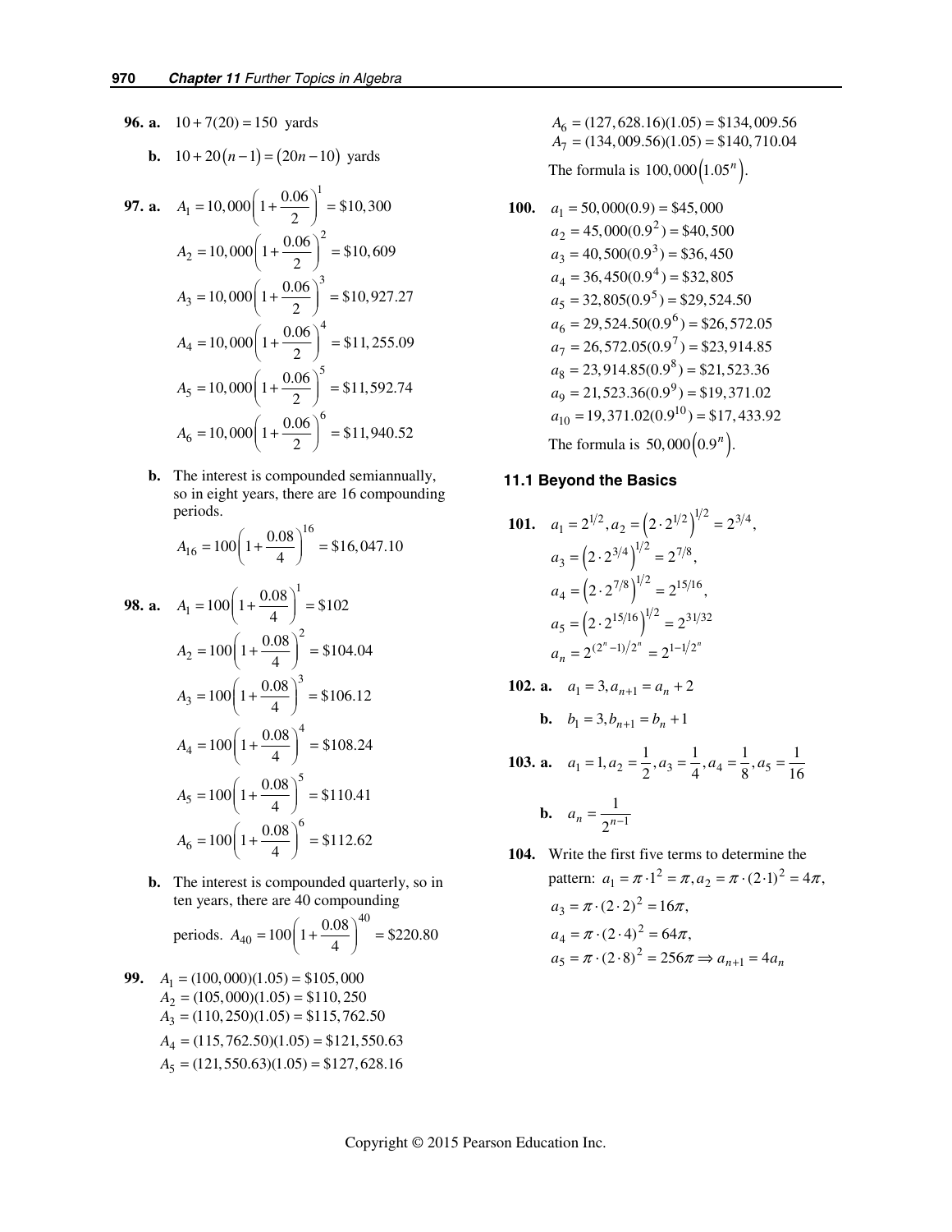**96. a.** $10 + 7(20) = 150$ yards

**b.** $10 + 20(n-1) = (20n - 10)$ yards

**97. a.**
$$A_1 = 10,000\left(1 + \frac{0.06}{2}\right)^1 = \$10,300$$
$$A_2 = 10,000\left(1 + \frac{0.06}{2}\right)^2 = \$10,609$$
$$A_3 = 10,000\left(1 + \frac{0.06}{2}\right)^3 = \$10,927.27$$
$$A_4 = 10,000\left(1 + \frac{0.06}{2}\right)^4 = \$11,255.09$$
$$A_5 = 10,000\left(1 + \frac{0.06}{2}\right)^5 = \$11,592.74$$
$$A_6 = 10,000\left(1 + \frac{0.06}{2}\right)^6 = \$11,940.52$$

**b.** The interest is compounded semiannually, so in eight years, there are 16 compounding periods.
$$A_{16} = 100\left(1 + \frac{0.08}{4}\right)^{16} = \$16,047.10$$

**98. a.**
$$A_1 = 100\left(1 + \frac{0.08}{4}\right)^1 = \$102$$
$$A_2 = 100\left(1 + \frac{0.08}{4}\right)^2 = \$104.04$$
$$A_3 = 100\left(1 + \frac{0.08}{4}\right)^3 = \$106.12$$
$$A_4 = 100\left(1 + \frac{0.08}{4}\right)^4 = \$108.24$$
$$A_5 = 100\left(1 + \frac{0.08}{4}\right)^5 = \$110.41$$
$$A_6 = 100\left(1 + \frac{0.08}{4}\right)^6 = \$112.62$$

**b.** The interest is compounded quarterly, so in ten years, there are 40 compounding periods. $A_{40} = 100\left(1 + \frac{0.08}{4}\right)^{40} = \$220.80$

**99.**
$$A_1 = (100,000)(1.05) = \$105,000$$
$$A_2 = (105,000)(1.05) = \$110,250$$
$$A_3 = (110,250)(1.05) = \$115,762.50$$
$$A_4 = (115,762.50)(1.05) = \$121,550.63$$
$$A_5 = (121,550.63)(1.05) = \$127,628.16$$
$$A_6 = (127,628.16)(1.05) = \$134,009.56$$
$$A_7 = (134,009.56)(1.05) = \$140,710.04$$

The formula is $100,000\left(1.05^n\right)$.

**100.**
$$a_1 = 50,000(0.9) = \$45,000$$
$$a_2 = 45,000(0.9^2) = \$40,500$$
$$a_3 = 40,500(0.9^3) = \$36,450$$
$$a_4 = 36,450(0.9^4) = \$32,805$$
$$a_5 = 32,805(0.9^5) = \$29,524.50$$
$$a_6 = 29,524.50(0.9^6) = \$26,572.05$$
$$a_7 = 26,572.05(0.9^7) = \$23,914.85$$
$$a_8 = 23,914.85(0.9^8) = \$21,523.36$$
$$a_9 = 21,523.36(0.9^9) = \$19,371.02$$
$$a_{10} = 19,371.02(0.9^{10}) = \$17,433.92$$

The formula is $50,000\left(0.9^n\right)$.

### 11.1 Beyond the Basics

**101.**
$$a_1 = 2^{1/2}, a_2 = \left(2 \cdot 2^{1/2}\right)^{1/2} = 2^{3/4},$$
$$a_3 = \left(2 \cdot 2^{3/4}\right)^{1/2} = 2^{7/8},$$
$$a_4 = \left(2 \cdot 2^{7/8}\right)^{1/2} = 2^{15/16},$$
$$a_5 = \left(2 \cdot 2^{15/16}\right)^{1/2} = 2^{31/32}$$
$$a_n = 2^{(2^n - 1)/2^n} = 2^{1 - 1/2^n}$$

**102. a.** $a_1 = 3, a_{n+1} = a_n + 2$

**b.** $b_1 = 3, b_{n+1} = b_n + 1$

**103. a.** $a_1 = 1, a_2 = \frac{1}{2}, a_3 = \frac{1}{4}, a_4 = \frac{1}{8}, a_5 = \frac{1}{16}$

**b.** $a_n = \frac{1}{2^{n-1}}$

**104.** Write the first five terms to determine the pattern: $a_1 = \pi \cdot 1^2 = \pi, a_2 = \pi \cdot (2 \cdot 1)^2 = 4\pi,$
$$a_3 = \pi \cdot (2 \cdot 2)^2 = 16\pi,$$
$$a_4 = \pi \cdot (2 \cdot 4)^2 = 64\pi,$$
$$a_5 = \pi \cdot (2 \cdot 8)^2 = 256\pi \Rightarrow a_{n+1} = 4a_n$$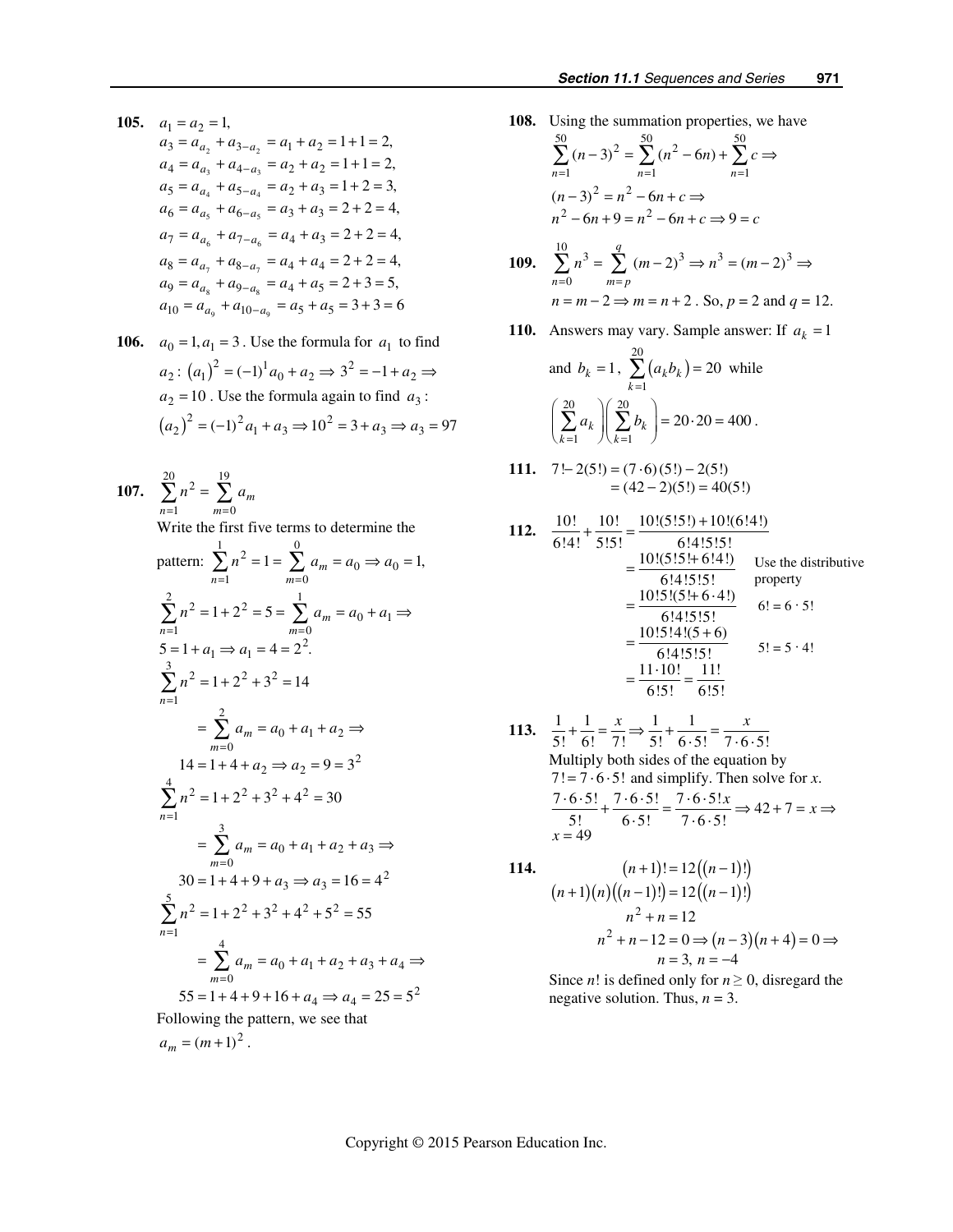**105.** $a_1 = a_2 = 1,$

$a_3 = a_{a_2} + a_{3-a_2} = a_1 + a_2 = 1+1 = 2,$

$a_4 = a_{a_3} + a_{4-a_3} = a_2 + a_2 = 1+1 = 2,$

$a_5 = a_{a_4} + a_{5-a_4} = a_2 + a_3 = 1+2 = 3,$

$a_6 = a_{a_5} + a_{6-a_5} = a_3 + a_3 = 2+2 = 4,$

$a_7 = a_{a_6} + a_{7-a_6} = a_4 + a_3 = 2+2 = 4,$

$a_8 = a_{a_7} + a_{8-a_7} = a_4 + a_4 = 2+2 = 4,$

$a_9 = a_{a_8} + a_{9-a_8} = a_4 + a_5 = 2+3 = 5,$

$a_{10} = a_{a_9} + a_{10-a_9} = a_5 + a_5 = 3+3 = 6$

**106.** $a_0 = 1, a_1 = 3$. Use the formula for $a_1$ to find $a_2$: $(a_1)^2 = (-1)^1 a_0 + a_2 \Rightarrow 3^2 = -1 + a_2 \Rightarrow$ $a_2 = 10$. Use the formula again to find $a_3$: $(a_2)^2 = (-1)^2 a_1 + a_3 \Rightarrow 10^2 = 3 + a_3 \Rightarrow a_3 = 97$

**107.** $\sum_{n=1}^{20} n^2 = \sum_{m=0}^{19} a_m$

Write the first five terms to determine the pattern: $\sum_{n=1}^{1} n^2 = 1 = \sum_{m=0}^{0} a_m = a_0 \Rightarrow a_0 = 1,$

$\sum_{n=1}^{2} n^2 = 1 + 2^2 = 5 = \sum_{m=0}^{1} a_m = a_0 + a_1 \Rightarrow$

$5 = 1 + a_1 \Rightarrow a_1 = 4 = 2^2.$

$\sum_{n=1}^{3} n^2 = 1 + 2^2 + 3^2 = 14$

$= \sum_{m=0}^{2} a_m = a_0 + a_1 + a_2 \Rightarrow$

$14 = 1 + 4 + a_2 \Rightarrow a_2 = 9 = 3^2$

$\sum_{n=1}^{4} n^2 = 1 + 2^2 + 3^2 + 4^2 = 30$

$= \sum_{m=0}^{3} a_m = a_0 + a_1 + a_2 + a_3 \Rightarrow$

$30 = 1 + 4 + 9 + a_3 \Rightarrow a_3 = 16 = 4^2$

$\sum_{n=1}^{5} n^2 = 1 + 2^2 + 3^2 + 4^2 + 5^2 = 55$

$= \sum_{m=0}^{4} a_m = a_0 + a_1 + a_2 + a_3 + a_4 \Rightarrow$

$55 = 1 + 4 + 9 + 16 + a_4 \Rightarrow a_4 = 25 = 5^2$

Following the pattern, we see that $a_m = (m+1)^2$.

**108.** Using the summation properties, we have

$\sum_{n=1}^{50} (n-3)^2 = \sum_{n=1}^{50} (n^2 - 6n) + \sum_{n=1}^{50} c \Rightarrow$

$(n-3)^2 = n^2 - 6n + c \Rightarrow$

$n^2 - 6n + 9 = n^2 - 6n + c \Rightarrow 9 = c$

**109.** $\sum_{n=0}^{10} n^3 = \sum_{m=p}^{q} (m-2)^3 \Rightarrow n^3 = (m-2)^3 \Rightarrow$

$n = m - 2 \Rightarrow m = n + 2$. So, $p = 2$ and $q = 12$.

**110.** Answers may vary. Sample answer: If $a_k = 1$ and $b_k = 1$, $\sum_{k=1}^{20} (a_k b_k) = 20$ while $\left(\sum_{k=1}^{20} a_k\right)\left(\sum_{k=1}^{20} b_k\right) = 20 \cdot 20 = 400$.

**111.** $7! - 2(5!) = (7 \cdot 6)(5!) - 2(5!)$
$= (42 - 2)(5!) = 40(5!)$

**112.**

$$\frac{10!}{6!4!} + \frac{10!}{5!5!} = \frac{10!(5!5!) + 10!(6!4!)}{6!4!5!5!}$$

$$= \frac{10!(5!5! + 6!4!)}{6!4!5!5!} \quad \text{Use the distributive property}$$

$$= \frac{10!5!(5! + 6 \cdot 4!)}{6!4!5!5!} \quad 6! = 6 \cdot 5!$$

$$= \frac{10!5!4!(5+6)}{6!4!5!5!} \quad 5! = 5 \cdot 4!$$

$$= \frac{11 \cdot 10!}{6!5!} = \frac{11!}{6!5!}$$

**113.** $\frac{1}{5!} + \frac{1}{6!} = \frac{x}{7!} \Rightarrow \frac{1}{5!} + \frac{1}{6 \cdot 5!} = \frac{x}{7 \cdot 6 \cdot 5!}$

Multiply both sides of the equation by $7! = 7 \cdot 6 \cdot 5!$ and simplify. Then solve for $x$.

$\frac{7 \cdot 6 \cdot 5!}{5!} + \frac{7 \cdot 6 \cdot 5!}{6 \cdot 5!} = \frac{7 \cdot 6 \cdot 5! x}{7 \cdot 6 \cdot 5!} \Rightarrow 42 + 7 = x \Rightarrow$

$x = 49$

**114.**

$$(n+1)! = 12\left((n-1)!\right)$$

$$(n+1)(n)\left((n-1)!\right) = 12\left((n-1)!\right)$$

$$n^2 + n = 12$$

$$n^2 + n - 12 = 0 \Rightarrow (n-3)(n+4) = 0 \Rightarrow$$

$$n = 3,\ n = -4$$

Since $n!$ is defined only for $n \geq 0$, disregard the negative solution. Thus, $n = 3$.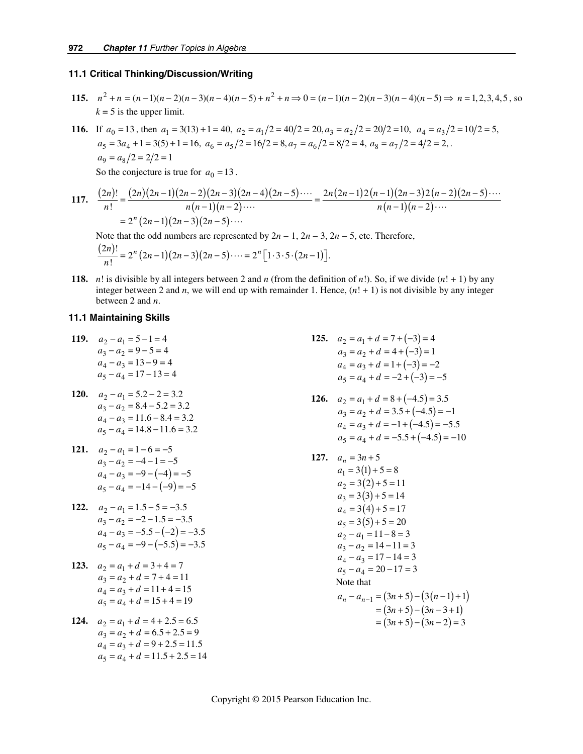### 11.1 Critical Thinking/Discussion/Writing

**115.** $n^2+n=(n-1)(n-2)(n-3)(n-4)(n-5)+n^2+n \Rightarrow 0=(n-1)(n-2)(n-3)(n-4)(n-5) \Rightarrow n=1,2,3,4,5$, so $k=5$ is the upper limit.

**116.** If $a_0=13$, then $a_1=3(13)+1=40,\ a_2=a_1/2=40/2=20, a_3=a_2/2=20/2=10,\ a_4=a_3/2=10/2=5,$ $a_5=3a_4+1=3(5)+1=16,\ a_6=a_5/2=16/2=8, a_7=a_6/2=8/2=4,\ a_8=a_7/2=4/2=2,.$ $a_9=a_8/2=2/2=1$

So the conjecture is true for $a_0=13$.

**117.** 
$$\frac{(2n)!}{n!}=\frac{(2n)(2n-1)(2n-2)(2n-3)(2n-4)(2n-5)\cdots}{n(n-1)(n-2)\cdots}=\frac{2n(2n-1)2(n-1)(2n-3)2(n-2)(2n-5)\cdots}{n(n-1)(n-2)\cdots}$$
$$=2^n(2n-1)(2n-3)(2n-5)\cdots$$

Note that the odd numbers are represented by $2n-1$, $2n-3$, $2n-5$, etc. Therefore,
$$\frac{(2n)!}{n!}=2^n(2n-1)(2n-3)(2n-5)\cdots=2^n\left[1\cdot 3\cdot 5\cdot(2n-1)\right].$$

**118.** $n!$ is divisible by all integers between 2 and $n$ (from the definition of $n!$). So, if we divide $(n!+1)$ by any integer between 2 and $n$, we will end up with remainder 1. Hence, $(n!+1)$ is not divisible by any integer between 2 and $n$.

### 11.1 Maintaining Skills

**119.**
$$\begin{aligned} a_2-a_1&=5-1=4\\ a_3-a_2&=9-5=4\\ a_4-a_3&=13-9=4\\ a_5-a_4&=17-13=4 \end{aligned}$$

**120.**
$$\begin{aligned} a_2-a_1&=5.2-2=3.2\\ a_3-a_2&=8.4-5.2=3.2\\ a_4-a_3&=11.6-8.4=3.2\\ a_5-a_4&=14.8-11.6=3.2 \end{aligned}$$

**121.**
$$\begin{aligned} a_2-a_1&=1-6=-5\\ a_3-a_2&=-4-1=-5\\ a_4-a_3&=-9-(-4)=-5\\ a_5-a_4&=-14-(-9)=-5 \end{aligned}$$

**122.**
$$\begin{aligned} a_2-a_1&=1.5-5=-3.5\\ a_3-a_2&=-2-1.5=-3.5\\ a_4-a_3&=-5.5-(-2)=-3.5\\ a_5-a_4&=-9-(-5.5)=-3.5 \end{aligned}$$

**123.**
$$\begin{aligned} a_2&=a_1+d=3+4=7\\ a_3&=a_2+d=7+4=11\\ a_4&=a_3+d=11+4=15\\ a_5&=a_4+d=15+4=19 \end{aligned}$$

**124.**
$$\begin{aligned} a_2&=a_1+d=4+2.5=6.5\\ a_3&=a_2+d=6.5+2.5=9\\ a_4&=a_3+d=9+2.5=11.5\\ a_5&=a_4+d=11.5+2.5=14 \end{aligned}$$

**125.**
$$\begin{aligned} a_2&=a_1+d=7+(-3)=4\\ a_3&=a_2+d=4+(-3)=1\\ a_4&=a_3+d=1+(-3)=-2\\ a_5&=a_4+d=-2+(-3)=-5 \end{aligned}$$

**126.**
$$\begin{aligned} a_2&=a_1+d=8+(-4.5)=3.5\\ a_3&=a_2+d=3.5+(-4.5)=-1\\ a_4&=a_3+d=-1+(-4.5)=-5.5\\ a_5&=a_4+d=-5.5+(-4.5)=-10 \end{aligned}$$

**127.**
$$\begin{aligned} a_n&=3n+5\\ a_1&=3(1)+5=8\\ a_2&=3(2)+5=11\\ a_3&=3(3)+5=14\\ a_4&=3(4)+5=17\\ a_5&=3(5)+5=20\\ a_2-a_1&=11-8=3\\ a_3-a_2&=14-11=3\\ a_4-a_3&=17-14=3\\ a_5-a_4&=20-17=3 \end{aligned}$$

Note that
$$\begin{aligned} a_n-a_{n-1}&=(3n+5)-(3(n-1)+1)\\ &=(3n+5)-(3n-3+1)\\ &=(3n+5)-(3n-2)=3 \end{aligned}$$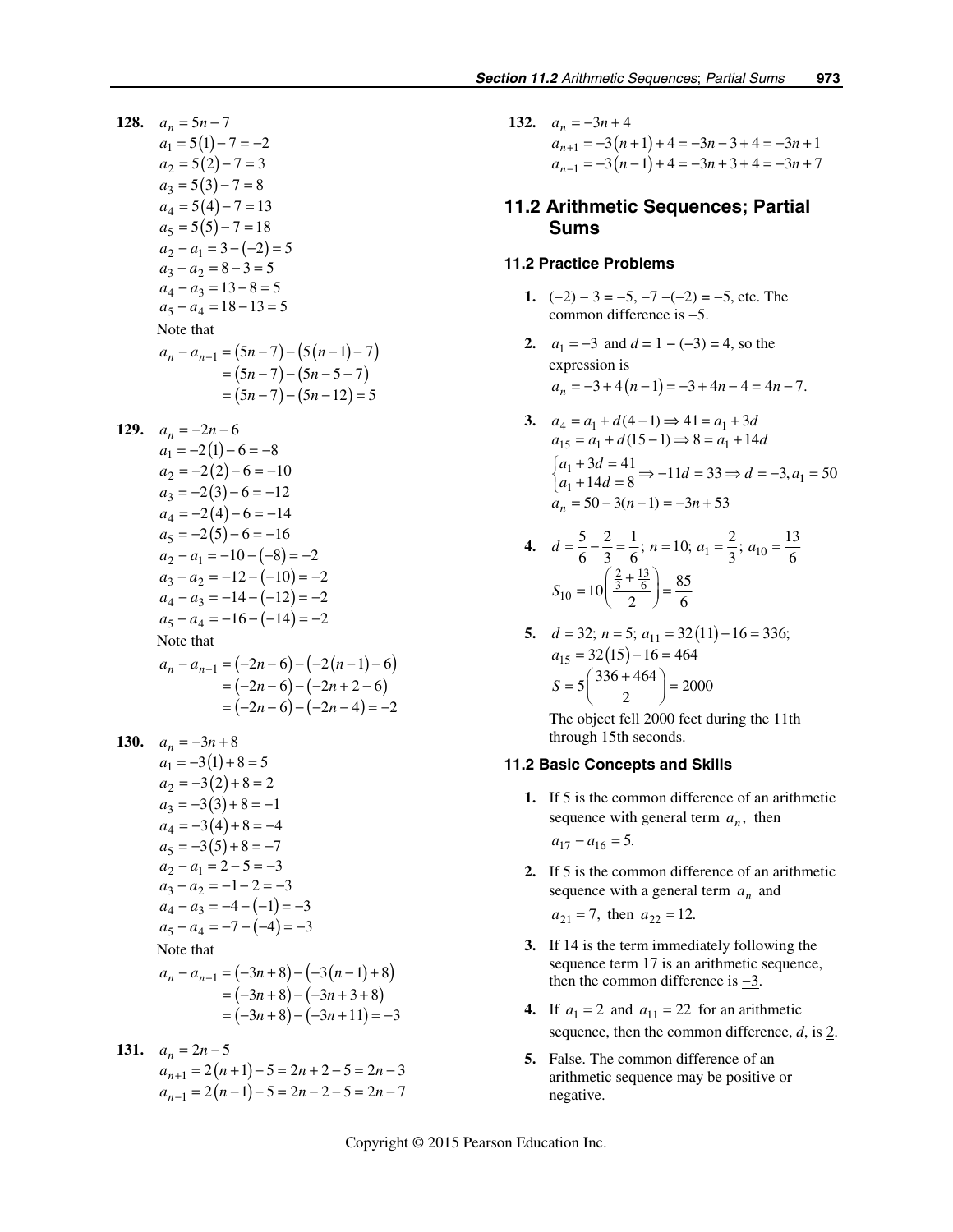**128.** $a_n = 5n - 7$

$a_1 = 5(1) - 7 = -2$
$a_2 = 5(2) - 7 = 3$
$a_3 = 5(3) - 7 = 8$
$a_4 = 5(4) - 7 = 13$
$a_5 = 5(5) - 7 = 18$
$a_2 - a_1 = 3 - (-2) = 5$
$a_3 - a_2 = 8 - 3 = 5$
$a_4 - a_3 = 13 - 8 = 5$
$a_5 - a_4 = 18 - 13 = 5$

Note that

$$\begin{aligned} a_n - a_{n-1} &= (5n-7) - (5(n-1) - 7) \\ &= (5n-7) - (5n-5-7) \\ &= (5n-7) - (5n-12) = 5 \end{aligned}$$

**129.** $a_n = -2n - 6$

$a_1 = -2(1) - 6 = -8$
$a_2 = -2(2) - 6 = -10$
$a_3 = -2(3) - 6 = -12$
$a_4 = -2(4) - 6 = -14$
$a_5 = -2(5) - 6 = -16$
$a_2 - a_1 = -10 - (-8) = -2$
$a_3 - a_2 = -12 - (-10) = -2$
$a_4 - a_3 = -14 - (-12) = -2$
$a_5 - a_4 = -16 - (-14) = -2$

Note that

$$\begin{aligned} a_n - a_{n-1} &= (-2n-6) - (-2(n-1) - 6) \\ &= (-2n-6) - (-2n+2-6) \\ &= (-2n-6) - (-2n-4) = -2 \end{aligned}$$

**130.** $a_n = -3n + 8$

$a_1 = -3(1) + 8 = 5$
$a_2 = -3(2) + 8 = 2$
$a_3 = -3(3) + 8 = -1$
$a_4 = -3(4) + 8 = -4$
$a_5 = -3(5) + 8 = -7$
$a_2 - a_1 = 2 - 5 = -3$
$a_3 - a_2 = -1 - 2 = -3$
$a_4 - a_3 = -4 - (-1) = -3$
$a_5 - a_4 = -7 - (-4) = -3$

Note that

$$\begin{aligned} a_n - a_{n-1} &= (-3n+8) - (-3(n-1) + 8) \\ &= (-3n+8) - (-3n+3+8) \\ &= (-3n+8) - (-3n+11) = -3 \end{aligned}$$

**131.** $a_n = 2n - 5$

$a_{n+1} = 2(n+1) - 5 = 2n + 2 - 5 = 2n - 3$
$a_{n-1} = 2(n-1) - 5 = 2n - 2 - 5 = 2n - 7$

**132.** $a_n = -3n + 4$

$a_{n+1} = -3(n+1) + 4 = -3n - 3 + 4 = -3n + 1$
$a_{n-1} = -3(n-1) + 4 = -3n + 3 + 4 = -3n + 7$

## 11.2 Arithmetic Sequences; Partial Sums

### 11.2 Practice Problems

1. $(-2) - 3 = -5$, $-7 - (-2) = -5$, etc. The common difference is $-5$.

2. $a_1 = -3$ and $d = 1 - (-3) = 4$, so the expression is
$a_n = -3 + 4(n-1) = -3 + 4n - 4 = 4n - 7.$

3. $a_4 = a_1 + d(4-1) \Rightarrow 41 = a_1 + 3d$
$a_{15} = a_1 + d(15-1) \Rightarrow 8 = a_1 + 14d$
$$\begin{cases} a_1 + 3d = 41 \\ a_1 + 14d = 8 \end{cases} \Rightarrow -11d = 33 \Rightarrow d = -3, a_1 = 50$$
$a_n = 50 - 3(n-1) = -3n + 53$

4. $d = \frac{5}{6} - \frac{2}{3} = \frac{1}{6}$; $n = 10$; $a_1 = \frac{2}{3}$; $a_{10} = \frac{13}{6}$
$$S_{10} = 10\left(\frac{\frac{2}{3} + \frac{13}{6}}{2}\right) = \frac{85}{6}$$

5. $d = 32$; $n = 5$; $a_{11} = 32(11) - 16 = 336$;
$a_{15} = 32(15) - 16 = 464$
$$S = 5\left(\frac{336 + 464}{2}\right) = 2000$$
The object fell 2000 feet during the 11th through 15th seconds.

### 11.2 Basic Concepts and Skills

1. If 5 is the common difference of an arithmetic sequence with general term $a_n$, then $a_{17} - a_{16} = \underline{5}$.

2. If 5 is the common difference of an arithmetic sequence with a general term $a_n$ and $a_{21} = 7$, then $a_{22} = \underline{12}$.

3. If 14 is the term immediately following the sequence term 17 is an arithmetic sequence, then the common difference is $\underline{-3}$.

4. If $a_1 = 2$ and $a_{11} = 22$ for an arithmetic sequence, then the common difference, $d$, is $\underline{2}$.

5. False. The common difference of an arithmetic sequence may be positive or negative.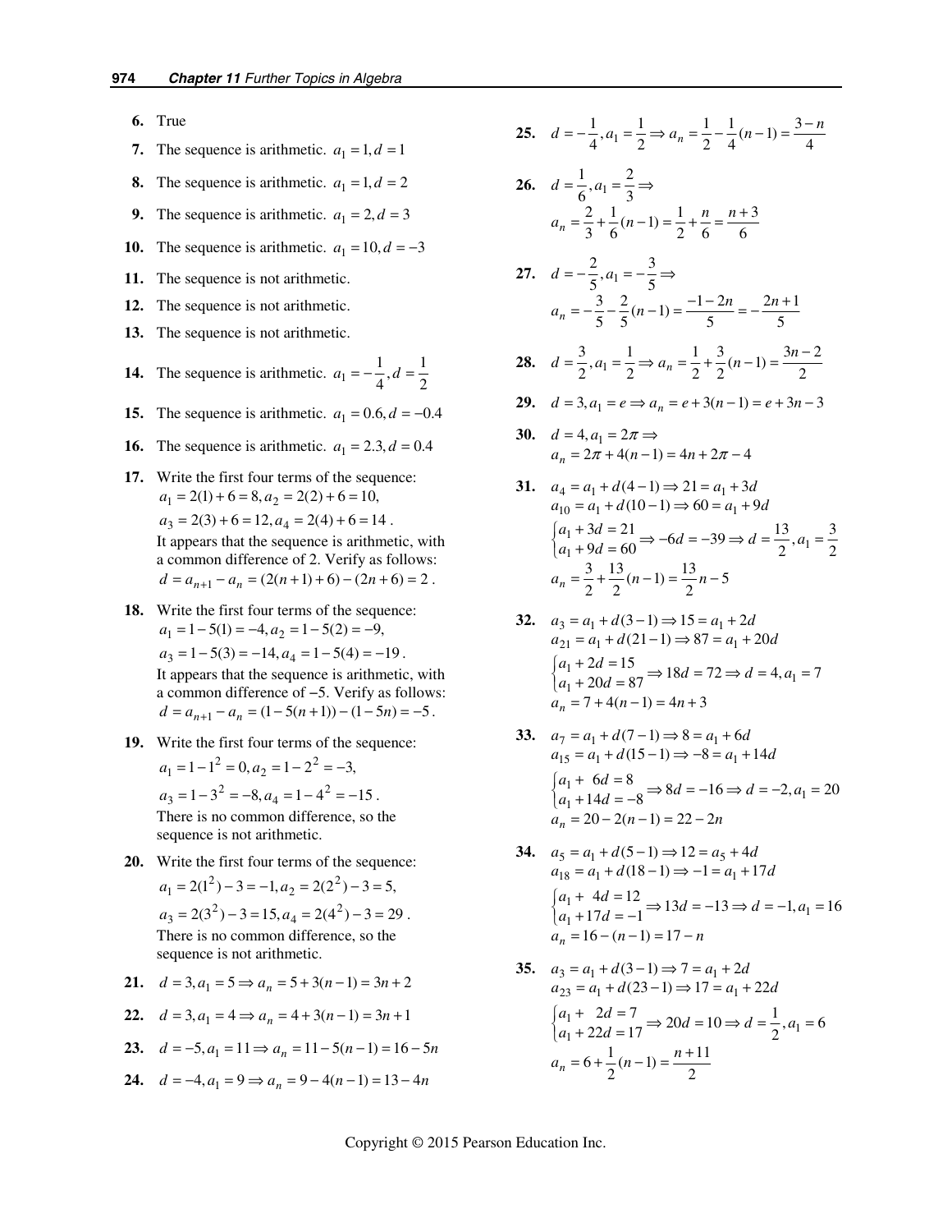**6.** True

**7.** The sequence is arithmetic. $a_1 = 1, d = 1$

**8.** The sequence is arithmetic. $a_1 = 1, d = 2$

**9.** The sequence is arithmetic. $a_1 = 2, d = 3$

**10.** The sequence is arithmetic. $a_1 = 10, d = -3$

**11.** The sequence is not arithmetic.

**12.** The sequence is not arithmetic.

**13.** The sequence is not arithmetic.

**14.** The sequence is arithmetic. $a_1 = -\frac{1}{4}, d = \frac{1}{2}$

**15.** The sequence is arithmetic. $a_1 = 0.6, d = -0.4$

**16.** The sequence is arithmetic. $a_1 = 2.3, d = 0.4$

**17.** Write the first four terms of the sequence:
$a_1 = 2(1) + 6 = 8, a_2 = 2(2) + 6 = 10,$
$a_3 = 2(3) + 6 = 12, a_4 = 2(4) + 6 = 14$.
It appears that the sequence is arithmetic, with a common difference of 2. Verify as follows:
$d = a_{n+1} - a_n = (2(n+1) + 6) - (2n + 6) = 2$.

**18.** Write the first four terms of the sequence:
$a_1 = 1 - 5(1) = -4, a_2 = 1 - 5(2) = -9,$
$a_3 = 1 - 5(3) = -14, a_4 = 1 - 5(4) = -19$.
It appears that the sequence is arithmetic, with a common difference of −5. Verify as follows:
$d = a_{n+1} - a_n = (1 - 5(n+1)) - (1 - 5n) = -5$.

**19.** Write the first four terms of the sequence:
$a_1 = 1 - 1^2 = 0, a_2 = 1 - 2^2 = -3,$
$a_3 = 1 - 3^2 = -8, a_4 = 1 - 4^2 = -15$.
There is no common difference, so the sequence is not arithmetic.

**20.** Write the first four terms of the sequence:
$a_1 = 2(1^2) - 3 = -1, a_2 = 2(2^2) - 3 = 5,$
$a_3 = 2(3^2) - 3 = 15, a_4 = 2(4^2) - 3 = 29$.
There is no common difference, so the sequence is not arithmetic.

**21.** $d = 3, a_1 = 5 \Rightarrow a_n = 5 + 3(n-1) = 3n + 2$

**22.** $d = 3, a_1 = 4 \Rightarrow a_n = 4 + 3(n-1) = 3n + 1$

**23.** $d = -5, a_1 = 11 \Rightarrow a_n = 11 - 5(n-1) = 16 - 5n$

**24.** $d = -4, a_1 = 9 \Rightarrow a_n = 9 - 4(n-1) = 13 - 4n$

**25.** $d = -\frac{1}{4}, a_1 = \frac{1}{2} \Rightarrow a_n = \frac{1}{2} - \frac{1}{4}(n-1) = \frac{3-n}{4}$

**26.** $d = \frac{1}{6}, a_1 = \frac{2}{3} \Rightarrow$
$a_n = \frac{2}{3} + \frac{1}{6}(n-1) = \frac{1}{2} + \frac{n}{6} = \frac{n+3}{6}$

**27.** $d = -\frac{2}{5}, a_1 = -\frac{3}{5} \Rightarrow$
$a_n = -\frac{3}{5} - \frac{2}{5}(n-1) = \frac{-1-2n}{5} = -\frac{2n+1}{5}$

**28.** $d = \frac{3}{2}, a_1 = \frac{1}{2} \Rightarrow a_n = \frac{1}{2} + \frac{3}{2}(n-1) = \frac{3n-2}{2}$

**29.** $d = 3, a_1 = e \Rightarrow a_n = e + 3(n-1) = e + 3n - 3$

**30.** $d = 4, a_1 = 2\pi \Rightarrow$
$a_n = 2\pi + 4(n-1) = 4n + 2\pi - 4$

**31.** $a_4 = a_1 + d(4-1) \Rightarrow 21 = a_1 + 3d$
$a_{10} = a_1 + d(10-1) \Rightarrow 60 = a_1 + 9d$
$$\begin{cases} a_1 + 3d = 21 \\ a_1 + 9d = 60 \end{cases} \Rightarrow -6d = -39 \Rightarrow d = \frac{13}{2}, a_1 = \frac{3}{2}$$
$a_n = \frac{3}{2} + \frac{13}{2}(n-1) = \frac{13}{2}n - 5$

**32.** $a_3 = a_1 + d(3-1) \Rightarrow 15 = a_1 + 2d$
$a_{21} = a_1 + d(21-1) \Rightarrow 87 = a_1 + 20d$
$$\begin{cases} a_1 + 2d = 15 \\ a_1 + 20d = 87 \end{cases} \Rightarrow 18d = 72 \Rightarrow d = 4, a_1 = 7$$
$a_n = 7 + 4(n-1) = 4n + 3$

**33.** $a_7 = a_1 + d(7-1) \Rightarrow 8 = a_1 + 6d$
$a_{15} = a_1 + d(15-1) \Rightarrow -8 = a_1 + 14d$
$$\begin{cases} a_1 + 6d = 8 \\ a_1 + 14d = -8 \end{cases} \Rightarrow 8d = -16 \Rightarrow d = -2, a_1 = 20$$
$a_n = 20 - 2(n-1) = 22 - 2n$

**34.** $a_5 = a_1 + d(5-1) \Rightarrow 12 = a_5 + 4d$
$a_{18} = a_1 + d(18-1) \Rightarrow -1 = a_1 + 17d$
$$\begin{cases} a_1 + 4d = 12 \\ a_1 + 17d = -1 \end{cases} \Rightarrow 13d = -13 \Rightarrow d = -1, a_1 = 16$$
$a_n = 16 - (n-1) = 17 - n$

**35.** $a_3 = a_1 + d(3-1) \Rightarrow 7 = a_1 + 2d$
$a_{23} = a_1 + d(23-1) \Rightarrow 17 = a_1 + 22d$
$$\begin{cases} a_1 + 2d = 7 \\ a_1 + 22d = 17 \end{cases} \Rightarrow 20d = 10 \Rightarrow d = \frac{1}{2}, a_1 = 6$$
$a_n = 6 + \frac{1}{2}(n-1) = \frac{n+11}{2}$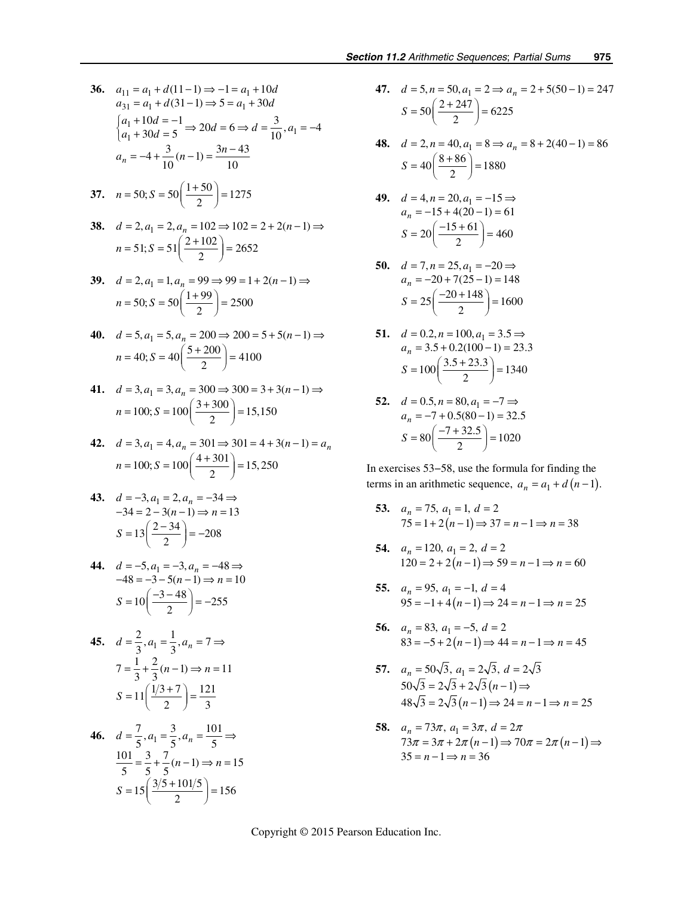**36.** $a_{11} = a_1 + d(11-1) \Rightarrow -1 = a_1 + 10d$

$a_{31} = a_1 + d(31-1) \Rightarrow 5 = a_1 + 30d$

$$\begin{cases} a_1 + 10d = -1 \\ a_1 + 30d = 5 \end{cases} \Rightarrow 20d = 6 \Rightarrow d = \frac{3}{10}, a_1 = -4$$

$$a_n = -4 + \frac{3}{10}(n-1) = \frac{3n-43}{10}$$

**37.** $n = 50; S = 50\left(\frac{1+50}{2}\right) = 1275$

**38.** $d = 2, a_1 = 2, a_n = 102 \Rightarrow 102 = 2 + 2(n-1) \Rightarrow$

$n = 51; S = 51\left(\frac{2+102}{2}\right) = 2652$

**39.** $d = 2, a_1 = 1, a_n = 99 \Rightarrow 99 = 1 + 2(n-1) \Rightarrow$

$n = 50; S = 50\left(\frac{1+99}{2}\right) = 2500$

**40.** $d = 5, a_1 = 5, a_n = 200 \Rightarrow 200 = 5 + 5(n-1) \Rightarrow$

$n = 40; S = 40\left(\frac{5+200}{2}\right) = 4100$

**41.** $d = 3, a_1 = 3, a_n = 300 \Rightarrow 300 = 3 + 3(n-1) \Rightarrow$

$n = 100; S = 100\left(\frac{3+300}{2}\right) = 15{,}150$

**42.** $d = 3, a_1 = 4, a_n = 301 \Rightarrow 301 = 4 + 3(n-1) = a_n$

$n = 100; S = 100\left(\frac{4+301}{2}\right) = 15{,}250$

**43.** $d = -3, a_1 = 2, a_n = -34 \Rightarrow$

$-34 = 2 - 3(n-1) \Rightarrow n = 13$

$S = 13\left(\frac{2-34}{2}\right) = -208$

**44.** $d = -5, a_1 = -3, a_n = -48 \Rightarrow$

$-48 = -3 - 5(n-1) \Rightarrow n = 10$

$S = 10\left(\frac{-3-48}{2}\right) = -255$

**45.** $d = \frac{2}{3}, a_1 = \frac{1}{3}, a_n = 7 \Rightarrow$

$7 = \frac{1}{3} + \frac{2}{3}(n-1) \Rightarrow n = 11$

$S = 11\left(\frac{1/3+7}{2}\right) = \frac{121}{3}$

**46.** $d = \frac{7}{5}, a_1 = \frac{3}{5}, a_n = \frac{101}{5} \Rightarrow$

$\frac{101}{5} = \frac{3}{5} + \frac{7}{5}(n-1) \Rightarrow n = 15$

$S = 15\left(\frac{3/5+101/5}{2}\right) = 156$

**47.** $d = 5, n = 50, a_1 = 2 \Rightarrow a_n = 2 + 5(50-1) = 247$

$S = 50\left(\frac{2+247}{2}\right) = 6225$

**48.** $d = 2, n = 40, a_1 = 8 \Rightarrow a_n = 8 + 2(40-1) = 86$

$S = 40\left(\frac{8+86}{2}\right) = 1880$

**49.** $d = 4, n = 20, a_1 = -15 \Rightarrow$

$a_n = -15 + 4(20-1) = 61$

$S = 20\left(\frac{-15+61}{2}\right) = 460$

**50.** $d = 7, n = 25, a_1 = -20 \Rightarrow$

$a_n = -20 + 7(25-1) = 148$

$S = 25\left(\frac{-20+148}{2}\right) = 1600$

**51.** $d = 0.2, n = 100, a_1 = 3.5 \Rightarrow$

$a_n = 3.5 + 0.2(100-1) = 23.3$

$S = 100\left(\frac{3.5+23.3}{2}\right) = 1340$

**52.** $d = 0.5, n = 80, a_1 = -7 \Rightarrow$

$a_n = -7 + 0.5(80-1) = 32.5$

$S = 80\left(\frac{-7+32.5}{2}\right) = 1020$

In exercises 53−58, use the formula for finding the terms in an arithmetic sequence, $a_n = a_1 + d(n-1)$.

**53.** $a_n = 75,\ a_1 = 1,\ d = 2$

$75 = 1 + 2(n-1) \Rightarrow 37 = n-1 \Rightarrow n = 38$

**54.** $a_n = 120,\ a_1 = 2,\ d = 2$

$120 = 2 + 2(n-1) \Rightarrow 59 = n-1 \Rightarrow n = 60$

**55.** $a_n = 95,\ a_1 = -1,\ d = 4$

$95 = -1 + 4(n-1) \Rightarrow 24 = n-1 \Rightarrow n = 25$

**56.** $a_n = 83,\ a_1 = -5,\ d = 2$

$83 = -5 + 2(n-1) \Rightarrow 44 = n-1 \Rightarrow n = 45$

**57.** $a_n = 50\sqrt{3},\ a_1 = 2\sqrt{3},\ d = 2\sqrt{3}$

$50\sqrt{3} = 2\sqrt{3} + 2\sqrt{3}(n-1) \Rightarrow$

$48\sqrt{3} = 2\sqrt{3}(n-1) \Rightarrow 24 = n-1 \Rightarrow n = 25$

**58.** $a_n = 73\pi,\ a_1 = 3\pi,\ d = 2\pi$

$73\pi = 3\pi + 2\pi(n-1) \Rightarrow 70\pi = 2\pi(n-1) \Rightarrow$

$35 = n-1 \Rightarrow n = 36$

Copyright © 2015 Pearson Education Inc.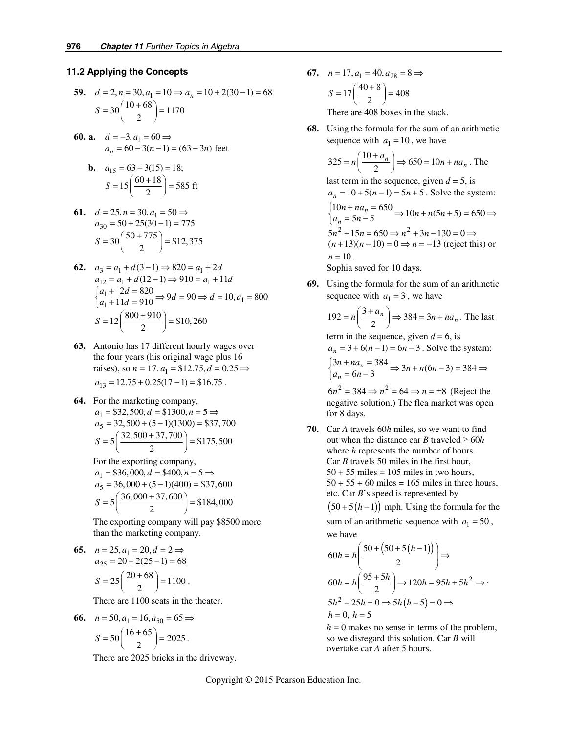## 11.2 Applying the Concepts

**59.** $d = 2, n = 30, a_1 = 10 \Rightarrow a_n = 10 + 2(30 - 1) = 68$

$S = 30\left(\dfrac{10 + 68}{2}\right) = 1170$

**60. a.** $d = -3, a_1 = 60 \Rightarrow$
$a_n = 60 - 3(n - 1) = (63 - 3n)$ feet

**b.** $a_{15} = 63 - 3(15) = 18;$

$S = 15\left(\dfrac{60 + 18}{2}\right) = 585$ ft

**61.** $d = 25, n = 30, a_1 = 50 \Rightarrow$
$a_{30} = 50 + 25(30 - 1) = 775$

$S = 30\left(\dfrac{50 + 775}{2}\right) = \$12,375$

**62.** $a_3 = a_1 + d(3 - 1) \Rightarrow 820 = a_1 + 2d$
$a_{12} = a_1 + d(12 - 1) \Rightarrow 910 = a_1 + 11d$

$\begin{cases} a_1 + \ 2d = 820 \\ a_1 + 11d = 910 \end{cases} \Rightarrow 9d = 90 \Rightarrow d = 10, a_1 = 800$

$S = 12\left(\dfrac{800 + 910}{2}\right) = \$10,260$

**63.** Antonio has 17 different hourly wages over the four years (his original wage plus 16 raises), so $n = 17$. $a_1 = \$12.75, d = 0.25 \Rightarrow$
$a_{13} = 12.75 + 0.25(17 - 1) = \$16.75$.

**64.** For the marketing company,
$a_1 = \$32,500, d = \$1300, n = 5 \Rightarrow$
$a_5 = 32,500 + (5 - 1)(1300) = \$37,700$

$S = 5\left(\dfrac{32,500 + 37,700}{2}\right) = \$175,500$

For the exporting company,
$a_1 = \$36,000, d = \$400, n = 5 \Rightarrow$
$a_5 = 36,000 + (5 - 1)(400) = \$37,600$

$S = 5\left(\dfrac{36,000 + 37,600}{2}\right) = \$184,000$

The exporting company will pay \$8500 more than the marketing company.

**65.** $n = 25, a_1 = 20, d = 2 \Rightarrow$
$a_{25} = 20 + 2(25 - 1) = 68$

$S = 25\left(\dfrac{20 + 68}{2}\right) = 1100$.

There are 1100 seats in the theater.

**66.** $n = 50, a_1 = 16, a_{50} = 65 \Rightarrow$

$S = 50\left(\dfrac{16 + 65}{2}\right) = 2025$.

There are 2025 bricks in the driveway.

**67.** $n = 17, a_1 = 40, a_{28} = 8 \Rightarrow$

$S = 17\left(\dfrac{40 + 8}{2}\right) = 408$

There are 408 boxes in the stack.

**68.** Using the formula for the sum of an arithmetic sequence with $a_1 = 10$, we have

$325 = n\left(\dfrac{10 + a_n}{2}\right) \Rightarrow 650 = 10n + na_n$. The last term in the sequence, given $d = 5$, is $a_n = 10 + 5(n - 1) = 5n + 5$. Solve the system:

$\begin{cases} 10n + na_n = 650 \\ a_n = 5n - 5 \end{cases} \Rightarrow 10n + n(5n + 5) = 650 \Rightarrow$

$5n^2 + 15n = 650 \Rightarrow n^2 + 3n - 130 = 0 \Rightarrow$
$(n + 13)(n - 10) = 0 \Rightarrow n = -13$ (reject this) or $n = 10$.

Sophia saved for 10 days.

**69.** Using the formula for the sum of an arithmetic sequence with $a_1 = 3$, we have

$192 = n\left(\dfrac{3 + a_n}{2}\right) \Rightarrow 384 = 3n + na_n$. The last term in the sequence, given $d = 6$, is $a_n = 3 + 6(n - 1) = 6n - 3$. Solve the system:

$\begin{cases} 3n + na_n = 384 \\ a_n = 6n - 3 \end{cases} \Rightarrow 3n + n(6n - 3) = 384 \Rightarrow$

$6n^2 = 384 \Rightarrow n^2 = 64 \Rightarrow n = \pm 8$ (Reject the negative solution.) The flea market was open for 8 days.

**70.** Car *A* travels $60h$ miles, so we want to find out when the distance car *B* traveled $\geq 60h$ where *h* represents the number of hours. Car *B* travels 50 miles in the first hour, 50 + 55 miles = 105 miles in two hours, 50 + 55 + 60 miles = 165 miles in three hours, etc. Car *B*'s speed is represented by $(50 + 5(h - 1))$ mph. Using the formula for the sum of an arithmetic sequence with $a_1 = 50$, we have

$60h = h\left(\dfrac{50 + (50 + 5(h - 1))}{2}\right) \Rightarrow$

$60h = h\left(\dfrac{95 + 5h}{2}\right) \Rightarrow 120h = 95h + 5h^2 \Rightarrow \cdot$

$5h^2 - 25h = 0 \Rightarrow 5h(h - 5) = 0 \Rightarrow$
$h = 0,\ h = 5$

$h = 0$ makes no sense in terms of the problem, so we disregard this solution. Car *B* will overtake car *A* after 5 hours.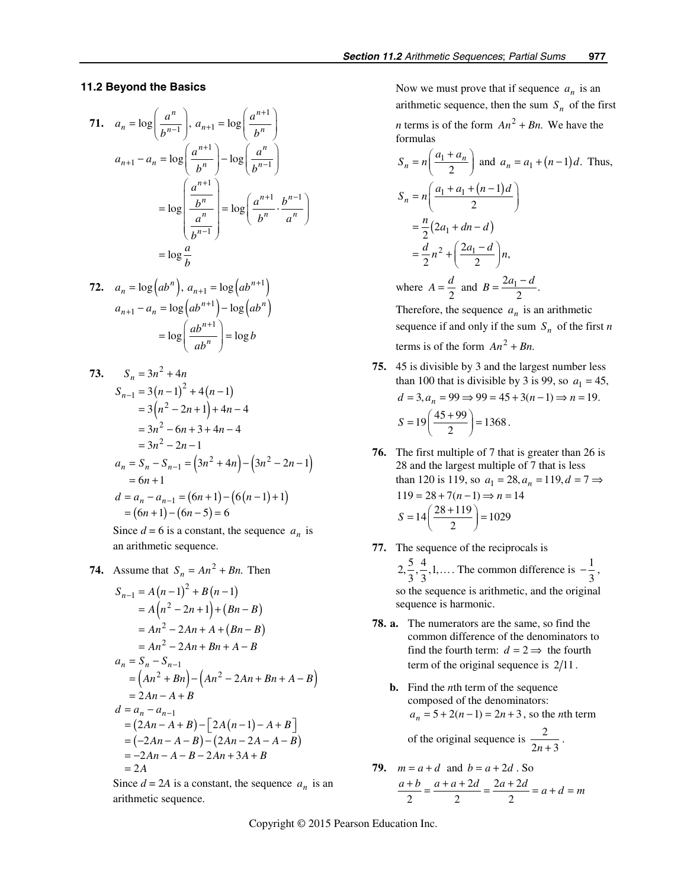## 11.2 Beyond the Basics

**71.** $a_n = \log\left(\frac{a^n}{b^{n-1}}\right),\ a_{n+1} = \log\left(\frac{a^{n+1}}{b^n}\right)$

$$a_{n+1} - a_n = \log\left(\frac{a^{n+1}}{b^n}\right) - \log\left(\frac{a^n}{b^{n-1}}\right)$$
$$= \log\left(\frac{\frac{a^{n+1}}{b^n}}{\frac{a^n}{b^{n-1}}}\right) = \log\left(\frac{a^{n+1}}{b^n}\cdot\frac{b^{n-1}}{a^n}\right)$$
$$= \log\frac{a}{b}$$

**72.** $a_n = \log\left(ab^n\right),\ a_{n+1} = \log\left(ab^{n+1}\right)$

$$a_{n+1} - a_n = \log\left(ab^{n+1}\right) - \log\left(ab^n\right)$$
$$= \log\left(\frac{ab^{n+1}}{ab^n}\right) = \log b$$

**73.**
$$S_n = 3n^2 + 4n$$
$$S_{n-1} = 3(n-1)^2 + 4(n-1)$$
$$= 3\left(n^2 - 2n + 1\right) + 4n - 4$$
$$= 3n^2 - 6n + 3 + 4n - 4$$
$$= 3n^2 - 2n - 1$$
$$a_n = S_n - S_{n-1} = \left(3n^2 + 4n\right) - \left(3n^2 - 2n - 1\right)$$
$$= 6n + 1$$
$$d = a_n - a_{n-1} = (6n+1) - \left(6(n-1)+1\right)$$
$$= (6n+1) - (6n-5) = 6$$

Since $d = 6$ is a constant, the sequence $a_n$ is an arithmetic sequence.

**74.** Assume that $S_n = An^2 + Bn.$ Then

$$S_{n-1} = A(n-1)^2 + B(n-1)$$
$$= A\left(n^2 - 2n + 1\right) + (Bn - B)$$
$$= An^2 - 2An + A + (Bn - B)$$
$$= An^2 - 2An + Bn + A - B$$
$$a_n = S_n - S_{n-1}$$
$$= \left(An^2 + Bn\right) - \left(An^2 - 2An + Bn + A - B\right)$$
$$= 2An - A + B$$
$$d = a_n - a_{n-1}$$
$$= (2An - A + B) - \left[2A(n-1) - A + B\right]$$
$$= (-2An - A - B) - (2An - 2A - A - B)$$
$$= -2An - A - B - 2An + 3A + B$$
$$= 2A$$

Since $d = 2A$ is a constant, the sequence $a_n$ is an arithmetic sequence.

Now we must prove that if sequence $a_n$ is an arithmetic sequence, then the sum $S_n$ of the first $n$ terms is of the form $An^2 + Bn.$ We have the formulas

$S_n = n\left(\frac{a_1 + a_n}{2}\right)$ and $a_n = a_1 + (n-1)d.$ Thus,

$$S_n = n\left(\frac{a_1 + a_1 + (n-1)d}{2}\right)$$
$$= \frac{n}{2}\left(2a_1 + dn - d\right)$$
$$= \frac{d}{2}n^2 + \left(\frac{2a_1 - d}{2}\right)n,$$

where $A = \frac{d}{2}$ and $B = \frac{2a_1 - d}{2}.$

Therefore, the sequence $a_n$ is an arithmetic sequence if and only if the sum $S_n$ of the first $n$ terms is of the form $An^2 + Bn.$

**75.** 45 is divisible by 3 and the largest number less than 100 that is divisible by 3 is 99, so $a_1 = 45,$ $d = 3, a_n = 99 \Rightarrow 99 = 45 + 3(n-1) \Rightarrow n = 19.$

$$S = 19\left(\frac{45 + 99}{2}\right) = 1368.$$

**76.** The first multiple of 7 that is greater than 26 is 28 and the largest multiple of 7 that is less than 120 is 119, so $a_1 = 28, a_n = 119, d = 7 \Rightarrow$ $119 = 28 + 7(n-1) \Rightarrow n = 14$

$$S = 14\left(\frac{28 + 119}{2}\right) = 1029$$

**77.** The sequence of the reciprocals is $2, \frac{5}{3}, \frac{4}{3}, 1, \ldots.$ The common difference is $-\frac{1}{3},$ so the sequence is arithmetic, and the original sequence is harmonic.

**78. a.** The numerators are the same, so find the common difference of the denominators to find the fourth term: $d = 2 \Rightarrow$ the fourth term of the original sequence is $2/11$.

**b.** Find the $n$th term of the sequence composed of the denominators: $a_n = 5 + 2(n-1) = 2n + 3$, so the $n$th term of the original sequence is $\frac{2}{2n+3}$.

**79.** $m = a + d$ and $b = a + 2d$ . So

$$\frac{a+b}{2} = \frac{a + a + 2d}{2} = \frac{2a + 2d}{2} = a + d = m$$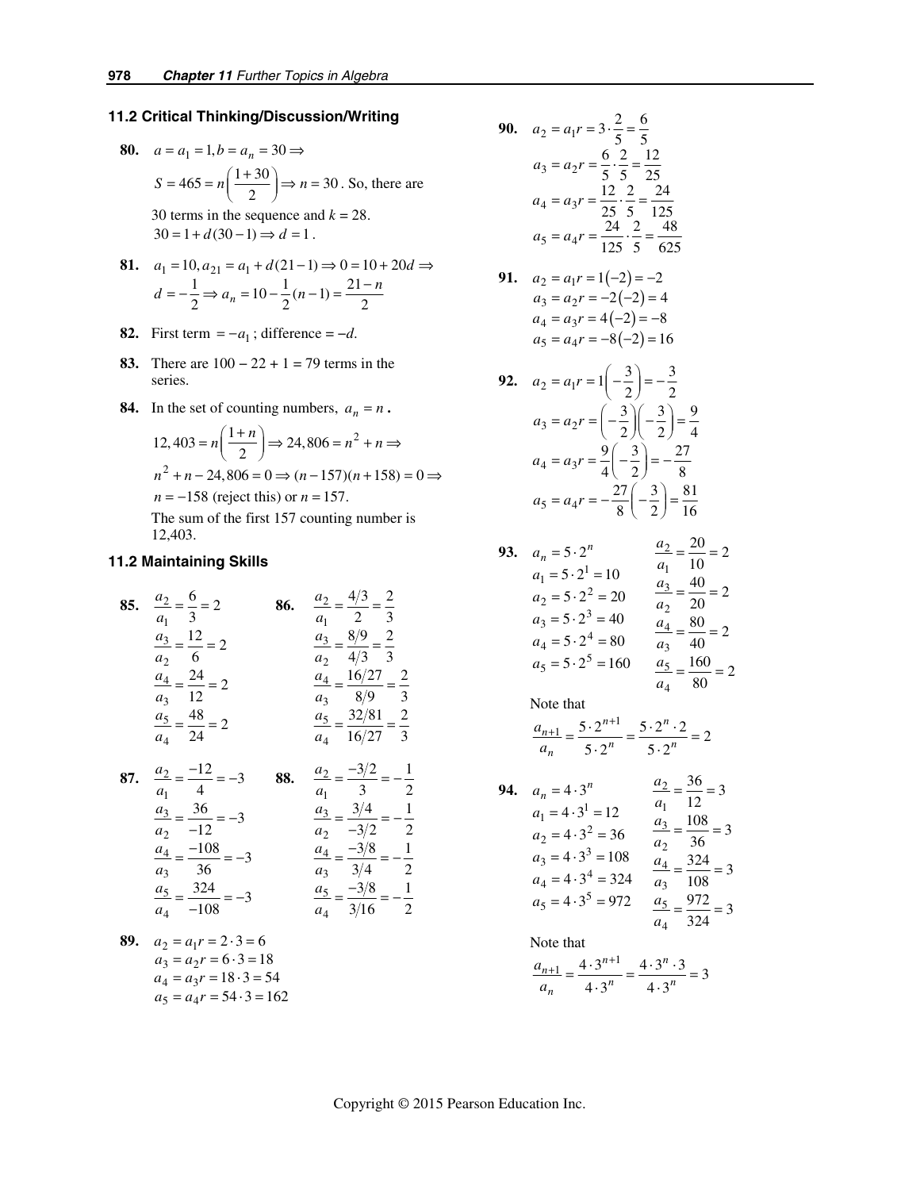## 11.2 Critical Thinking/Discussion/Writing

**80.** $a = a_1 = 1, b = a_n = 30 \Rightarrow$

$S = 465 = n\left(\frac{1+30}{2}\right) \Rightarrow n = 30$. So, there are 30 terms in the sequence and $k = 28$.

$30 = 1 + d(30-1) \Rightarrow d = 1$.

**81.** $a_1 = 10, a_{21} = a_1 + d(21-1) \Rightarrow 0 = 10 + 20d \Rightarrow$

$d = -\frac{1}{2} \Rightarrow a_n = 10 - \frac{1}{2}(n-1) = \frac{21-n}{2}$

**82.** First term $= -a_1$; difference $= -d$.

**83.** There are 100 − 22 + 1 = 79 terms in the series.

**84.** In the set of counting numbers, $a_n = n$.

$12{,}403 = n\left(\frac{1+n}{2}\right) \Rightarrow 24{,}806 = n^2 + n \Rightarrow$

$n^2 + n - 24{,}806 = 0 \Rightarrow (n-157)(n+158) = 0 \Rightarrow$

$n = -158$ (reject this) or $n = 157$.

The sum of the first 157 counting number is 12,403.

## 11.2 Maintaining Skills

**85.**
$$\frac{a_2}{a_1} = \frac{6}{3} = 2$$
$$\frac{a_3}{a_2} = \frac{12}{6} = 2$$
$$\frac{a_4}{a_3} = \frac{24}{12} = 2$$
$$\frac{a_5}{a_4} = \frac{48}{24} = 2$$

**86.**
$$\frac{a_2}{a_1} = \frac{4/3}{2} = \frac{2}{3}$$
$$\frac{a_3}{a_2} = \frac{8/9}{4/3} = \frac{2}{3}$$
$$\frac{a_4}{a_3} = \frac{16/27}{8/9} = \frac{2}{3}$$
$$\frac{a_5}{a_4} = \frac{32/81}{16/27} = \frac{2}{3}$$

**87.**
$$\frac{a_2}{a_1} = \frac{-12}{4} = -3$$
$$\frac{a_3}{a_2} = \frac{36}{-12} = -3$$
$$\frac{a_4}{a_3} = \frac{-108}{36} = -3$$
$$\frac{a_5}{a_4} = \frac{324}{-108} = -3$$

**88.**
$$\frac{a_2}{a_1} = \frac{-3/2}{3} = -\frac{1}{2}$$
$$\frac{a_3}{a_2} = \frac{3/4}{-3/2} = -\frac{1}{2}$$
$$\frac{a_4}{a_3} = \frac{-3/8}{3/4} = -\frac{1}{2}$$
$$\frac{a_5}{a_4} = \frac{-3/8}{3/16} = -\frac{1}{2}$$

**89.**
$$a_2 = a_1 r = 2 \cdot 3 = 6$$
$$a_3 = a_2 r = 6 \cdot 3 = 18$$
$$a_4 = a_3 r = 18 \cdot 3 = 54$$
$$a_5 = a_4 r = 54 \cdot 3 = 162$$

**90.**
$$a_2 = a_1 r = 3 \cdot \frac{2}{5} = \frac{6}{5}$$
$$a_3 = a_2 r = \frac{6}{5} \cdot \frac{2}{5} = \frac{12}{25}$$
$$a_4 = a_3 r = \frac{12}{25} \cdot \frac{2}{5} = \frac{24}{125}$$
$$a_5 = a_4 r = \frac{24}{125} \cdot \frac{2}{5} = \frac{48}{625}$$

**91.**
$$a_2 = a_1 r = 1(-2) = -2$$
$$a_3 = a_2 r = -2(-2) = 4$$
$$a_4 = a_3 r = 4(-2) = -8$$
$$a_5 = a_4 r = -8(-2) = 16$$

**92.**
$$a_2 = a_1 r = 1\left(-\frac{3}{2}\right) = -\frac{3}{2}$$
$$a_3 = a_2 r = \left(-\frac{3}{2}\right)\left(-\frac{3}{2}\right) = \frac{9}{4}$$
$$a_4 = a_3 r = \frac{9}{4}\left(-\frac{3}{2}\right) = -\frac{27}{8}$$
$$a_5 = a_4 r = -\frac{27}{8}\left(-\frac{3}{2}\right) = \frac{81}{16}$$

**93.** $a_n = 5 \cdot 2^n$
$$a_1 = 5 \cdot 2^1 = 10 \qquad \frac{a_2}{a_1} = \frac{20}{10} = 2$$
$$a_2 = 5 \cdot 2^2 = 20 \qquad \frac{a_3}{a_2} = \frac{40}{20} = 2$$
$$a_3 = 5 \cdot 2^3 = 40 \qquad \frac{a_4}{a_3} = \frac{80}{40} = 2$$
$$a_4 = 5 \cdot 2^4 = 80 \qquad \frac{a_5}{a_4} = \frac{160}{80} = 2$$
$$a_5 = 5 \cdot 2^5 = 160$$

Note that
$$\frac{a_{n+1}}{a_n} = \frac{5 \cdot 2^{n+1}}{5 \cdot 2^n} = \frac{5 \cdot 2^n \cdot 2}{5 \cdot 2^n} = 2$$

**94.** $a_n = 4 \cdot 3^n$
$$a_1 = 4 \cdot 3^1 = 12 \qquad \frac{a_2}{a_1} = \frac{36}{12} = 3$$
$$a_2 = 4 \cdot 3^2 = 36 \qquad \frac{a_3}{a_2} = \frac{108}{36} = 3$$
$$a_3 = 4 \cdot 3^3 = 108 \qquad \frac{a_4}{a_3} = \frac{324}{108} = 3$$
$$a_4 = 4 \cdot 3^4 = 324 \qquad \frac{a_5}{a_4} = \frac{972}{324} = 3$$
$$a_5 = 4 \cdot 3^5 = 972$$

Note that
$$\frac{a_{n+1}}{a_n} = \frac{4 \cdot 3^{n+1}}{4 \cdot 3^n} = \frac{4 \cdot 3^n \cdot 3}{4 \cdot 3^n} = 3$$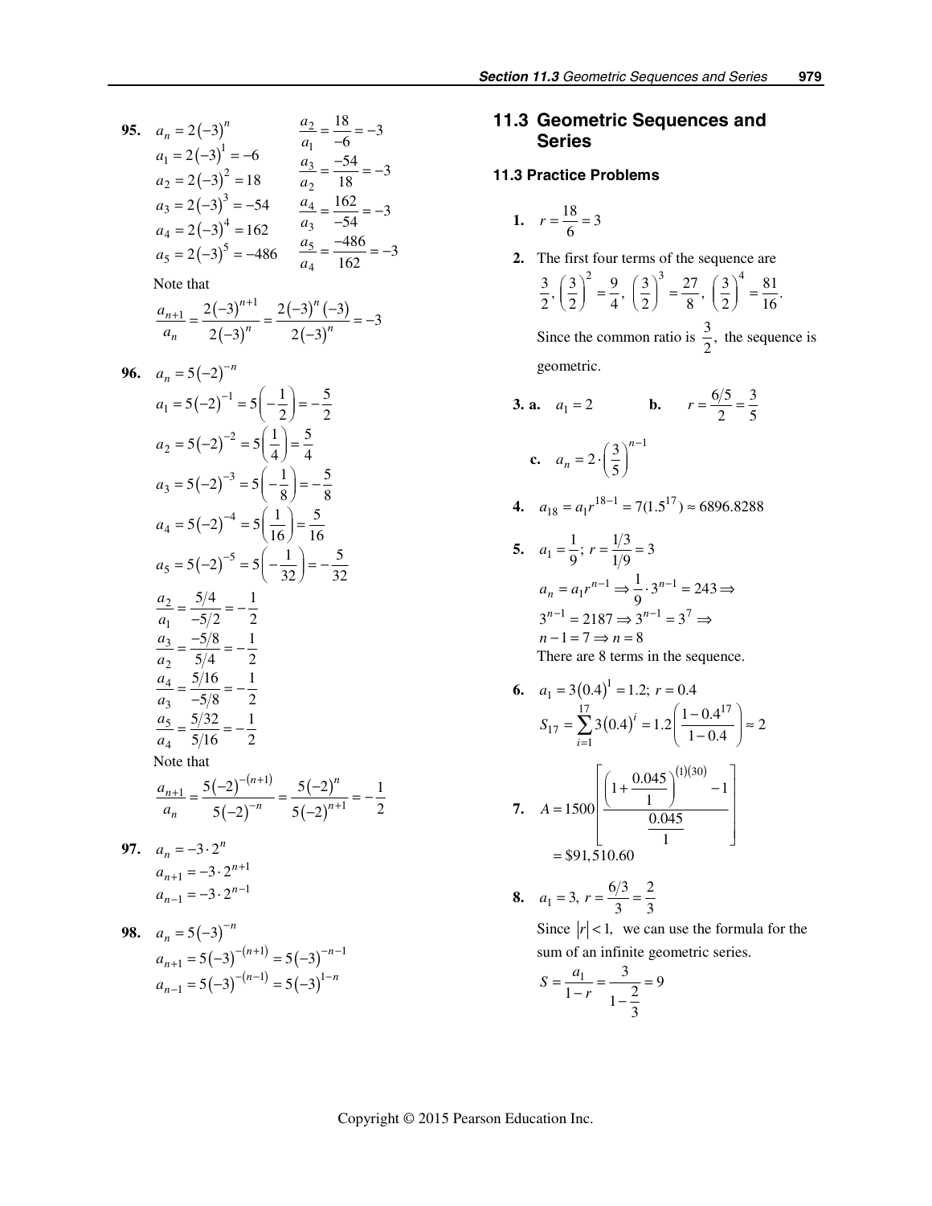**95.** $a_n = 2(-3)^n$

$a_1 = 2(-3)^1 = -6$
$a_2 = 2(-3)^2 = 18$
$a_3 = 2(-3)^3 = -54$
$a_4 = 2(-3)^4 = 162$
$a_5 = 2(-3)^5 = -486$

$\frac{a_2}{a_1} = \frac{18}{-6} = -3$
$\frac{a_3}{a_2} = \frac{-54}{18} = -3$
$\frac{a_4}{a_3} = \frac{162}{-54} = -3$
$\frac{a_5}{a_4} = \frac{-486}{162} = -3$

Note that

$$\frac{a_{n+1}}{a_n} = \frac{2(-3)^{n+1}}{2(-3)^n} = \frac{2(-3)^n(-3)}{2(-3)^n} = -3$$

**96.** $a_n = 5(-2)^{-n}$

$a_1 = 5(-2)^{-1} = 5\left(-\frac{1}{2}\right) = -\frac{5}{2}$
$a_2 = 5(-2)^{-2} = 5\left(\frac{1}{4}\right) = \frac{5}{4}$
$a_3 = 5(-2)^{-3} = 5\left(-\frac{1}{8}\right) = -\frac{5}{8}$
$a_4 = 5(-2)^{-4} = 5\left(\frac{1}{16}\right) = \frac{5}{16}$
$a_5 = 5(-2)^{-5} = 5\left(-\frac{1}{32}\right) = -\frac{5}{32}$

$\frac{a_2}{a_1} = \frac{5/4}{-5/2} = -\frac{1}{2}$
$\frac{a_3}{a_2} = \frac{-5/8}{5/4} = -\frac{1}{2}$
$\frac{a_4}{a_3} = \frac{5/16}{-5/8} = -\frac{1}{2}$
$\frac{a_5}{a_4} = \frac{5/32}{5/16} = -\frac{1}{2}$

Note that

$$\frac{a_{n+1}}{a_n} = \frac{5(-2)^{-(n+1)}}{5(-2)^{-n}} = \frac{5(-2)^n}{5(-2)^{n+1}} = -\frac{1}{2}$$

**97.** $a_n = -3 \cdot 2^n$
$a_{n+1} = -3 \cdot 2^{n+1}$
$a_{n-1} = -3 \cdot 2^{n-1}$

**98.** $a_n = 5(-3)^{-n}$
$a_{n+1} = 5(-3)^{-(n+1)} = 5(-3)^{-n-1}$
$a_{n-1} = 5(-3)^{-(n-1)} = 5(-3)^{1-n}$

## 11.3 Geometric Sequences and Series

### 11.3 Practice Problems

**1.** $r = \frac{18}{6} = 3$

**2.** The first four terms of the sequence are $\frac{3}{2}, \left(\frac{3}{2}\right)^2 = \frac{9}{4}, \left(\frac{3}{2}\right)^3 = \frac{27}{8}, \left(\frac{3}{2}\right)^4 = \frac{81}{16}.$

Since the common ratio is $\frac{3}{2},$ the sequence is geometric.

**3. a.** $a_1 = 2$ **b.** $r = \frac{6/5}{2} = \frac{3}{5}$

**c.** $a_n = 2 \cdot \left(\frac{3}{5}\right)^{n-1}$

**4.** $a_{18} = a_1 r^{18-1} = 7(1.5^{17}) \approx 6896.8288$

**5.** $a_1 = \frac{1}{9};\ r = \frac{1/3}{1/9} = 3$

$a_n = a_1 r^{n-1} \Rightarrow \frac{1}{9} \cdot 3^{n-1} = 243 \Rightarrow$
$3^{n-1} = 2187 \Rightarrow 3^{n-1} = 3^7 \Rightarrow$
$n - 1 = 7 \Rightarrow n = 8$

There are 8 terms in the sequence.

**6.** $a_1 = 3(0.4)^1 = 1.2;\ r = 0.4$

$$S_{17} = \sum_{i=1}^{17} 3(0.4)^i = 1.2\left(\frac{1 - 0.4^{17}}{1 - 0.4}\right) \approx 2$$

**7.** 
$$A = 1500\left[\frac{\left(1 + \frac{0.045}{1}\right)^{(1)(30)} - 1}{\frac{0.045}{1}}\right] = \$91,510.60$$

**8.** $a_1 = 3,\ r = \frac{6/3}{3} = \frac{2}{3}$

Since $|r| < 1,$ we can use the formula for the sum of an infinite geometric series.

$$S = \frac{a_1}{1 - r} = \frac{3}{1 - \frac{2}{3}} = 9$$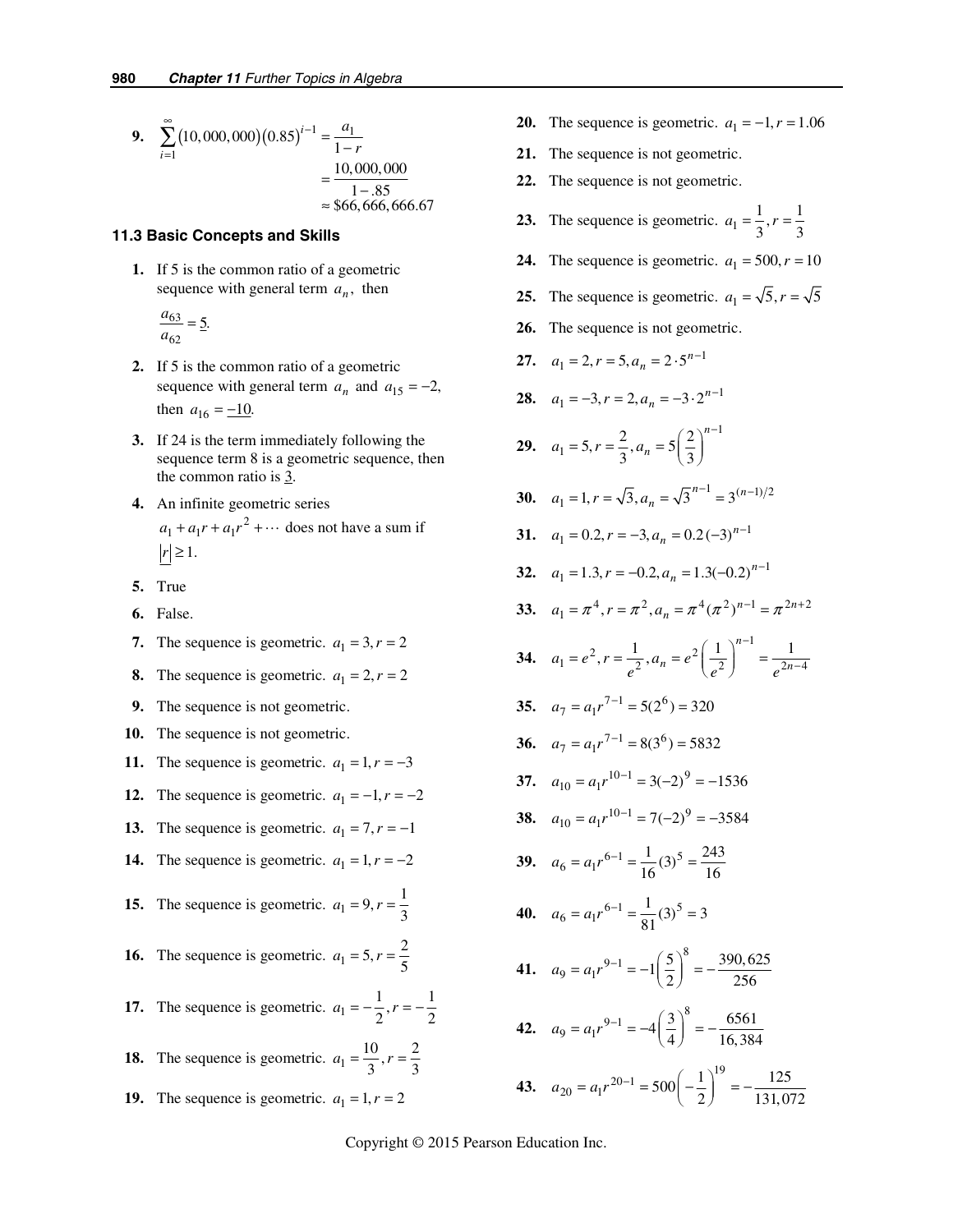**9.** $\sum_{i=1}^{\infty}(10,000,000)(0.85)^{i-1} = \frac{a_1}{1-r}$
$= \frac{10,000,000}{1-.85}$
$\approx \$66,666,666.67$

### 11.3 Basic Concepts and Skills

**1.** If 5 is the common ratio of a geometric sequence with general term $a_n$, then

$\frac{a_{63}}{a_{62}} = \underline{5}.$

**2.** If 5 is the common ratio of a geometric sequence with general term $a_n$ and $a_{15} = -2$, then $a_{16} = \underline{-10}$.

**3.** If 24 is the term immediately following the sequence term 8 is a geometric sequence, then the common ratio is $\underline{3}$.

**4.** An infinite geometric series $a_1 + a_1 r + a_1 r^2 + \cdots$ does not have a sum if $\underline{|r|} \geq 1$.

**5.** True

**6.** False.

**7.** The sequence is geometric. $a_1 = 3, r = 2$

**8.** The sequence is geometric. $a_1 = 2, r = 2$

**9.** The sequence is not geometric.

**10.** The sequence is not geometric.

**11.** The sequence is geometric. $a_1 = 1, r = -3$

**12.** The sequence is geometric. $a_1 = -1, r = -2$

**13.** The sequence is geometric. $a_1 = 7, r = -1$

**14.** The sequence is geometric. $a_1 = 1, r = -2$

**15.** The sequence is geometric. $a_1 = 9, r = \frac{1}{3}$

**16.** The sequence is geometric. $a_1 = 5, r = \frac{2}{5}$

**17.** The sequence is geometric. $a_1 = -\frac{1}{2}, r = -\frac{1}{2}$

**18.** The sequence is geometric. $a_1 = \frac{10}{3}, r = \frac{2}{3}$

**19.** The sequence is geometric. $a_1 = 1, r = 2$

**20.** The sequence is geometric. $a_1 = -1, r = 1.06$

**21.** The sequence is not geometric.

**22.** The sequence is not geometric.

**23.** The sequence is geometric. $a_1 = \frac{1}{3}, r = \frac{1}{3}$

**24.** The sequence is geometric. $a_1 = 500, r = 10$

**25.** The sequence is geometric. $a_1 = \sqrt{5}, r = \sqrt{5}$

**26.** The sequence is not geometric.

**27.** $a_1 = 2, r = 5, a_n = 2 \cdot 5^{n-1}$

**28.** $a_1 = -3, r = 2, a_n = -3 \cdot 2^{n-1}$

**29.** $a_1 = 5, r = \frac{2}{3}, a_n = 5\left(\frac{2}{3}\right)^{n-1}$

**30.** $a_1 = 1, r = \sqrt{3}, a_n = \sqrt{3}^{n-1} = 3^{(n-1)/2}$

**31.** $a_1 = 0.2, r = -3, a_n = 0.2(-3)^{n-1}$

**32.** $a_1 = 1.3, r = -0.2, a_n = 1.3(-0.2)^{n-1}$

**33.** $a_1 = \pi^4, r = \pi^2, a_n = \pi^4(\pi^2)^{n-1} = \pi^{2n+2}$

**34.** $a_1 = e^2, r = \frac{1}{e^2}, a_n = e^2\left(\frac{1}{e^2}\right)^{n-1} = \frac{1}{e^{2n-4}}$

**35.** $a_7 = a_1 r^{7-1} = 5(2^6) = 320$

**36.** $a_7 = a_1 r^{7-1} = 8(3^6) = 5832$

**37.** $a_{10} = a_1 r^{10-1} = 3(-2)^9 = -1536$

**38.** $a_{10} = a_1 r^{10-1} = 7(-2)^9 = -3584$

**39.** $a_6 = a_1 r^{6-1} = \frac{1}{16}(3)^5 = \frac{243}{16}$

**40.** $a_6 = a_1 r^{6-1} = \frac{1}{81}(3)^5 = 3$

**41.** $a_9 = a_1 r^{9-1} = -1\left(\frac{5}{2}\right)^8 = -\frac{390,625}{256}$

**42.** $a_9 = a_1 r^{9-1} = -4\left(\frac{3}{4}\right)^8 = -\frac{6561}{16,384}$

**43.** $a_{20} = a_1 r^{20-1} = 500\left(-\frac{1}{2}\right)^{19} = -\frac{125}{131,072}$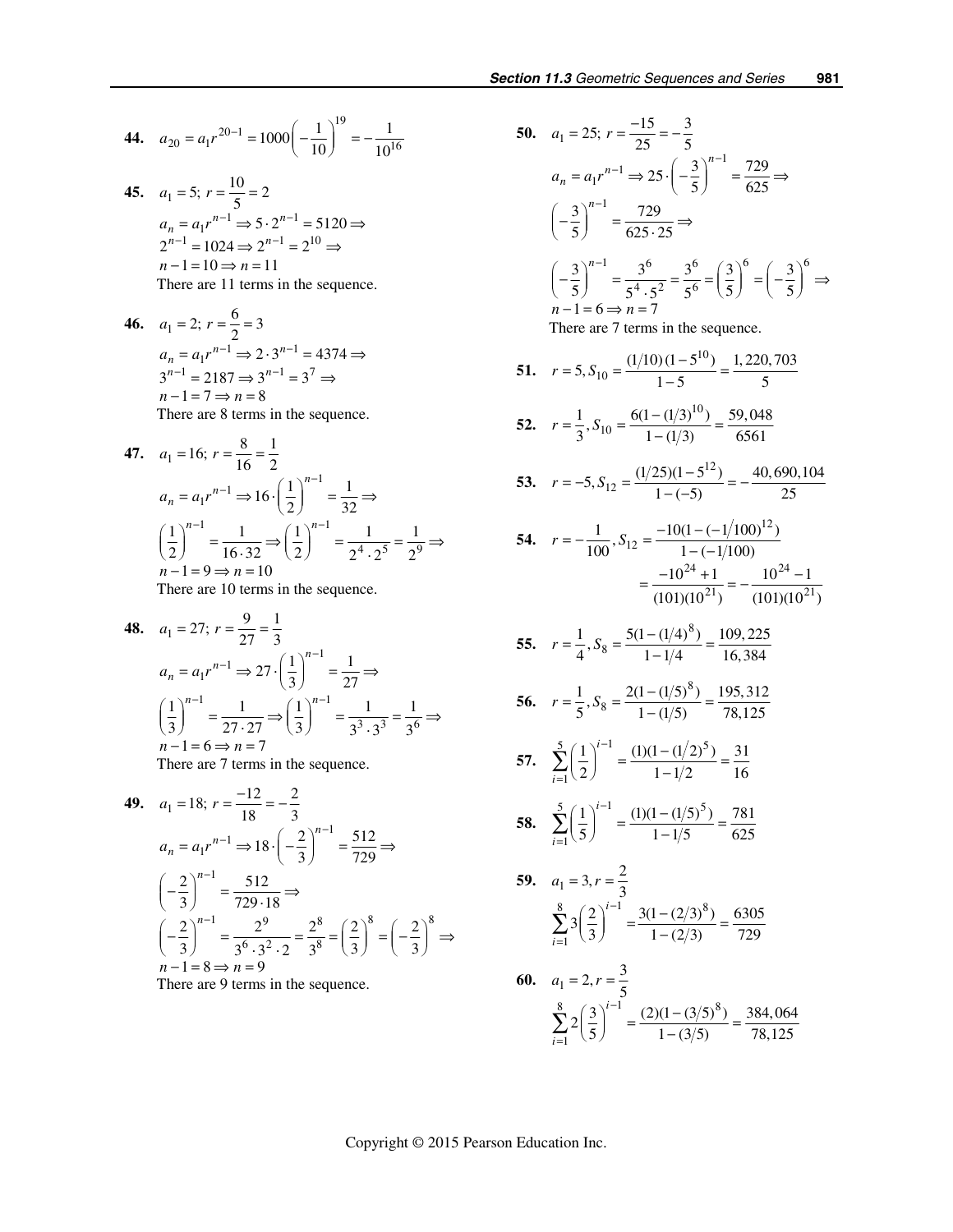**44.** $a_{20} = a_1 r^{20-1} = 1000\left(-\frac{1}{10}\right)^{19} = -\frac{1}{10^{16}}$

**45.** $a_1 = 5;\ r = \frac{10}{5} = 2$

$a_n = a_1 r^{n-1} \Rightarrow 5 \cdot 2^{n-1} = 5120 \Rightarrow$
$2^{n-1} = 1024 \Rightarrow 2^{n-1} = 2^{10} \Rightarrow$
$n - 1 = 10 \Rightarrow n = 11$

There are 11 terms in the sequence.

**46.** $a_1 = 2;\ r = \frac{6}{2} = 3$

$a_n = a_1 r^{n-1} \Rightarrow 2 \cdot 3^{n-1} = 4374 \Rightarrow$
$3^{n-1} = 2187 \Rightarrow 3^{n-1} = 3^7 \Rightarrow$
$n - 1 = 7 \Rightarrow n = 8$

There are 8 terms in the sequence.

**47.** $a_1 = 16;\ r = \frac{8}{16} = \frac{1}{2}$

$a_n = a_1 r^{n-1} \Rightarrow 16 \cdot \left(\frac{1}{2}\right)^{n-1} = \frac{1}{32} \Rightarrow$
$\left(\frac{1}{2}\right)^{n-1} = \frac{1}{16 \cdot 32} \Rightarrow \left(\frac{1}{2}\right)^{n-1} = \frac{1}{2^4 \cdot 2^5} = \frac{1}{2^9} \Rightarrow$
$n - 1 = 9 \Rightarrow n = 10$

There are 10 terms in the sequence.

**48.** $a_1 = 27;\ r = \frac{9}{27} = \frac{1}{3}$

$a_n = a_1 r^{n-1} \Rightarrow 27 \cdot \left(\frac{1}{3}\right)^{n-1} = \frac{1}{27} \Rightarrow$
$\left(\frac{1}{3}\right)^{n-1} = \frac{1}{27 \cdot 27} \Rightarrow \left(\frac{1}{3}\right)^{n-1} = \frac{1}{3^3 \cdot 3^3} = \frac{1}{3^6} \Rightarrow$
$n - 1 = 6 \Rightarrow n = 7$

There are 7 terms in the sequence.

**49.** $a_1 = 18;\ r = \frac{-12}{18} = -\frac{2}{3}$

$a_n = a_1 r^{n-1} \Rightarrow 18 \cdot \left(-\frac{2}{3}\right)^{n-1} = \frac{512}{729} \Rightarrow$
$\left(-\frac{2}{3}\right)^{n-1} = \frac{512}{729 \cdot 18} \Rightarrow$
$\left(-\frac{2}{3}\right)^{n-1} = \frac{2^9}{3^6 \cdot 3^2 \cdot 2} = \frac{2^8}{3^8} = \left(\frac{2}{3}\right)^8 = \left(-\frac{2}{3}\right)^8 \Rightarrow$
$n - 1 = 8 \Rightarrow n = 9$

There are 9 terms in the sequence.

**50.** $a_1 = 25;\ r = \frac{-15}{25} = -\frac{3}{5}$

$a_n = a_1 r^{n-1} \Rightarrow 25 \cdot \left(-\frac{3}{5}\right)^{n-1} = \frac{729}{625} \Rightarrow$
$\left(-\frac{3}{5}\right)^{n-1} = \frac{729}{625 \cdot 25} \Rightarrow$
$\left(-\frac{3}{5}\right)^{n-1} = \frac{3^6}{5^4 \cdot 5^2} = \frac{3^6}{5^6} = \left(\frac{3}{5}\right)^6 = \left(-\frac{3}{5}\right)^6 \Rightarrow$
$n - 1 = 6 \Rightarrow n = 7$

There are 7 terms in the sequence.

**51.** $r = 5, S_{10} = \frac{(1/10)(1 - 5^{10})}{1 - 5} = \frac{1,220,703}{5}$

**52.** $r = \frac{1}{3}, S_{10} = \frac{6(1 - (1/3)^{10})}{1 - (1/3)} = \frac{59,048}{6561}$

**53.** $r = -5, S_{12} = \frac{(1/25)(1 - 5^{12})}{1 - (-5)} = -\frac{40,690,104}{25}$

**54.** $r = -\frac{1}{100}, S_{12} = \frac{-10(1 - (-1/100)^{12})}{1 - (-1/100)}$
$= \frac{-10^{24} + 1}{(101)(10^{21})} = -\frac{10^{24} - 1}{(101)(10^{21})}$

**55.** $r = \frac{1}{4}, S_8 = \frac{5(1 - (1/4)^8)}{1 - 1/4} = \frac{109,225}{16,384}$

**56.** $r = \frac{1}{5}, S_8 = \frac{2(1 - (1/5)^8)}{1 - (1/5)} = \frac{195,312}{78,125}$

**57.** $\sum_{i=1}^{5} \left(\frac{1}{2}\right)^{i-1} = \frac{(1)(1 - (1/2)^5)}{1 - 1/2} = \frac{31}{16}$

**58.** $\sum_{i=1}^{5} \left(\frac{1}{5}\right)^{i-1} = \frac{(1)(1 - (1/5)^5)}{1 - 1/5} = \frac{781}{625}$

**59.** $a_1 = 3, r = \frac{2}{3}$

$\sum_{i=1}^{8} 3\left(\frac{2}{3}\right)^{i-1} = \frac{3(1 - (2/3)^8)}{1 - (2/3)} = \frac{6305}{729}$

**60.** $a_1 = 2, r = \frac{3}{5}$

$\sum_{i=1}^{8} 2\left(\frac{3}{5}\right)^{i-1} = \frac{(2)(1 - (3/5)^8)}{1 - (3/5)} = \frac{384,064}{78,125}$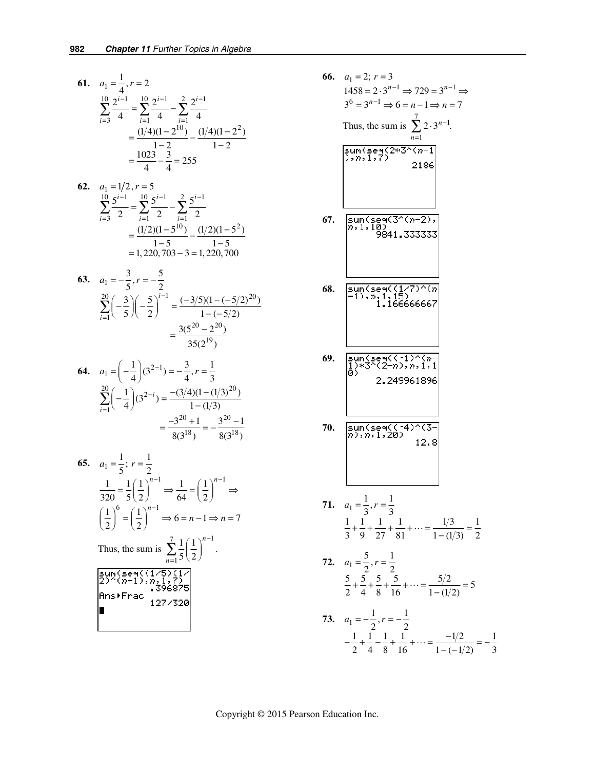**61.** $a_1 = \dfrac{1}{4}, r = 2$

$$\sum_{i=3}^{10} \frac{2^{i-1}}{4} = \sum_{i=1}^{10} \frac{2^{i-1}}{4} - \sum_{i=1}^{2} \frac{2^{i-1}}{4}$$
$$= \frac{(1/4)(1-2^{10})}{1-2} - \frac{(1/4)(1-2^2)}{1-2}$$
$$= \frac{1023}{4} - \frac{3}{4} = 255$$

**62.** $a_1 = 1/2, r = 5$

$$\sum_{i=3}^{10} \frac{5^{i-1}}{2} = \sum_{i=1}^{10} \frac{5^{i-1}}{2} - \sum_{i=1}^{2} \frac{5^{i-1}}{2}$$
$$= \frac{(1/2)(1-5^{10})}{1-5} - \frac{(1/2)(1-5^2)}{1-5}$$
$$= 1,220,703 - 3 = 1,220,700$$

**63.** $a_1 = -\dfrac{3}{5}, r = -\dfrac{5}{2}$

$$\sum_{i=1}^{20} \left(-\frac{3}{5}\right)\left(-\frac{5}{2}\right)^{i-1} = \frac{(-3/5)(1-(-5/2)^{20})}{1-(-5/2)}$$
$$= \frac{3(5^{20} - 2^{20})}{35(2^{19})}$$

**64.** $a_1 = \left(-\dfrac{1}{4}\right)(3^{2-1}) = -\dfrac{3}{4}, r = \dfrac{1}{3}$

$$\sum_{i=1}^{20} \left(-\frac{1}{4}\right)(3^{2-i}) = \frac{-(3/4)(1-(1/3)^{20})}{1-(1/3)}$$
$$= \frac{-3^{20}+1}{8(3^{18})} = -\frac{3^{20}-1}{8(3^{18})}$$

**65.** $a_1 = \dfrac{1}{5};\ r = \dfrac{1}{2}$

$$\frac{1}{320} = \frac{1}{5}\left(\frac{1}{2}\right)^{n-1} \Rightarrow \frac{1}{64} = \left(\frac{1}{2}\right)^{n-1} \Rightarrow$$
$$\left(\frac{1}{2}\right)^6 = \left(\frac{1}{2}\right)^{n-1} \Rightarrow 6 = n-1 \Rightarrow n = 7$$

Thus, the sum is $\displaystyle\sum_{n=1}^{7} \frac{1}{5}\left(\frac{1}{2}\right)^{n-1}$.

```
sum(seq((1/5)(1/
2)^(n-1),n,1,7)
            .396875
Ans►Frac
            127/320
```

**66.** $a_1 = 2;\ r = 3$

$$1458 = 2 \cdot 3^{n-1} \Rightarrow 729 = 3^{n-1} \Rightarrow$$
$$3^6 = 3^{n-1} \Rightarrow 6 = n-1 \Rightarrow n = 7$$

Thus, the sum is $\displaystyle\sum_{n=1}^{7} 2 \cdot 3^{n-1}$.

```
sum(seq(2*3^(n-1
),n,1,7)
               2186
```

**67.**

```
sum(seq(3^(n-2),
n,1,10)
        9841.333333
```

**68.**

```
sum(seq((1/7)^(n
-1),n,1,15)
        1.166666667
```

**69.**

```
sum(seq((-1)^(n-
1)*3^(2-n),n,1,1
0)
        2.249961896
```

**70.**

```
sum(seq((-4)^(3-
n),n,1,20)
               12.8
```

**71.** $a_1 = \dfrac{1}{3}, r = \dfrac{1}{3}$

$$\frac{1}{3} + \frac{1}{9} + \frac{1}{27} + \frac{1}{81} + \cdots = \frac{1/3}{1-(1/3)} = \frac{1}{2}$$

**72.** $a_1 = \dfrac{5}{2}, r = \dfrac{1}{2}$

$$\frac{5}{2} + \frac{5}{4} + \frac{5}{8} + \frac{5}{16} + \cdots = \frac{5/2}{1-(1/2)} = 5$$

**73.** $a_1 = -\dfrac{1}{2}, r = -\dfrac{1}{2}$

$$-\frac{1}{2} + \frac{1}{4} - \frac{1}{8} + \frac{1}{16} + \cdots = \frac{-1/2}{1-(-1/2)} = -\frac{1}{3}$$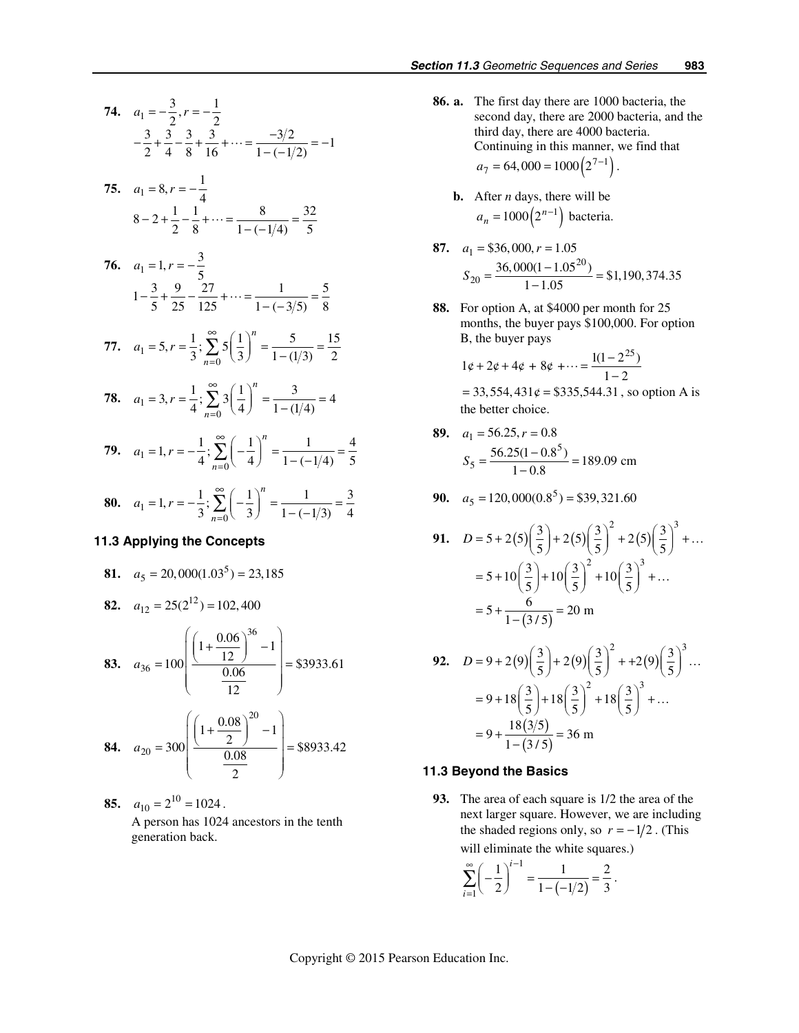**74.** $a_1 = -\frac{3}{2}, r = -\frac{1}{2}$

$$-\frac{3}{2} + \frac{3}{4} - \frac{3}{8} + \frac{3}{16} + \cdots = \frac{-3/2}{1-(-1/2)} = -1$$

**75.** $a_1 = 8, r = -\frac{1}{4}$

$$8 - 2 + \frac{1}{2} - \frac{1}{8} + \cdots = \frac{8}{1-(-1/4)} = \frac{32}{5}$$

**76.** $a_1 = 1, r = -\frac{3}{5}$

$$1 - \frac{3}{5} + \frac{9}{25} - \frac{27}{125} + \cdots = \frac{1}{1-(-3/5)} = \frac{5}{8}$$

**77.** $a_1 = 5, r = \frac{1}{3}; \sum_{n=0}^{\infty} 5\left(\frac{1}{3}\right)^n = \frac{5}{1-(1/3)} = \frac{15}{2}$

**78.** $a_1 = 3, r = \frac{1}{4}; \sum_{n=0}^{\infty} 3\left(\frac{1}{4}\right)^n = \frac{3}{1-(1/4)} = 4$

**79.** $a_1 = 1, r = -\frac{1}{4}; \sum_{n=0}^{\infty} \left(-\frac{1}{4}\right)^n = \frac{1}{1-(-1/4)} = \frac{4}{5}$

**80.** $a_1 = 1, r = -\frac{1}{3}; \sum_{n=0}^{\infty} \left(-\frac{1}{3}\right)^n = \frac{1}{1-(-1/3)} = \frac{3}{4}$

### 11.3 Applying the Concepts

**81.** $a_5 = 20,000(1.03^5) = 23,185$

**82.** $a_{12} = 25(2^{12}) = 102,400$

**83.** $a_{36} = 100\left(\frac{\left(1+\frac{0.06}{12}\right)^{36} - 1}{\frac{0.06}{12}}\right) = \$3933.61$

**84.** $a_{20} = 300\left(\frac{\left(1+\frac{0.08}{2}\right)^{20} - 1}{\frac{0.08}{2}}\right) = \$8933.42$

**85.** $a_{10} = 2^{10} = 1024$.
A person has 1024 ancestors in the tenth generation back.

**86. a.** The first day there are 1000 bacteria, the second day, there are 2000 bacteria, and the third day, there are 4000 bacteria. Continuing in this manner, we find that $a_7 = 64,000 = 1000\left(2^{7-1}\right)$.

**b.** After *n* days, there will be $a_n = 1000\left(2^{n-1}\right)$ bacteria.

**87.** $a_1 = \$36,000, r = 1.05$

$$S_{20} = \frac{36,000(1-1.05^{20})}{1-1.05} = \$1,190,374.35$$

**88.** For option A, at \$4000 per month for 25 months, the buyer pays \$100,000. For option B, the buyer pays

$$1¢ + 2¢ + 4¢ + 8¢ + \cdots = \frac{1(1-2^{25})}{1-2}$$

$= 33,554,431¢ = \$335,544.31$, so option A is the better choice.

**89.** $a_1 = 56.25, r = 0.8$

$$S_5 = \frac{56.25(1-0.8^5)}{1-0.8} = 189.09 \text{ cm}$$

**90.** $a_5 = 120,000(0.8^5) = \$39,321.60$

**91.**
$$\begin{aligned} D &= 5 + 2(5)\left(\frac{3}{5}\right) + 2(5)\left(\frac{3}{5}\right)^2 + 2(5)\left(\frac{3}{5}\right)^3 + \ldots \\ &= 5 + 10\left(\frac{3}{5}\right) + 10\left(\frac{3}{5}\right)^2 + 10\left(\frac{3}{5}\right)^3 + \ldots \\ &= 5 + \frac{6}{1-(3/5)} = 20 \text{ m} \end{aligned}$$

**92.**
$$\begin{aligned} D &= 9 + 2(9)\left(\frac{3}{5}\right) + 2(9)\left(\frac{3}{5}\right)^2 + +2(9)\left(\frac{3}{5}\right)^3 \ldots \\ &= 9 + 18\left(\frac{3}{5}\right) + 18\left(\frac{3}{5}\right)^2 + 18\left(\frac{3}{5}\right)^3 + \ldots \\ &= 9 + \frac{18(3/5)}{1-(3/5)} = 36 \text{ m} \end{aligned}$$

### 11.3 Beyond the Basics

**93.** The area of each square is 1/2 the area of the next larger square. However, we are including the shaded regions only, so $r = -1/2$. (This will eliminate the white squares.)

$$\sum_{i=1}^{\infty}\left(-\frac{1}{2}\right)^{i-1} = \frac{1}{1-(-1/2)} = \frac{2}{3}.$$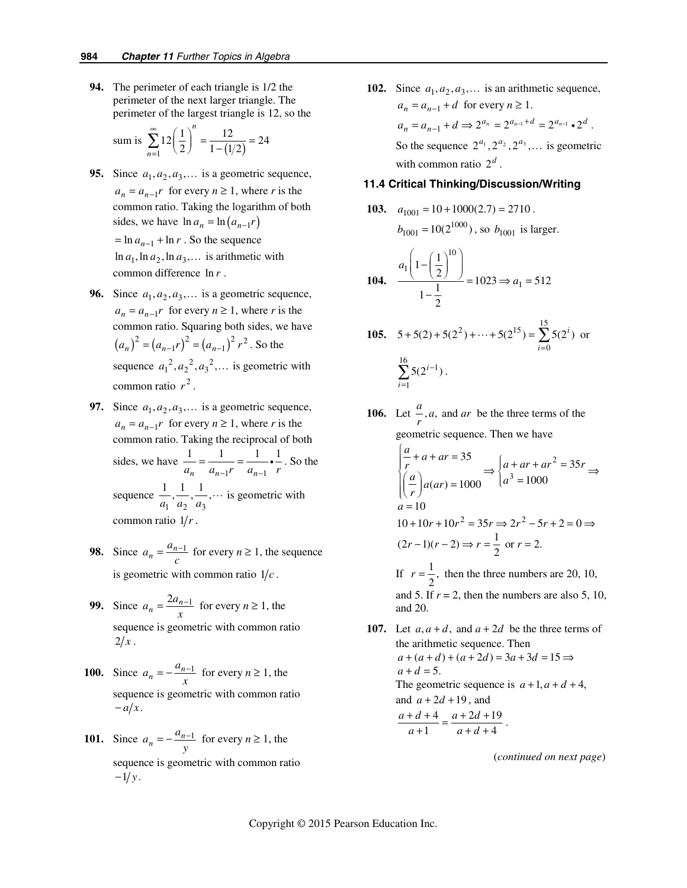**94.** The perimeter of each triangle is 1/2 the perimeter of the next larger triangle. The perimeter of the largest triangle is 12, so the sum is $\sum_{n=1}^{\infty} 12\left(\frac{1}{2}\right)^n = \frac{12}{1-(1/2)} = 24$

**95.** Since $a_1, a_2, a_3, \ldots$ is a geometric sequence, $a_n = a_{n-1}r$ for every $n \geq 1$, where $r$ is the common ratio. Taking the logarithm of both sides, we have $\ln a_n = \ln(a_{n-1}r)$ $= \ln a_{n-1} + \ln r$. So the sequence $\ln a_1, \ln a_2, \ln a_3, \ldots$ is arithmetic with common difference $\ln r$.

**96.** Since $a_1, a_2, a_3, \ldots$ is a geometric sequence, $a_n = a_{n-1}r$ for every $n \geq 1$, where $r$ is the common ratio. Squaring both sides, we have $(a_n)^2 = (a_{n-1}r)^2 = (a_{n-1})^2 r^2$. So the sequence $a_1{}^2, a_2{}^2, a_3{}^2, \ldots$ is geometric with common ratio $r^2$.

**97.** Since $a_1, a_2, a_3, \ldots$ is a geometric sequence, $a_n = a_{n-1}r$ for every $n \geq 1$, where $r$ is the common ratio. Taking the reciprocal of both sides, we have $\frac{1}{a_n} = \frac{1}{a_{n-1}r} = \frac{1}{a_{n-1}} \bullet \frac{1}{r}$. So the sequence $\frac{1}{a_1}, \frac{1}{a_2}, \frac{1}{a_3}, \cdots$ is geometric with common ratio $1/r$.

**98.** Since $a_n = \frac{a_{n-1}}{c}$ for every $n \geq 1$, the sequence is geometric with common ratio $1/c$.

**99.** Since $a_n = \frac{2a_{n-1}}{x}$ for every $n \geq 1$, the sequence is geometric with common ratio $2/x$.

**100.** Since $a_n = -\frac{a_{n-1}}{x}$ for every $n \geq 1$, the sequence is geometric with common ratio $-a/x$.

**101.** Since $a_n = -\frac{a_{n-1}}{y}$ for every $n \geq 1$, the sequence is geometric with common ratio $-1/y$.

**102.** Since $a_1, a_2, a_3, \ldots$ is an arithmetic sequence, $a_n = a_{n-1} + d$ for every $n \geq 1$.

$a_n = a_{n-1} + d \Rightarrow 2^{a_n} = 2^{a_{n-1}+d} = 2^{a_{n-1}} \bullet 2^d$.

So the sequence $2^{a_1}, 2^{a_2}, 2^{a_3}, \ldots$ is geometric with common ratio $2^d$.

### 11.4 Critical Thinking/Discussion/Writing

**103.** $a_{1001} = 10 + 1000(2.7) = 2710$.

$b_{1001} = 10(2^{1000})$, so $b_{1001}$ is larger.

**104.** $\frac{a_1\left(1-\left(\frac{1}{2}\right)^{10}\right)}{1-\frac{1}{2}} = 1023 \Rightarrow a_1 = 512$

**105.** $5 + 5(2) + 5(2^2) + \cdots + 5(2^{15}) = \sum_{i=0}^{15} 5(2^i)$ or $\sum_{i=1}^{16} 5(2^{i-1})$.

**106.** Let $\frac{a}{r}, a,$ and $ar$ be the three terms of the geometric sequence. Then we have

$$\begin{cases} \frac{a}{r} + a + ar = 35 \\ \left(\frac{a}{r}\right)a(ar) = 1000 \end{cases} \Rightarrow \begin{cases} a + ar + ar^2 = 35r \\ a^3 = 1000 \end{cases} \Rightarrow$$

$a = 10$

$10 + 10r + 10r^2 = 35r \Rightarrow 2r^2 - 5r + 2 = 0 \Rightarrow$

$(2r-1)(r-2) \Rightarrow r = \frac{1}{2}$ or $r = 2$.

If $r = \frac{1}{2}$, then the three numbers are 20, 10, and 5. If $r = 2$, then the numbers are also 5, 10, and 20.

**107.** Let $a, a+d$, and $a+2d$ be the three terms of the arithmetic sequence. Then

$a + (a+d) + (a+2d) = 3a + 3d = 15 \Rightarrow$

$a + d = 5$.

The geometric sequence is $a+1, a+d+4$, and $a+2d+19$, and

$\frac{a+d+4}{a+1} = \frac{a+2d+19}{a+d+4}$.

(*continued on next page*)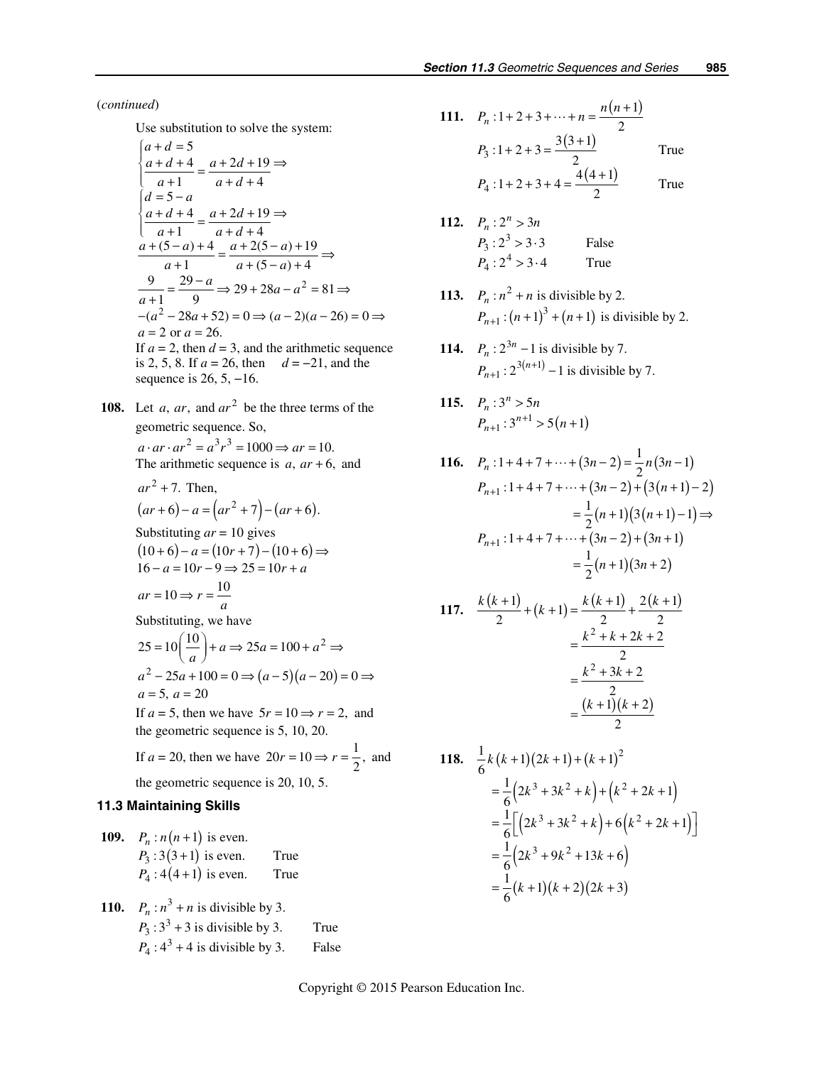(*continued*)

Use substitution to solve the system:

$$\begin{cases} a+d=5 \\ \dfrac{a+d+4}{a+1}=\dfrac{a+2d+19}{a+d+4} \end{cases} \Rightarrow$$

$$\begin{cases} d=5-a \\ \dfrac{a+d+4}{a+1}=\dfrac{a+2d+19}{a+d+4} \end{cases} \Rightarrow$$

$$\frac{a+(5-a)+4}{a+1}=\frac{a+2(5-a)+19}{a+(5-a)+4} \Rightarrow$$

$$\frac{9}{a+1}=\frac{29-a}{9} \Rightarrow 29+28a-a^2=81 \Rightarrow$$

$$-(a^2-28a+52)=0 \Rightarrow (a-2)(a-26)=0 \Rightarrow$$

$a=2$ or $a=26$.

If $a=2$, then $d=3$, and the arithmetic sequence is 2, 5, 8. If $a=26$, then $d=-21$, and the sequence is 26, 5, −16.

**108.** Let $a$, $ar$, and $ar^2$ be the three terms of the geometric sequence. So,

$a \cdot ar \cdot ar^2 = a^3r^3 = 1000 \Rightarrow ar = 10.$

The arithmetic sequence is $a$, $ar+6$, and $ar^2+7$. Then,

$(ar+6)-a=(ar^2+7)-(ar+6).$

Substituting $ar = 10$ gives

$(10+6)-a=(10r+7)-(10+6) \Rightarrow$

$16-a=10r-9 \Rightarrow 25=10r+a$

$ar=10 \Rightarrow r=\dfrac{10}{a}$

Substituting, we have

$25=10\left(\dfrac{10}{a}\right)+a \Rightarrow 25a=100+a^2 \Rightarrow$

$a^2-25a+100=0 \Rightarrow (a-5)(a-20)=0 \Rightarrow$

$a=5,\ a=20$

If $a=5$, then we have $5r=10 \Rightarrow r=2$, and the geometric sequence is 5, 10, 20.

If $a=20$, then we have $20r=10 \Rightarrow r=\dfrac{1}{2}$, and the geometric sequence is 20, 10, 5.

### 11.3 Maintaining Skills

**109.** $P_n: n(n+1)$ is even.
$P_3: 3(3+1)$ is even. True
$P_4: 4(4+1)$ is even. True

**110.** $P_n: n^3+n$ is divisible by 3.
$P_3: 3^3+3$ is divisible by 3. True
$P_4: 4^3+4$ is divisible by 3. False

**111.** $P_n: 1+2+3+\cdots+n=\dfrac{n(n+1)}{2}$
$P_3: 1+2+3=\dfrac{3(3+1)}{2}$ True
$P_4: 1+2+3+4=\dfrac{4(4+1)}{2}$ True

**112.** $P_n: 2^n > 3n$
$P_3: 2^3 > 3\cdot 3$ False
$P_4: 2^4 > 3\cdot 4$ True

**113.** $P_n: n^2+n$ is divisible by 2.
$P_{n+1}: (n+1)^3+(n+1)$ is divisible by 2.

**114.** $P_n: 2^{3n}-1$ is divisible by 7.
$P_{n+1}: 2^{3(n+1)}-1$ is divisible by 7.

**115.** $P_n: 3^n > 5n$
$P_{n+1}: 3^{n+1} > 5(n+1)$

**116.** $P_n: 1+4+7+\cdots+(3n-2)=\dfrac{1}{2}n(3n-1)$

$$P_{n+1}: 1+4+7+\cdots+(3n-2)+(3(n+1)-2) = \frac{1}{2}(n+1)(3(n+1)-1) \Rightarrow$$

$$P_{n+1}: 1+4+7+\cdots+(3n-2)+(3n+1) = \frac{1}{2}(n+1)(3n+2)$$

**117.**

$$\frac{k(k+1)}{2}+(k+1)=\frac{k(k+1)}{2}+\frac{2(k+1)}{2} =\frac{k^2+k+2k+2}{2} =\frac{k^2+3k+2}{2} =\frac{(k+1)(k+2)}{2}$$

**118.**

$$\begin{aligned}
&\frac{1}{6}k(k+1)(2k+1)+(k+1)^2 \\
&=\frac{1}{6}(2k^3+3k^2+k)+(k^2+2k+1) \\
&=\frac{1}{6}\left[(2k^3+3k^2+k)+6(k^2+2k+1)\right] \\
&=\frac{1}{6}(2k^3+9k^2+13k+6) \\
&=\frac{1}{6}(k+1)(k+2)(2k+3)
\end{aligned}$$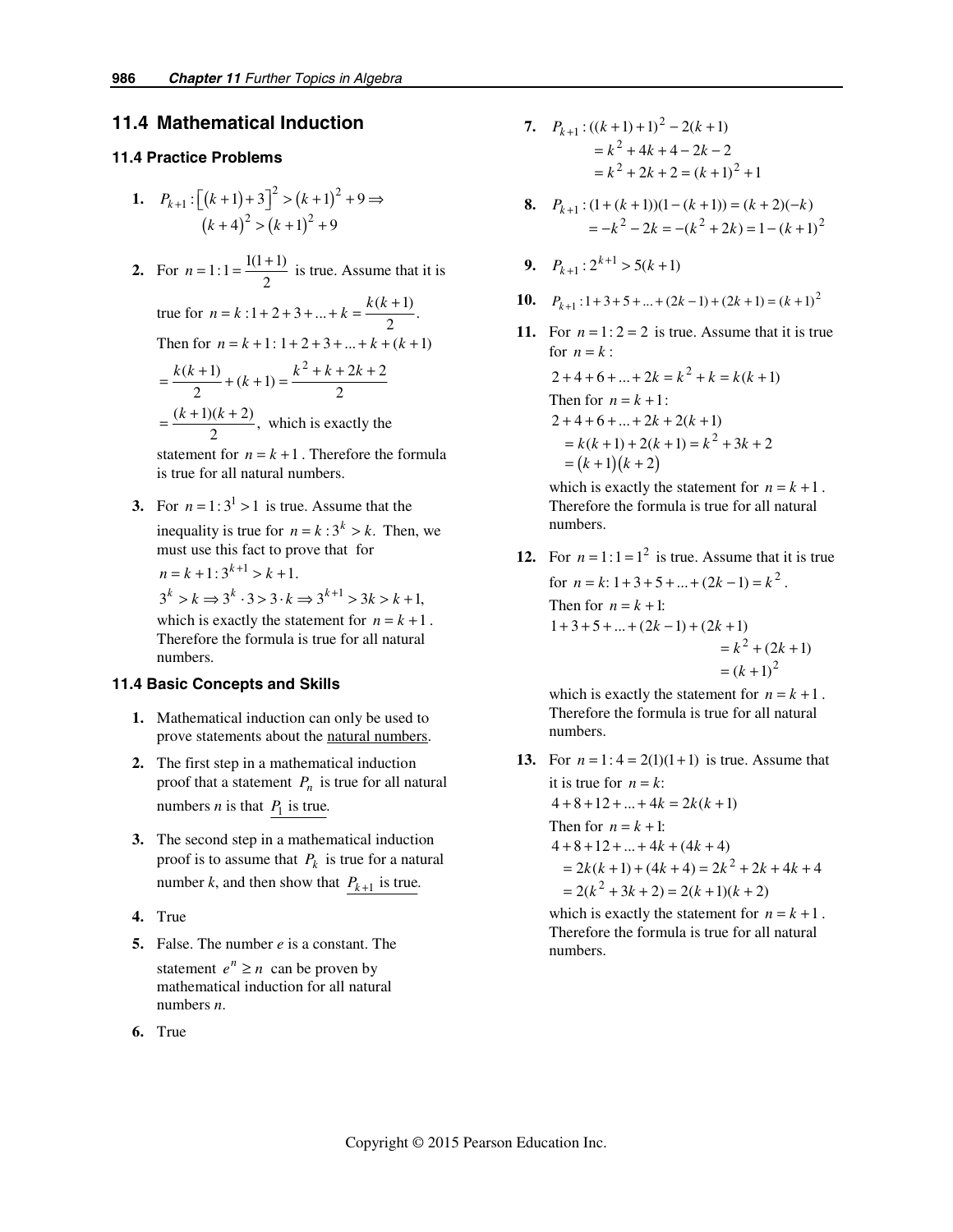## 11.4 Mathematical Induction

### 11.4 Practice Problems

1. $P_{k+1}: \left[(k+1)+3\right]^2 > (k+1)^2 + 9 \Rightarrow$
   $(k+4)^2 > (k+1)^2 + 9$

2. For $n = 1: 1 = \dfrac{1(1+1)}{2}$ is true. Assume that it is true for $n = k: 1 + 2 + 3 + ... + k = \dfrac{k(k+1)}{2}$.
   Then for $n = k+1: 1 + 2 + 3 + ... + k + (k+1)$
   $= \dfrac{k(k+1)}{2} + (k+1) = \dfrac{k^2 + k + 2k + 2}{2}$
   $= \dfrac{(k+1)(k+2)}{2}$, which is exactly the statement for $n = k+1$. Therefore the formula is true for all natural numbers.

3. For $n = 1: 3^1 > 1$ is true. Assume that the inequality is true for $n = k: 3^k > k$. Then, we must use this fact to prove that for $n = k+1: 3^{k+1} > k+1$.
   $3^k > k \Rightarrow 3^k \cdot 3 > 3 \cdot k \Rightarrow 3^{k+1} > 3k > k+1,$
   which is exactly the statement for $n = k+1$. Therefore the formula is true for all natural numbers.

### 11.4 Basic Concepts and Skills

1. Mathematical induction can only be used to prove statements about the natural numbers.

2. The first step in a mathematical induction proof that a statement $P_n$ is true for all natural numbers $n$ is that $P_1$ is true.

3. The second step in a mathematical induction proof is to assume that $P_k$ is true for a natural number $k$, and then show that $P_{k+1}$ is true.

4. True

5. False. The number $e$ is a constant. The statement $e^n \geq n$ can be proven by mathematical induction for all natural numbers $n$.

6. True

7. $P_{k+1}: ((k+1)+1)^2 - 2(k+1)$
   $= k^2 + 4k + 4 - 2k - 2$
   $= k^2 + 2k + 2 = (k+1)^2 + 1$

8. $P_{k+1}: (1 + (k+1))(1 - (k+1)) = (k+2)(-k)$
   $= -k^2 - 2k = -(k^2 + 2k) = 1 - (k+1)^2$

9. $P_{k+1}: 2^{k+1} > 5(k+1)$

10. $P_{k+1}: 1 + 3 + 5 + ... + (2k-1) + (2k+1) = (k+1)^2$

11. For $n = 1: 2 = 2$ is true. Assume that it is true for $n = k$:
    $2 + 4 + 6 + ... + 2k = k^2 + k = k(k+1)$
    Then for $n = k+1$:
    $2 + 4 + 6 + ... + 2k + 2(k+1)$
    $= k(k+1) + 2(k+1) = k^2 + 3k + 2$
    $= (k+1)(k+2)$
    which is exactly the statement for $n = k+1$. Therefore the formula is true for all natural numbers.

12. For $n = 1: 1 = 1^2$ is true. Assume that it is true for $n = k$: $1 + 3 + 5 + ... + (2k-1) = k^2$.
    Then for $n = k+1$:
    $1 + 3 + 5 + ... + (2k-1) + (2k+1)$
    $= k^2 + (2k+1)$
    $= (k+1)^2$
    which is exactly the statement for $n = k+1$. Therefore the formula is true for all natural numbers.

13. For $n = 1: 4 = 2(1)(1+1)$ is true. Assume that it is true for $n = k$:
    $4 + 8 + 12 + ... + 4k = 2k(k+1)$
    Then for $n = k+1$:
    $4 + 8 + 12 + ... + 4k + (4k+4)$
    $= 2k(k+1) + (4k+4) = 2k^2 + 2k + 4k + 4$
    $= 2(k^2 + 3k + 2) = 2(k+1)(k+2)$
    which is exactly the statement for $n = k+1$. Therefore the formula is true for all natural numbers.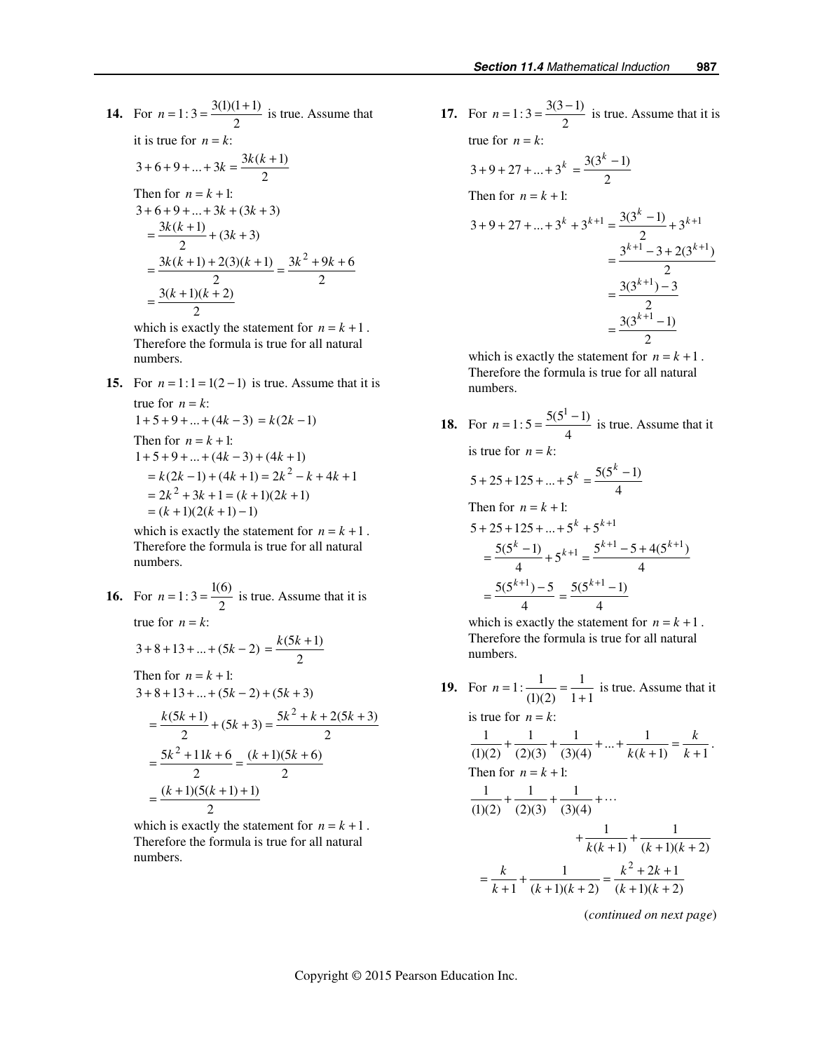**14.** For $n = 1: 3 = \dfrac{3(1)(1+1)}{2}$ is true. Assume that it is true for $n = k$:

$$3 + 6 + 9 + ... + 3k = \frac{3k(k+1)}{2}$$

Then for $n = k + 1$:

$$\begin{aligned}
&3 + 6 + 9 + ... + 3k + (3k + 3) \\
&= \frac{3k(k+1)}{2} + (3k+3) \\
&= \frac{3k(k+1) + 2(3)(k+1)}{2} = \frac{3k^2 + 9k + 6}{2} \\
&= \frac{3(k+1)(k+2)}{2}
\end{aligned}$$

which is exactly the statement for $n = k + 1$. Therefore the formula is true for all natural numbers.

**15.** For $n = 1: 1 = 1(2-1)$ is true. Assume that it is true for $n = k$:

$$1 + 5 + 9 + ... + (4k - 3) = k(2k - 1)$$

Then for $n = k + 1$:

$$\begin{aligned}
&1 + 5 + 9 + ... + (4k-3) + (4k+1) \\
&= k(2k-1) + (4k+1) = 2k^2 - k + 4k + 1 \\
&= 2k^2 + 3k + 1 = (k+1)(2k+1) \\
&= (k+1)(2(k+1) - 1)
\end{aligned}$$

which is exactly the statement for $n = k + 1$. Therefore the formula is true for all natural numbers.

**16.** For $n = 1: 3 = \dfrac{1(6)}{2}$ is true. Assume that it is true for $n = k$:

$$3 + 8 + 13 + ... + (5k - 2) = \frac{k(5k+1)}{2}$$

Then for $n = k + 1$:

$$\begin{aligned}
&3 + 8 + 13 + ... + (5k-2) + (5k+3) \\
&= \frac{k(5k+1)}{2} + (5k+3) = \frac{5k^2 + k + 2(5k+3)}{2} \\
&= \frac{5k^2 + 11k + 6}{2} = \frac{(k+1)(5k+6)}{2} \\
&= \frac{(k+1)(5(k+1)+1)}{2}
\end{aligned}$$

which is exactly the statement for $n = k + 1$. Therefore the formula is true for all natural numbers.

**17.** For $n = 1: 3 = \dfrac{3(3-1)}{2}$ is true. Assume that it is true for $n = k$:

$$3 + 9 + 27 + ... + 3^k = \frac{3(3^k - 1)}{2}$$

Then for $n = k + 1$:

$$\begin{aligned}
3 + 9 + 27 + ... + 3^k + 3^{k+1} &= \frac{3(3^k - 1)}{2} + 3^{k+1} \\
&= \frac{3^{k+1} - 3 + 2(3^{k+1})}{2} \\
&= \frac{3(3^{k+1}) - 3}{2} \\
&= \frac{3(3^{k+1} - 1)}{2}
\end{aligned}$$

which is exactly the statement for $n = k + 1$. Therefore the formula is true for all natural numbers.

**18.** For $n = 1: 5 = \dfrac{5(5^1 - 1)}{4}$ is true. Assume that it is true for $n = k$:

$$5 + 25 + 125 + ... + 5^k = \frac{5(5^k - 1)}{4}$$

Then for $n = k + 1$:

$$\begin{aligned}
&5 + 25 + 125 + ... + 5^k + 5^{k+1} \\
&= \frac{5(5^k - 1)}{4} + 5^{k+1} = \frac{5^{k+1} - 5 + 4(5^{k+1})}{4} \\
&= \frac{5(5^{k+1}) - 5}{4} = \frac{5(5^{k+1} - 1)}{4}
\end{aligned}$$

which is exactly the statement for $n = k + 1$. Therefore the formula is true for all natural numbers.

**19.** For $n = 1: \dfrac{1}{(1)(2)} = \dfrac{1}{1+1}$ is true. Assume that it is true for $n = k$:

$$\frac{1}{(1)(2)} + \frac{1}{(2)(3)} + \frac{1}{(3)(4)} + ... + \frac{1}{k(k+1)} = \frac{k}{k+1}.$$

Then for $n = k + 1$:

$$\begin{aligned}
&\frac{1}{(1)(2)} + \frac{1}{(2)(3)} + \frac{1}{(3)(4)} + \cdots \\
&\qquad + \frac{1}{k(k+1)} + \frac{1}{(k+1)(k+2)} \\
&= \frac{k}{k+1} + \frac{1}{(k+1)(k+2)} = \frac{k^2 + 2k + 1}{(k+1)(k+2)}
\end{aligned}$$

(*continued on next page*)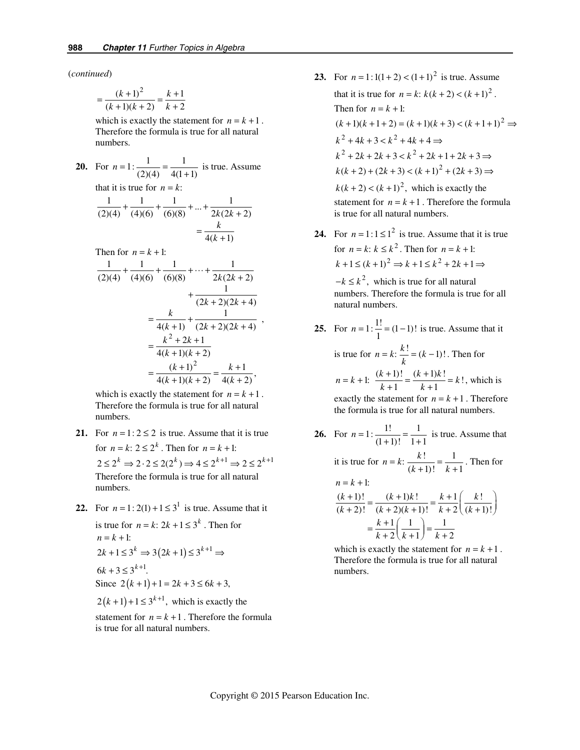(*continued*)

$$= \frac{(k+1)^2}{(k+1)(k+2)} = \frac{k+1}{k+2}$$

which is exactly the statement for $n = k+1$. Therefore the formula is true for all natural numbers.

**20.** For $n = 1: \frac{1}{(2)(4)} = \frac{1}{4(1+1)}$ is true. Assume that it is true for $n = k$:

$$\frac{1}{(2)(4)} + \frac{1}{(4)(6)} + \frac{1}{(6)(8)} + ... + \frac{1}{2k(2k+2)} = \frac{k}{4(k+1)}$$

Then for $n = k+1$:

$$\frac{1}{(2)(4)} + \frac{1}{(4)(6)} + \frac{1}{(6)(8)} + \cdots + \frac{1}{2k(2k+2)} + \frac{1}{(2k+2)(2k+4)}$$

$$= \frac{k}{4(k+1)} + \frac{1}{(2k+2)(2k+4)},$$

$$= \frac{k^2+2k+1}{4(k+1)(k+2)}$$

$$= \frac{(k+1)^2}{4(k+1)(k+2)} = \frac{k+1}{4(k+2)},$$

which is exactly the statement for $n = k+1$. Therefore the formula is true for all natural numbers.

**21.** For $n = 1: 2 \le 2$ is true. Assume that it is true for $n = k$: $2 \le 2^k$. Then for $n = k+1$:

$2 \le 2^k \Rightarrow 2 \cdot 2 \le 2(2^k) \Rightarrow 4 \le 2^{k+1} \Rightarrow 2 \le 2^{k+1}$

Therefore the formula is true for all natural numbers.

**22.** For $n = 1: 2(1) + 1 \le 3^1$ is true. Assume that it is true for $n = k$: $2k + 1 \le 3^k$. Then for $n = k+1$:

$2k + 1 \le 3^k \Rightarrow 3(2k+1) \le 3^{k+1} \Rightarrow$

$6k + 3 \le 3^{k+1}.$

Since $2(k+1) + 1 = 2k + 3 \le 6k + 3,$

$2(k+1) + 1 \le 3^{k+1},$ which is exactly the statement for $n = k+1$. Therefore the formula is true for all natural numbers.

**23.** For $n = 1: 1(1+2) < (1+1)^2$ is true. Assume that it is true for $n = k$: $k(k+2) < (k+1)^2$. Then for $n = k+1$:

$(k+1)(k+1+2) = (k+1)(k+3) < (k+1+1)^2 \Rightarrow$

$k^2 + 4k + 3 < k^2 + 4k + 4 \Rightarrow$

$k^2 + 2k + 2k + 3 < k^2 + 2k + 1 + 2k + 3 \Rightarrow$

$k(k+2) + (2k+3) < (k+1)^2 + (2k+3) \Rightarrow$

$k(k+2) < (k+1)^2,$ which is exactly the statement for $n = k+1$. Therefore the formula is true for all natural numbers.

**24.** For $n = 1: 1 \le 1^2$ is true. Assume that it is true for $n = k$: $k \le k^2$. Then for $n = k+1$:

$k + 1 \le (k+1)^2 \Rightarrow k + 1 \le k^2 + 2k + 1 \Rightarrow$

$-k \le k^2,$ which is true for all natural numbers. Therefore the formula is true for all natural numbers.

**25.** For $n = 1: \frac{1!}{1} = (1-1)!$ is true. Assume that it is true for $n = k$: $\frac{k!}{k} = (k-1)!$. Then for $n = k+1$: $\frac{(k+1)!}{k+1} = \frac{(k+1)k!}{k+1} = k!$, which is exactly the statement for $n = k+1$. Therefore the formula is true for all natural numbers.

**26.** For $n = 1: \frac{1!}{(1+1)!} = \frac{1}{1+1}$ is true. Assume that it is true for $n = k$: $\frac{k!}{(k+1)!} = \frac{1}{k+1}$. Then for $n = k+1$:

$$\frac{(k+1)!}{(k+2)!} = \frac{(k+1)k!}{(k+2)(k+1)!} = \frac{k+1}{k+2}\left(\frac{k!}{(k+1)!}\right)$$

$$= \frac{k+1}{k+2}\left(\frac{1}{k+1}\right) = \frac{1}{k+2}$$

which is exactly the statement for $n = k+1$. Therefore the formula is true for all natural numbers.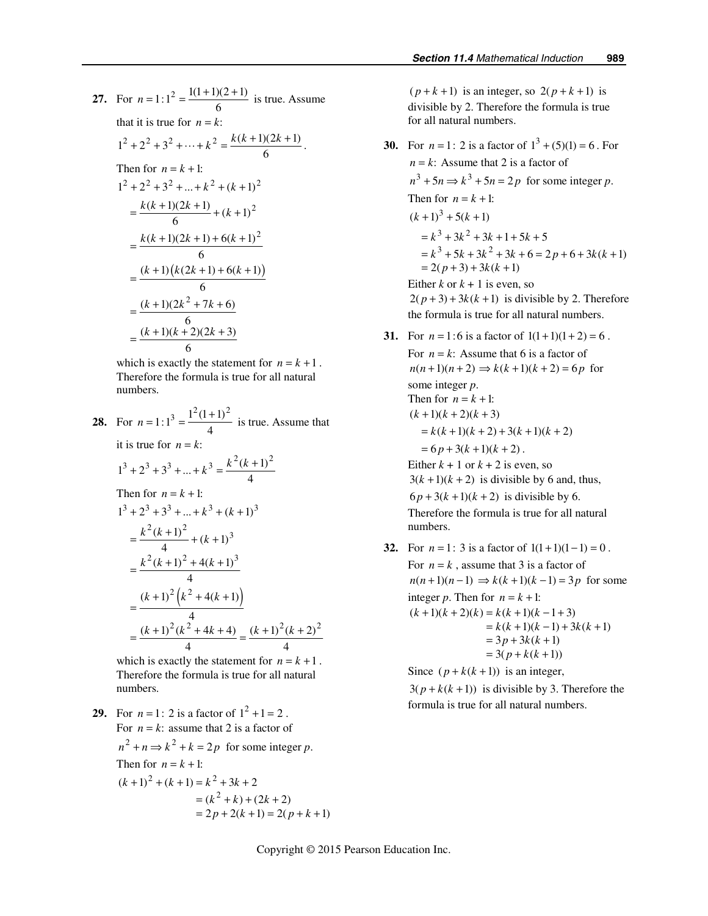**27.** For $n = 1: 1^2 = \dfrac{1(1+1)(2+1)}{6}$ is true. Assume that it is true for $n = k$:

$$1^2 + 2^2 + 3^2 + \cdots + k^2 = \frac{k(k+1)(2k+1)}{6}.$$

Then for $n = k+1$:

$$\begin{aligned}
&1^2 + 2^2 + 3^2 + ... + k^2 + (k+1)^2 \\
&= \frac{k(k+1)(2k+1)}{6} + (k+1)^2 \\
&= \frac{k(k+1)(2k+1) + 6(k+1)^2}{6} \\
&= \frac{(k+1)\left(k(2k+1) + 6(k+1)\right)}{6} \\
&= \frac{(k+1)(2k^2 + 7k + 6)}{6} \\
&= \frac{(k+1)(k+2)(2k+3)}{6}
\end{aligned}$$

which is exactly the statement for $n = k+1$. Therefore the formula is true for all natural numbers.

**28.** For $n = 1: 1^3 = \dfrac{1^2(1+1)^2}{4}$ is true. Assume that it is true for $n = k$:

$$1^3 + 2^3 + 3^3 + ... + k^3 = \frac{k^2(k+1)^2}{4}$$

Then for $n = k+1$:

$$\begin{aligned}
&1^3 + 2^3 + 3^3 + ... + k^3 + (k+1)^3 \\
&= \frac{k^2(k+1)^2}{4} + (k+1)^3 \\
&= \frac{k^2(k+1)^2 + 4(k+1)^3}{4} \\
&= \frac{(k+1)^2\left(k^2 + 4(k+1)\right)}{4} \\
&= \frac{(k+1)^2(k^2 + 4k + 4)}{4} = \frac{(k+1)^2(k+2)^2}{4}
\end{aligned}$$

which is exactly the statement for $n = k+1$. Therefore the formula is true for all natural numbers.

**29.** For $n = 1$: 2 is a factor of $1^2 + 1 = 2$.
For $n = k$: assume that 2 is a factor of $n^2 + n \Rightarrow k^2 + k = 2p$ for some integer $p$.
Then for $n = k+1$:

$$\begin{aligned}
(k+1)^2 + (k+1) &= k^2 + 3k + 2 \\
&= (k^2 + k) + (2k + 2) \\
&= 2p + 2(k+1) = 2(p + k + 1)
\end{aligned}$$

$(p + k + 1)$ is an integer, so $2(p + k + 1)$ is divisible by 2. Therefore the formula is true for all natural numbers.

**30.** For $n = 1$: 2 is a factor of $1^3 + (5)(1) = 6$. For $n = k$: Assume that 2 is a factor of $n^3 + 5n \Rightarrow k^3 + 5n = 2p$ for some integer $p$.
Then for $n = k+1$:

$$\begin{aligned}
&(k+1)^3 + 5(k+1) \\
&= k^3 + 3k^2 + 3k + 1 + 5k + 5 \\
&= k^3 + 5k + 3k^2 + 3k + 6 = 2p + 6 + 3k(k+1) \\
&= 2(p+3) + 3k(k+1)
\end{aligned}$$

Either $k$ or $k + 1$ is even, so $2(p+3) + 3k(k+1)$ is divisible by 2. Therefore the formula is true for all natural numbers.

**31.** For $n = 1: 6$ is a factor of $1(1+1)(1+2) = 6$.
For $n = k$: Assume that 6 is a factor of $n(n+1)(n+2) \Rightarrow k(k+1)(k+2) = 6p$ for some integer $p$.
Then for $n = k+1$:

$$\begin{aligned}
&(k+1)(k+2)(k+3) \\
&= k(k+1)(k+2) + 3(k+1)(k+2) \\
&= 6p + 3(k+1)(k+2).
\end{aligned}$$

Either $k + 1$ or $k + 2$ is even, so $3(k+1)(k+2)$ is divisible by 6 and, thus, $6p + 3(k+1)(k+2)$ is divisible by 6.
Therefore the formula is true for all natural numbers.

**32.** For $n = 1$: 3 is a factor of $1(1+1)(1-1) = 0$.
For $n = k$, assume that 3 is a factor of $n(n+1)(n-1) \Rightarrow k(k+1)(k-1) = 3p$ for some integer $p$. Then for $n = k+1$:

$$\begin{aligned}
(k+1)(k+2)(k) &= k(k+1)(k-1+3) \\
&= k(k+1)(k-1) + 3k(k+1) \\
&= 3p + 3k(k+1) \\
&= 3(p + k(k+1))
\end{aligned}$$

Since $(p + k(k+1))$ is an integer, $3(p + k(k+1))$ is divisible by 3. Therefore the formula is true for all natural numbers.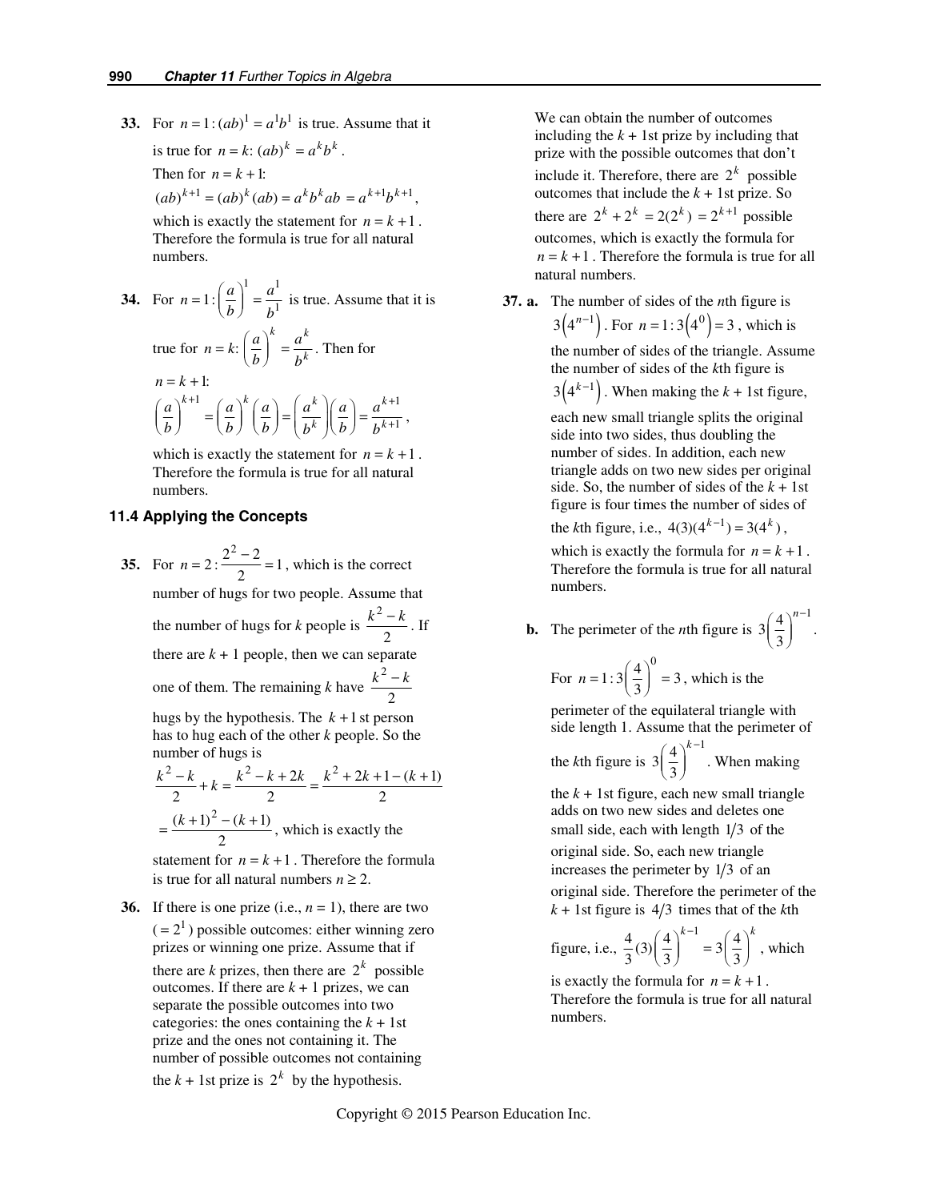**33.** For $n = 1: (ab)^1 = a^1b^1$ is true. Assume that it is true for $n = k$: $(ab)^k = a^kb^k$.
Then for $n = k+1$:
$(ab)^{k+1} = (ab)^k(ab) = a^kb^kab = a^{k+1}b^{k+1}$,
which is exactly the statement for $n = k+1$. Therefore the formula is true for all natural numbers.

**34.** For $n = 1: \left(\dfrac{a}{b}\right)^1 = \dfrac{a^1}{b^1}$ is true. Assume that it is true for $n = k$: $\left(\dfrac{a}{b}\right)^k = \dfrac{a^k}{b^k}$. Then for $n = k+1$:
$$\left(\frac{a}{b}\right)^{k+1} = \left(\frac{a}{b}\right)^k\left(\frac{a}{b}\right) = \left(\frac{a^k}{b^k}\right)\left(\frac{a}{b}\right) = \frac{a^{k+1}}{b^{k+1}},$$
which is exactly the statement for $n = k+1$. Therefore the formula is true for all natural numbers.

### 11.4 Applying the Concepts

**35.** For $n = 2: \dfrac{2^2 - 2}{2} = 1$, which is the correct number of hugs for two people. Assume that the number of hugs for $k$ people is $\dfrac{k^2 - k}{2}$. If there are $k + 1$ people, then we can separate one of them. The remaining $k$ have $\dfrac{k^2 - k}{2}$ hugs by the hypothesis. The $k+1$st person has to hug each of the other $k$ people. So the number of hugs is
$$\frac{k^2 - k}{2} + k = \frac{k^2 - k + 2k}{2} = \frac{k^2 + 2k + 1 - (k+1)}{2}$$
$$= \frac{(k+1)^2 - (k+1)}{2},$$ which is exactly the statement for $n = k+1$. Therefore the formula is true for all natural numbers $n \geq 2$.

**36.** If there is one prize (i.e., $n = 1$), there are two ($= 2^1$) possible outcomes: either winning zero prizes or winning one prize. Assume that if there are $k$ prizes, then there are $2^k$ possible outcomes. If there are $k + 1$ prizes, we can separate the possible outcomes into two categories: the ones containing the $k + 1$st prize and the ones not containing it. The number of possible outcomes not containing the $k + 1$st prize is $2^k$ by the hypothesis. We can obtain the number of outcomes including the $k + 1$st prize by including that prize with the possible outcomes that don't include it. Therefore, there are $2^k$ possible outcomes that include the $k + 1$st prize. So there are $2^k + 2^k = 2(2^k) = 2^{k+1}$ possible outcomes, which is exactly the formula for $n = k+1$. Therefore the formula is true for all natural numbers.

**37. a.** The number of sides of the $n$th figure is $3\left(4^{n-1}\right)$. For $n = 1: 3\left(4^0\right) = 3$, which is the number of sides of the triangle. Assume the number of sides of the $k$th figure is $3\left(4^{k-1}\right)$. When making the $k + 1$st figure, each new small triangle splits the original side into two sides, thus doubling the number of sides. In addition, each new triangle adds on two new sides per original side. So, the number of sides of the $k + 1$st figure is four times the number of sides of the $k$th figure, i.e., $4(3)(4^{k-1}) = 3(4^k)$, which is exactly the formula for $n = k+1$. Therefore the formula is true for all natural numbers.

**b.** The perimeter of the $n$th figure is $3\left(\dfrac{4}{3}\right)^{n-1}$.

For $n = 1: 3\left(\dfrac{4}{3}\right)^0 = 3$, which is the perimeter of the equilateral triangle with side length 1. Assume that the perimeter of the $k$th figure is $3\left(\dfrac{4}{3}\right)^{k-1}$. When making the $k + 1$st figure, each new small triangle adds on two new sides and deletes one small side, each with length $1/3$ of the original side. So, each new triangle increases the perimeter by $1/3$ of an original side. Therefore the perimeter of the $k + 1$st figure is $4/3$ times that of the $k$th figure, i.e., $\dfrac{4}{3}(3)\left(\dfrac{4}{3}\right)^{k-1} = 3\left(\dfrac{4}{3}\right)^k$, which is exactly the formula for $n = k+1$. Therefore the formula is true for all natural numbers.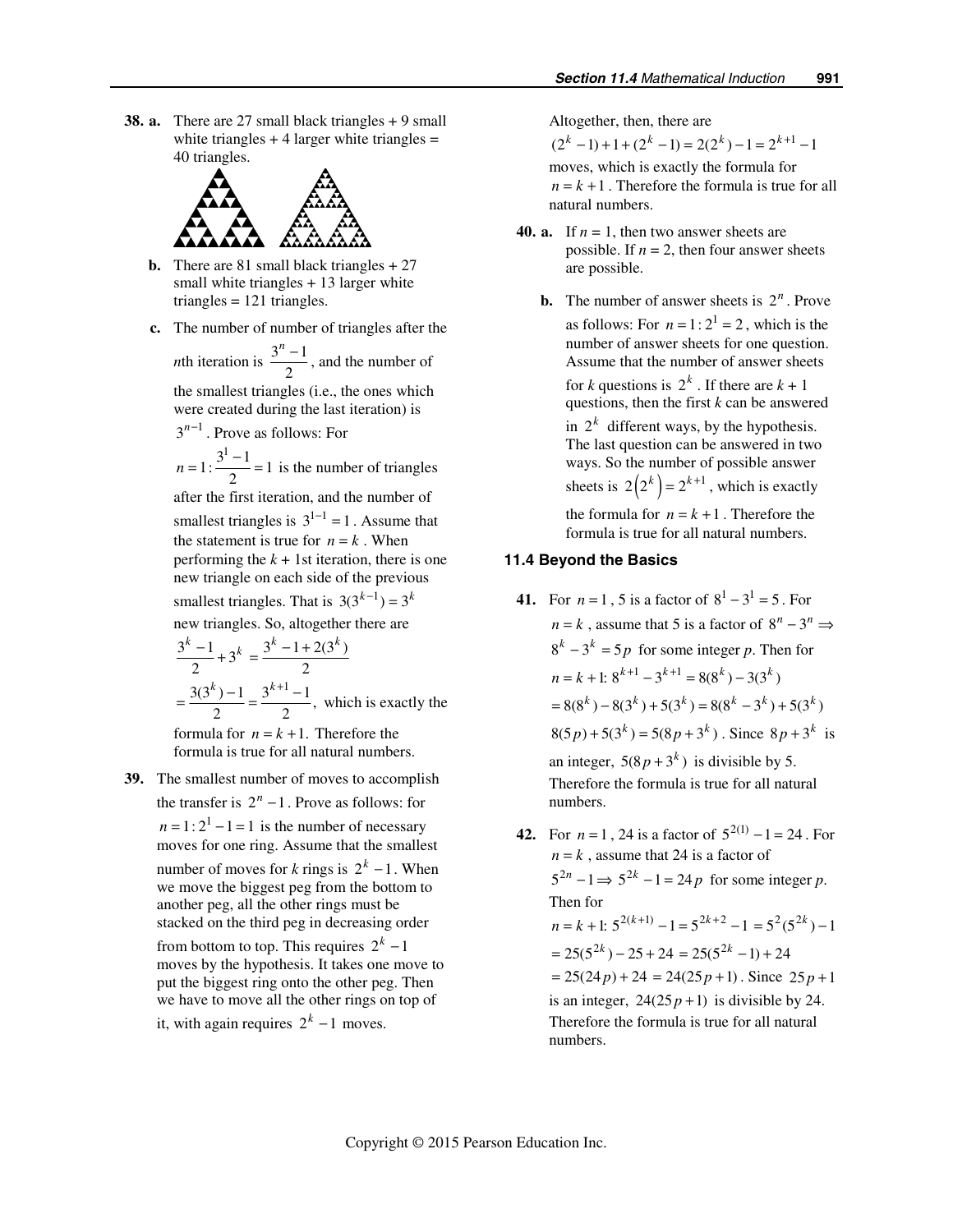**38. a.** There are 27 small black triangles + 9 small white triangles + 4 larger white triangles = 40 triangles.

**b.** There are 81 small black triangles + 27 small white triangles + 13 larger white triangles = 121 triangles.

**c.** The number of number of triangles after the $n$th iteration is $\frac{3^n - 1}{2}$, and the number of the smallest triangles (i.e., the ones which were created during the last iteration) is $3^{n-1}$. Prove as follows: For $n = 1: \frac{3^1 - 1}{2} = 1$ is the number of triangles after the first iteration, and the number of smallest triangles is $3^{1-1} = 1$. Assume that the statement is true for $n = k$. When performing the $k$ + 1st iteration, there is one new triangle on each side of the previous smallest triangles. That is $3(3^{k-1}) = 3^k$ new triangles. So, altogether there are

$$\frac{3^k - 1}{2} + 3^k = \frac{3^k - 1 + 2(3^k)}{2}$$
$$= \frac{3(3^k) - 1}{2} = \frac{3^{k+1} - 1}{2},$$ which is exactly the formula for $n = k + 1$. Therefore the formula is true for all natural numbers.

**39.** The smallest number of moves to accomplish the transfer is $2^n - 1$. Prove as follows: for $n = 1: 2^1 - 1 = 1$ is the number of necessary moves for one ring. Assume that the smallest number of moves for $k$ rings is $2^k - 1$. When we move the biggest peg from the bottom to another peg, all the other rings must be stacked on the third peg in decreasing order from bottom to top. This requires $2^k - 1$ moves by the hypothesis. It takes one move to put the biggest ring onto the other peg. Then we have to move all the other rings on top of it, with again requires $2^k - 1$ moves.

Altogether, then, there are
$(2^k - 1) + 1 + (2^k - 1) = 2(2^k) - 1 = 2^{k+1} - 1$
moves, which is exactly the formula for $n = k + 1$. Therefore the formula is true for all natural numbers.

**40. a.** If $n$ = 1, then two answer sheets are possible. If $n$ = 2, then four answer sheets are possible.

**b.** The number of answer sheets is $2^n$. Prove as follows: For $n = 1: 2^1 = 2$, which is the number of answer sheets for one question. Assume that the number of answer sheets for $k$ questions is $2^k$. If there are $k$ + 1 questions, then the first $k$ can be answered in $2^k$ different ways, by the hypothesis. The last question can be answered in two ways. So the number of possible answer sheets is $2\left(2^k\right) = 2^{k+1}$, which is exactly the formula for $n = k + 1$. Therefore the formula is true for all natural numbers.

### 11.4 Beyond the Basics

**41.** For $n = 1$, 5 is a factor of $8^1 - 3^1 = 5$. For $n = k$, assume that 5 is a factor of $8^n - 3^n \Rightarrow$ $8^k - 3^k = 5p$ for some integer $p$. Then for $n = k + 1$: $8^{k+1} - 3^{k+1} = 8(8^k) - 3(3^k)$
$= 8(8^k) - 8(3^k) + 5(3^k) = 8(8^k - 3^k) + 5(3^k)$
$8(5p) + 5(3^k) = 5(8p + 3^k)$. Since $8p + 3^k$ is an integer, $5(8p + 3^k)$ is divisible by 5. Therefore the formula is true for all natural numbers.

**42.** For $n = 1$, 24 is a factor of $5^{2(1)} - 1 = 24$. For $n = k$, assume that 24 is a factor of $5^{2n} - 1 \Rightarrow 5^{2k} - 1 = 24p$ for some integer $p$. Then for
$n = k + 1$: $5^{2(k+1)} - 1 = 5^{2k+2} - 1 = 5^2(5^{2k}) - 1$
$= 25(5^{2k}) - 25 + 24 = 25(5^{2k} - 1) + 24$
$= 25(24p) + 24 = 24(25p + 1)$. Since $25p + 1$ is an integer, $24(25p + 1)$ is divisible by 24. Therefore the formula is true for all natural numbers.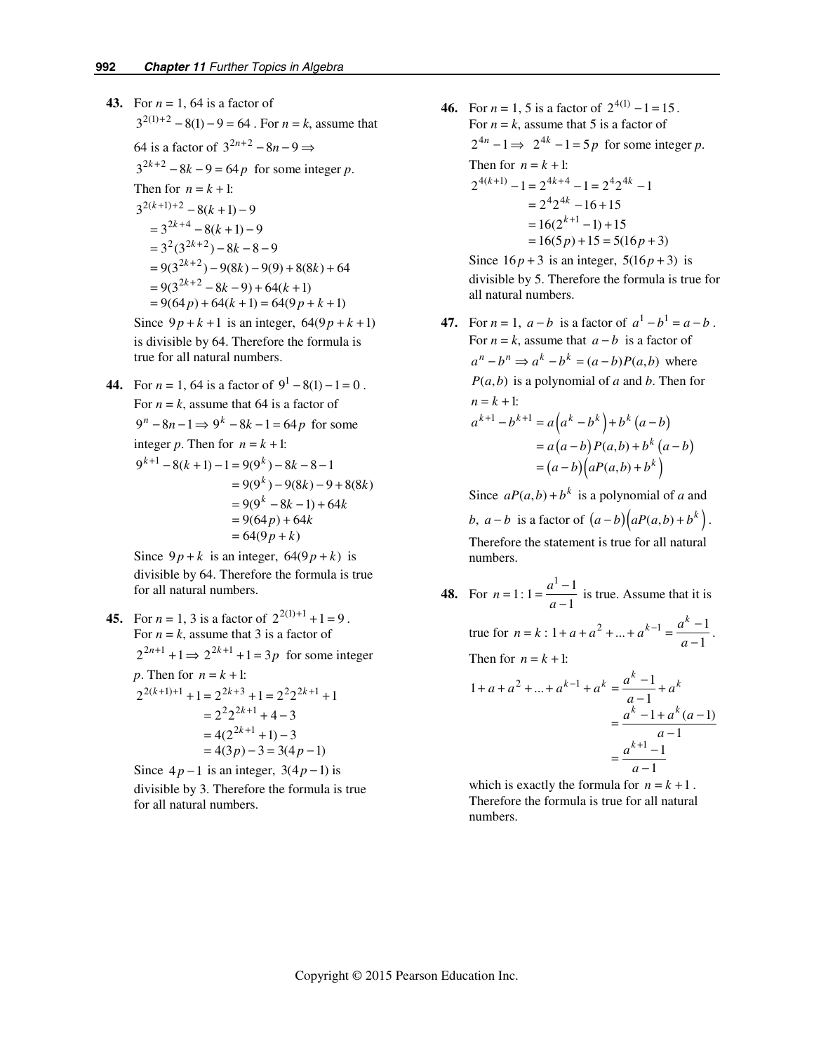**43.** For $n = 1$, 64 is a factor of $3^{2(1)+2} - 8(1) - 9 = 64$. For $n = k$, assume that 64 is a factor of $3^{2n+2} - 8n - 9 \Rightarrow$ $3^{2k+2} - 8k - 9 = 64p$ for some integer $p$. Then for $n = k+1$:

$$\begin{aligned}
&3^{2(k+1)+2} - 8(k+1) - 9 \\
&= 3^{2k+4} - 8(k+1) - 9 \\
&= 3^2(3^{2k+2}) - 8k - 8 - 9 \\
&= 9(3^{2k+2}) - 9(8k) - 9(9) + 8(8k) + 64 \\
&= 9(3^{2k+2} - 8k - 9) + 64(k+1) \\
&= 9(64p) + 64(k+1) = 64(9p + k + 1)
\end{aligned}$$

Since $9p + k + 1$ is an integer, $64(9p + k + 1)$ is divisible by 64. Therefore the formula is true for all natural numbers.

**44.** For $n = 1$, 64 is a factor of $9^1 - 8(1) - 1 = 0$. For $n = k$, assume that 64 is a factor of $9^n - 8n - 1 \Rightarrow 9^k - 8k - 1 = 64p$ for some integer $p$. Then for $n = k+1$:

$$\begin{aligned}
9^{k+1} - 8(k+1) - 1 &= 9(9^k) - 8k - 8 - 1 \\
&= 9(9^k) - 9(8k) - 9 + 8(8k) \\
&= 9(9^k - 8k - 1) + 64k \\
&= 9(64p) + 64k \\
&= 64(9p + k)
\end{aligned}$$

Since $9p + k$ is an integer, $64(9p + k)$ is divisible by 64. Therefore the formula is true for all natural numbers.

**45.** For $n = 1$, 3 is a factor of $2^{2(1)+1} + 1 = 9$. For $n = k$, assume that 3 is a factor of $2^{2n+1} + 1 \Rightarrow 2^{2k+1} + 1 = 3p$ for some integer $p$. Then for $n = k+1$:

$$\begin{aligned}
2^{2(k+1)+1} + 1 = 2^{2k+3} + 1 &= 2^2 2^{2k+1} + 1 \\
&= 2^2 2^{2k+1} + 4 - 3 \\
&= 4(2^{2k+1} + 1) - 3 \\
&= 4(3p) - 3 = 3(4p - 1)
\end{aligned}$$

Since $4p - 1$ is an integer, $3(4p - 1)$ is divisible by 3. Therefore the formula is true for all natural numbers.

**46.** For $n = 1$, 5 is a factor of $2^{4(1)} - 1 = 15$. For $n = k$, assume that 5 is a factor of $2^{4n} - 1 \Rightarrow$ $2^{4k} - 1 = 5p$ for some integer $p$. Then for $n = k+1$:

$$\begin{aligned}
2^{4(k+1)} - 1 = 2^{4k+4} - 1 &= 2^4 2^{4k} - 1 \\
&= 2^4 2^{4k} - 16 + 15 \\
&= 16(2^{k+1} - 1) + 15 \\
&= 16(5p) + 15 = 5(16p + 3)
\end{aligned}$$

Since $16p + 3$ is an integer, $5(16p + 3)$ is divisible by 5. Therefore the formula is true for all natural numbers.

**47.** For $n = 1$, $a - b$ is a factor of $a^1 - b^1 = a - b$. For $n = k$, assume that $a - b$ is a factor of $a^n - b^n \Rightarrow a^k - b^k = (a-b)P(a,b)$ where $P(a,b)$ is a polynomial of $a$ and $b$. Then for $n = k+1$:

$$\begin{aligned}
a^{k+1} - b^{k+1} &= a\left(a^k - b^k\right) + b^k\left(a - b\right) \\
&= a\left(a - b\right)P(a,b) + b^k\left(a - b\right) \\
&= \left(a - b\right)\left(aP(a,b) + b^k\right)
\end{aligned}$$

Since $aP(a,b) + b^k$ is a polynomial of $a$ and $b$, $a - b$ is a factor of $\left(a-b\right)\left(aP(a,b) + b^k\right)$. Therefore the statement is true for all natural numbers.

**48.** For $n = 1: 1 = \dfrac{a^1 - 1}{a - 1}$ is true. Assume that it is true for $n = k: 1 + a + a^2 + ... + a^{k-1} = \dfrac{a^k - 1}{a - 1}$. Then for $n = k+1$:

$$\begin{aligned}
1 + a + a^2 + ... + a^{k-1} + a^k &= \frac{a^k - 1}{a - 1} + a^k \\
&= \frac{a^k - 1 + a^k(a-1)}{a - 1} \\
&= \frac{a^{k+1} - 1}{a - 1}
\end{aligned}$$

which is exactly the formula for $n = k+1$. Therefore the formula is true for all natural numbers.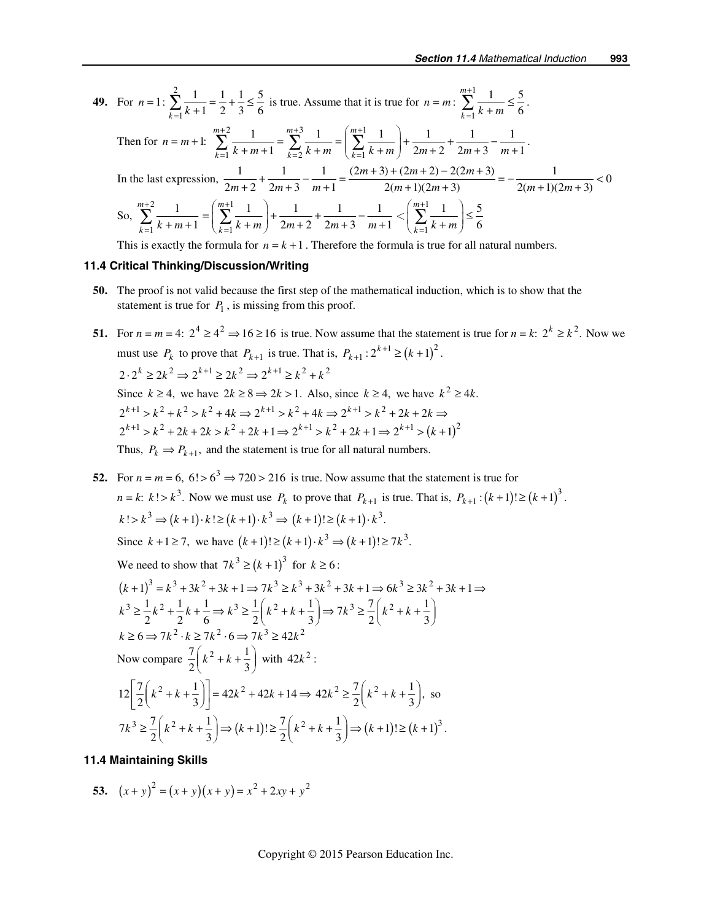**49.** For $n = 1$: $\sum_{k=1}^{2} \frac{1}{k+1} = \frac{1}{2} + \frac{1}{3} \le \frac{5}{6}$ is true. Assume that it is true for $n = m$: $\sum_{k=1}^{m+1} \frac{1}{k+m} \le \frac{5}{6}$.

Then for $n = m+1$: $\sum_{k=1}^{m+2} \frac{1}{k+m+1} = \sum_{k=2}^{m+3} \frac{1}{k+m} = \left( \sum_{k=1}^{m+1} \frac{1}{k+m} \right) + \frac{1}{2m+2} + \frac{1}{2m+3} - \frac{1}{m+1}$.

In the last expression, $\frac{1}{2m+2} + \frac{1}{2m+3} - \frac{1}{m+1} = \frac{(2m+3)+(2m+2)-2(2m+3)}{2(m+1)(2m+3)} = -\frac{1}{2(m+1)(2m+3)} < 0$

So, $\sum_{k=1}^{m+2} \frac{1}{k+m+1} = \left( \sum_{k=1}^{m+1} \frac{1}{k+m} \right) + \frac{1}{2m+2} + \frac{1}{2m+3} - \frac{1}{m+1} < \left( \sum_{k=1}^{m+1} \frac{1}{k+m} \right) \le \frac{5}{6}$

This is exactly the formula for $n = k+1$. Therefore the formula is true for all natural numbers.

### 11.4 Critical Thinking/Discussion/Writing

**50.** The proof is not valid because the first step of the mathematical induction, which is to show that the statement is true for $P_1$, is missing from this proof.

**51.** For $n = m = 4$: $2^4 \ge 4^2 \Rightarrow 16 \ge 16$ is true. Now assume that the statement is true for $n = k$: $2^k \ge k^2$. Now we must use $P_k$ to prove that $P_{k+1}$ is true. That is, $P_{k+1}: 2^{k+1} \ge (k+1)^2$.

$2 \cdot 2^k \ge 2k^2 \Rightarrow 2^{k+1} \ge 2k^2 \Rightarrow 2^{k+1} \ge k^2 + k^2$

Since $k \ge 4$, we have $2k \ge 8 \Rightarrow 2k > 1$. Also, since $k \ge 4$, we have $k^2 \ge 4k$.

$2^{k+1} > k^2 + k^2 > k^2 + 4k \Rightarrow 2^{k+1} > k^2 + 4k \Rightarrow 2^{k+1} > k^2 + 2k + 2k \Rightarrow$

$2^{k+1} > k^2 + 2k + 2k > k^2 + 2k + 1 \Rightarrow 2^{k+1} > k^2 + 2k + 1 \Rightarrow 2^{k+1} > (k+1)^2$

Thus, $P_k \Rightarrow P_{k+1}$, and the statement is true for all natural numbers.

**52.** For $n = m = 6$, $6! > 6^3 \Rightarrow 720 > 216$ is true. Now assume that the statement is true for $n = k$: $k! > k^3$. Now we must use $P_k$ to prove that $P_{k+1}$ is true. That is, $P_{k+1}: (k+1)! \ge (k+1)^3$.

$k! > k^3 \Rightarrow (k+1) \cdot k! \ge (k+1) \cdot k^3 \Rightarrow (k+1)! \ge (k+1) \cdot k^3$.

Since $k+1 \ge 7$, we have $(k+1)! \ge (k+1) \cdot k^3 \Rightarrow (k+1)! \ge 7k^3$.

We need to show that $7k^3 \ge (k+1)^3$ for $k \ge 6$:

$(k+1)^3 = k^3 + 3k^2 + 3k + 1 \Rightarrow 7k^3 \ge k^3 + 3k^2 + 3k + 1 \Rightarrow 6k^3 \ge 3k^2 + 3k + 1 \Rightarrow$

$k^3 \ge \frac{1}{2}k^2 + \frac{1}{2}k + \frac{1}{6} \Rightarrow k^3 \ge \frac{1}{2}\left(k^2 + k + \frac{1}{3}\right) \Rightarrow 7k^3 \ge \frac{7}{2}\left(k^2 + k + \frac{1}{3}\right)$

$k \ge 6 \Rightarrow 7k^2 \cdot k \ge 7k^2 \cdot 6 \Rightarrow 7k^3 \ge 42k^2$

Now compare $\frac{7}{2}\left(k^2 + k + \frac{1}{3}\right)$ with $42k^2$:

$12\left[\frac{7}{2}\left(k^2 + k + \frac{1}{3}\right)\right] = 42k^2 + 42k + 14 \Rightarrow 42k^2 \ge \frac{7}{2}\left(k^2 + k + \frac{1}{3}\right)$, so

$7k^3 \ge \frac{7}{2}\left(k^2 + k + \frac{1}{3}\right) \Rightarrow (k+1)! \ge \frac{7}{2}\left(k^2 + k + \frac{1}{3}\right) \Rightarrow (k+1)! \ge (k+1)^3$.

### 11.4 Maintaining Skills

**53.** $(x+y)^2 = (x+y)(x+y) = x^2 + 2xy + y^2$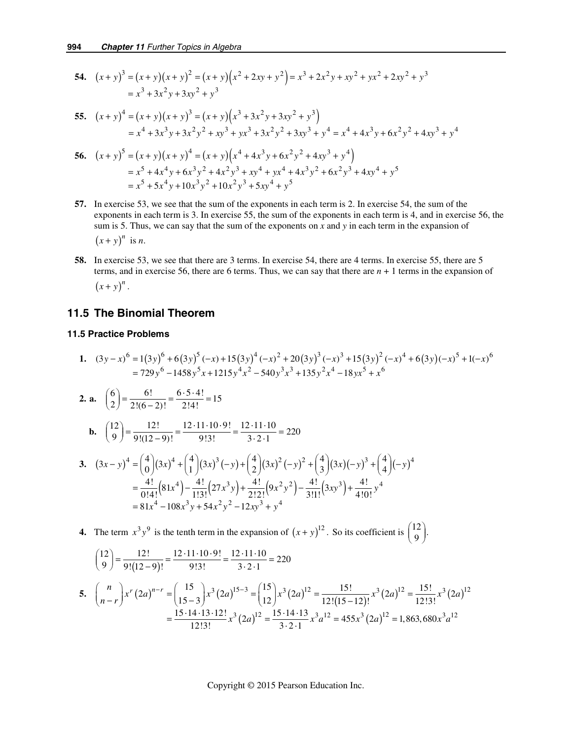**54.** $(x+y)^3 = (x+y)(x+y)^2 = (x+y)\left(x^2+2xy+y^2\right) = x^3+2x^2y+xy^2+yx^2+2xy^2+y^3$
$= x^3+3x^2y+3xy^2+y^3$

**55.** $(x+y)^4 = (x+y)(x+y)^3 = (x+y)\left(x^3+3x^2y+3xy^2+y^3\right)$
$= x^4+3x^3y+3x^2y^2+xy^3+yx^3+3x^2y^2+3xy^3+y^4 = x^4+4x^3y+6x^2y^2+4xy^3+y^4$

**56.** $(x+y)^5 = (x+y)(x+y)^4 = (x+y)\left(x^4+4x^3y+6x^2y^2+4xy^3+y^4\right)$
$= x^5+4x^4y+6x^3y^2+4x^2y^3+xy^4+yx^4+4x^3y^2+6x^2y^3+4xy^4+y^5$
$= x^5+5x^4y+10x^3y^2+10x^2y^3+5xy^4+y^5$

**57.** In exercise 53, we see that the sum of the exponents in each term is 2. In exercise 54, the sum of the exponents in each term is 3. In exercise 55, the sum of the exponents in each term is 4, and in exercise 56, the sum is 5. Thus, we can say that the sum of the exponents on *x* and *y* in each term in the expansion of $(x+y)^n$ is *n*.

**58.** In exercise 53, we see that there are 3 terms. In exercise 54, there are 4 terms. In exercise 55, there are 5 terms, and in exercise 56, there are 6 terms. Thus, we can say that there are $n+1$ terms in the expansion of $(x+y)^n$.

## 11.5 The Binomial Theorem

### 11.5 Practice Problems

**1.** $(3y-x)^6 = 1(3y)^6+6(3y)^5(-x)+15(3y)^4(-x)^2+20(3y)^3(-x)^3+15(3y)^2(-x)^4+6(3y)(-x)^5+1(-x)^6$
$= 729y^6-1458y^5x+1215y^4x^2-540y^3x^3+135y^2x^4-18yx^5+x^6$

**2. a.** $\binom{6}{2} = \frac{6!}{2!(6-2)!} = \frac{6\cdot5\cdot4!}{2!4!} = 15$

**b.** $\binom{12}{9} = \frac{12!}{9!(12-9)!} = \frac{12\cdot11\cdot10\cdot9!}{9!3!} = \frac{12\cdot11\cdot10}{3\cdot2\cdot1} = 220$

**3.** $(3x-y)^4 = \binom{4}{0}(3x)^4+\binom{4}{1}(3x)^3(-y)+\binom{4}{2}(3x)^2(-y)^2+\binom{4}{3}(3x)(-y)^3+\binom{4}{4}(-y)^4$
$= \frac{4!}{0!4!}\left(81x^4\right)-\frac{4!}{1!3!}\left(27x^3y\right)+\frac{4!}{2!2!}\left(9x^2y^2\right)-\frac{4!}{3!1!}\left(3xy^3\right)+\frac{4!}{4!0!}y^4$
$= 81x^4-108x^3y+54x^2y^2-12xy^3+y^4$

**4.** The term $x^3y^9$ is the tenth term in the expansion of $(x+y)^{12}$. So its coefficient is $\binom{12}{9}$.

$\binom{12}{9} = \frac{12!}{9!(12-9)!} = \frac{12\cdot11\cdot10\cdot9!}{9!3!} = \frac{12\cdot11\cdot10}{3\cdot2\cdot1} = 220$

**5.** $\binom{n}{n-r}x^r(2a)^{n-r} = \binom{15}{15-3}x^3(2a)^{15-3} = \binom{15}{12}x^3(2a)^{12} = \frac{15!}{12!(15-12)!}x^3(2a)^{12} = \frac{15!}{12!3!}x^3(2a)^{12}$
$= \frac{15\cdot14\cdot13\cdot12!}{12!3!}x^3(2a)^{12} = \frac{15\cdot14\cdot13}{3\cdot2\cdot1}x^3a^{12} = 455x^3(2a)^{12} = 1{,}863{,}680x^3a^{12}$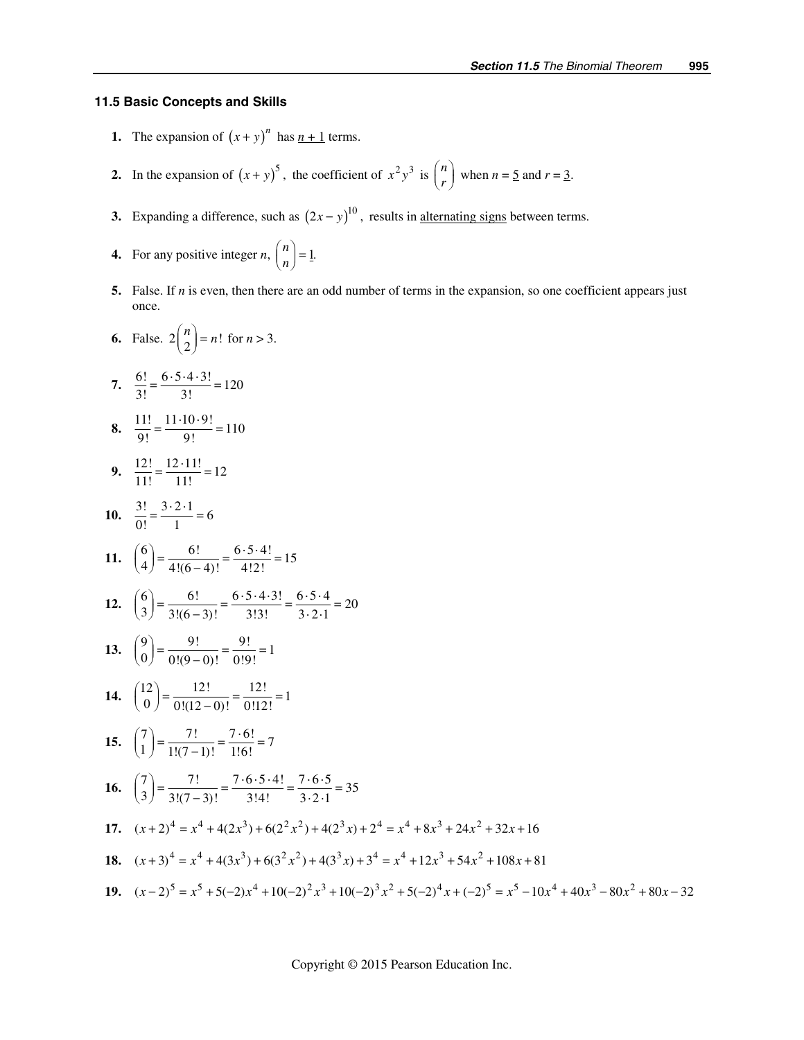### 11.5 Basic Concepts and Skills

**1.** The expansion of $(x+y)^n$ has $\underline{n+1}$ terms.

**2.** In the expansion of $(x+y)^5$, the coefficient of $x^2y^3$ is $\binom{n}{r}$ when $n = \underline{5}$ and $r = \underline{3}$.

**3.** Expanding a difference, such as $(2x-y)^{10}$, results in alternating signs between terms.

**4.** For any positive integer $n$, $\binom{n}{n} = \underline{1}$.

**5.** False. If $n$ is even, then there are an odd number of terms in the expansion, so one coefficient appears just once.

**6.** False. $2\binom{n}{2} = n!$ for $n > 3$.

**7.** $\frac{6!}{3!} = \frac{6 \cdot 5 \cdot 4 \cdot 3!}{3!} = 120$

**8.** $\frac{11!}{9!} = \frac{11 \cdot 10 \cdot 9!}{9!} = 110$

**9.** $\frac{12!}{11!} = \frac{12 \cdot 11!}{11!} = 12$

**10.** $\frac{3!}{0!} = \frac{3 \cdot 2 \cdot 1}{1} = 6$

**11.** $\binom{6}{4} = \frac{6!}{4!(6-4)!} = \frac{6 \cdot 5 \cdot 4!}{4!2!} = 15$

**12.** $\binom{6}{3} = \frac{6!}{3!(6-3)!} = \frac{6 \cdot 5 \cdot 4 \cdot 3!}{3!3!} = \frac{6 \cdot 5 \cdot 4}{3 \cdot 2 \cdot 1} = 20$

**13.** $\binom{9}{0} = \frac{9!}{0!(9-0)!} = \frac{9!}{0!9!} = 1$

**14.** $\binom{12}{0} = \frac{12!}{0!(12-0)!} = \frac{12!}{0!12!} = 1$

**15.** $\binom{7}{1} = \frac{7!}{1!(7-1)!} = \frac{7 \cdot 6!}{1!6!} = 7$

**16.** $\binom{7}{3} = \frac{7!}{3!(7-3)!} = \frac{7 \cdot 6 \cdot 5 \cdot 4!}{3!4!} = \frac{7 \cdot 6 \cdot 5}{3 \cdot 2 \cdot 1} = 35$

**17.** $(x+2)^4 = x^4 + 4(2x^3) + 6(2^2x^2) + 4(2^3x) + 2^4 = x^4 + 8x^3 + 24x^2 + 32x + 16$

**18.** $(x+3)^4 = x^4 + 4(3x^3) + 6(3^2x^2) + 4(3^3x) + 3^4 = x^4 + 12x^3 + 54x^2 + 108x + 81$

**19.** $(x-2)^5 = x^5 + 5(-2)x^4 + 10(-2)^2x^3 + 10(-2)^3x^2 + 5(-2)^4x + (-2)^5 = x^5 - 10x^4 + 40x^3 - 80x^2 + 80x - 32$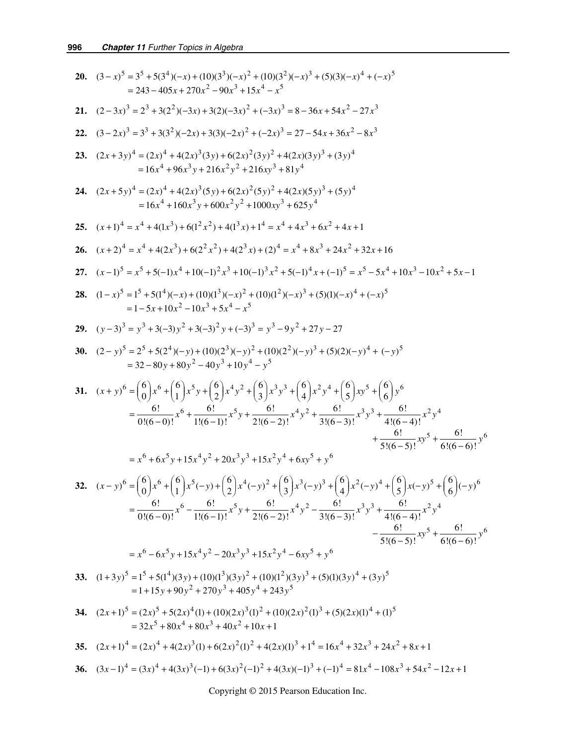**20.** $(3-x)^5 = 3^5 + 5(3^4)(-x) + (10)(3^3)(-x)^2 + (10)(3^2)(-x)^3 + (5)(3)(-x)^4 + (-x)^5$
$= 243 - 405x + 270x^2 - 90x^3 + 15x^4 - x^5$

**21.** $(2-3x)^3 = 2^3 + 3(2^2)(-3x) + 3(2)(-3x)^2 + (-3x)^3 = 8 - 36x + 54x^2 - 27x^3$

**22.** $(3-2x)^3 = 3^3 + 3(3^2)(-2x) + 3(3)(-2x)^2 + (-2x)^3 = 27 - 54x + 36x^2 - 8x^3$

**23.** $(2x+3y)^4 = (2x)^4 + 4(2x)^3(3y) + 6(2x)^2(3y)^2 + 4(2x)(3y)^3 + (3y)^4$
$= 16x^4 + 96x^3y + 216x^2y^2 + 216xy^3 + 81y^4$

**24.** $(2x+5y)^4 = (2x)^4 + 4(2x)^3(5y) + 6(2x)^2(5y)^2 + 4(2x)(5y)^3 + (5y)^4$
$= 16x^4 + 160x^3y + 600x^2y^2 + 1000xy^3 + 625y^4$

**25.** $(x+1)^4 = x^4 + 4(1x^3) + 6(1^2x^2) + 4(1^3x) + 1^4 = x^4 + 4x^3 + 6x^2 + 4x + 1$

**26.** $(x+2)^4 = x^4 + 4(2x^3) + 6(2^2x^2) + 4(2^3x) + (2)^4 = x^4 + 8x^3 + 24x^2 + 32x + 16$

**27.** $(x-1)^5 = x^5 + 5(-1)x^4 + 10(-1)^2x^3 + 10(-1)^3x^2 + 5(-1)^4x + (-1)^5 = x^5 - 5x^4 + 10x^3 - 10x^2 + 5x - 1$

**28.** $(1-x)^5 = 1^5 + 5(1^4)(-x) + (10)(1^3)(-x)^2 + (10)(1^2)(-x)^3 + (5)(1)(-x)^4 + (-x)^5$
$= 1 - 5x + 10x^2 - 10x^3 + 5x^4 - x^5$

**29.** $(y-3)^3 = y^3 + 3(-3)y^2 + 3(-3)^2y + (-3)^3 = y^3 - 9y^2 + 27y - 27$

**30.** $(2-y)^5 = 2^5 + 5(2^4)(-y) + (10)(2^3)(-y)^2 + (10)(2^2)(-y)^3 + (5)(2)(-y)^4 + (-y)^5$
$= 32 - 80y + 80y^2 - 40y^3 + 10y^4 - y^5$

**31.**
$$(x+y)^6 = \binom{6}{0}x^6 + \binom{6}{1}x^5y + \binom{6}{2}x^4y^2 + \binom{6}{3}x^3y^3 + \binom{6}{4}x^2y^4 + \binom{6}{5}xy^5 + \binom{6}{6}y^6$$
$$= \frac{6!}{0!(6-0)!}x^6 + \frac{6!}{1!(6-1)!}x^5y + \frac{6!}{2!(6-2)!}x^4y^2 + \frac{6!}{3!(6-3)!}x^3y^3 + \frac{6!}{4!(6-4)!}x^2y^4 + \frac{6!}{5!(6-5)!}xy^5 + \frac{6!}{6!(6-6)!}y^6$$
$$= x^6 + 6x^5y + 15x^4y^2 + 20x^3y^3 + 15x^2y^4 + 6xy^5 + y^6$$

**32.**
$$(x-y)^6 = \binom{6}{0}x^6 + \binom{6}{1}x^5(-y) + \binom{6}{2}x^4(-y)^2 + \binom{6}{3}x^3(-y)^3 + \binom{6}{4}x^2(-y)^4 + \binom{6}{5}x(-y)^5 + \binom{6}{6}(-y)^6$$
$$= \frac{6!}{0!(6-0)!}x^6 - \frac{6!}{1!(6-1)!}x^5y + \frac{6!}{2!(6-2)!}x^4y^2 - \frac{6!}{3!(6-3)!}x^3y^3 + \frac{6!}{4!(6-4)!}x^2y^4 - \frac{6!}{5!(6-5)!}xy^5 + \frac{6!}{6!(6-6)!}y^6$$
$$= x^6 - 6x^5y + 15x^4y^2 - 20x^3y^3 + 15x^2y^4 - 6xy^5 + y^6$$

**33.** $(1+3y)^5 = 1^5 + 5(1^4)(3y) + (10)(1^3)(3y)^2 + (10)(1^2)(3y)^3 + (5)(1)(3y)^4 + (3y)^5$
$= 1 + 15y + 90y^2 + 270y^3 + 405y^4 + 243y^5$

**34.** $(2x+1)^5 = (2x)^5 + 5(2x)^4(1) + (10)(2x)^3(1)^2 + (10)(2x)^2(1)^3 + (5)(2x)(1)^4 + (1)^5$
$= 32x^5 + 80x^4 + 80x^3 + 40x^2 + 10x + 1$

**35.** $(2x+1)^4 = (2x)^4 + 4(2x)^3(1) + 6(2x)^2(1)^2 + 4(2x)(1)^3 + 1^4 = 16x^4 + 32x^3 + 24x^2 + 8x + 1$

**36.** $(3x-1)^4 = (3x)^4 + 4(3x)^3(-1) + 6(3x)^2(-1)^2 + 4(3x)(-1)^3 + (-1)^4 = 81x^4 - 108x^3 + 54x^2 - 12x + 1$

Copyright © 2015 Pearson Education Inc.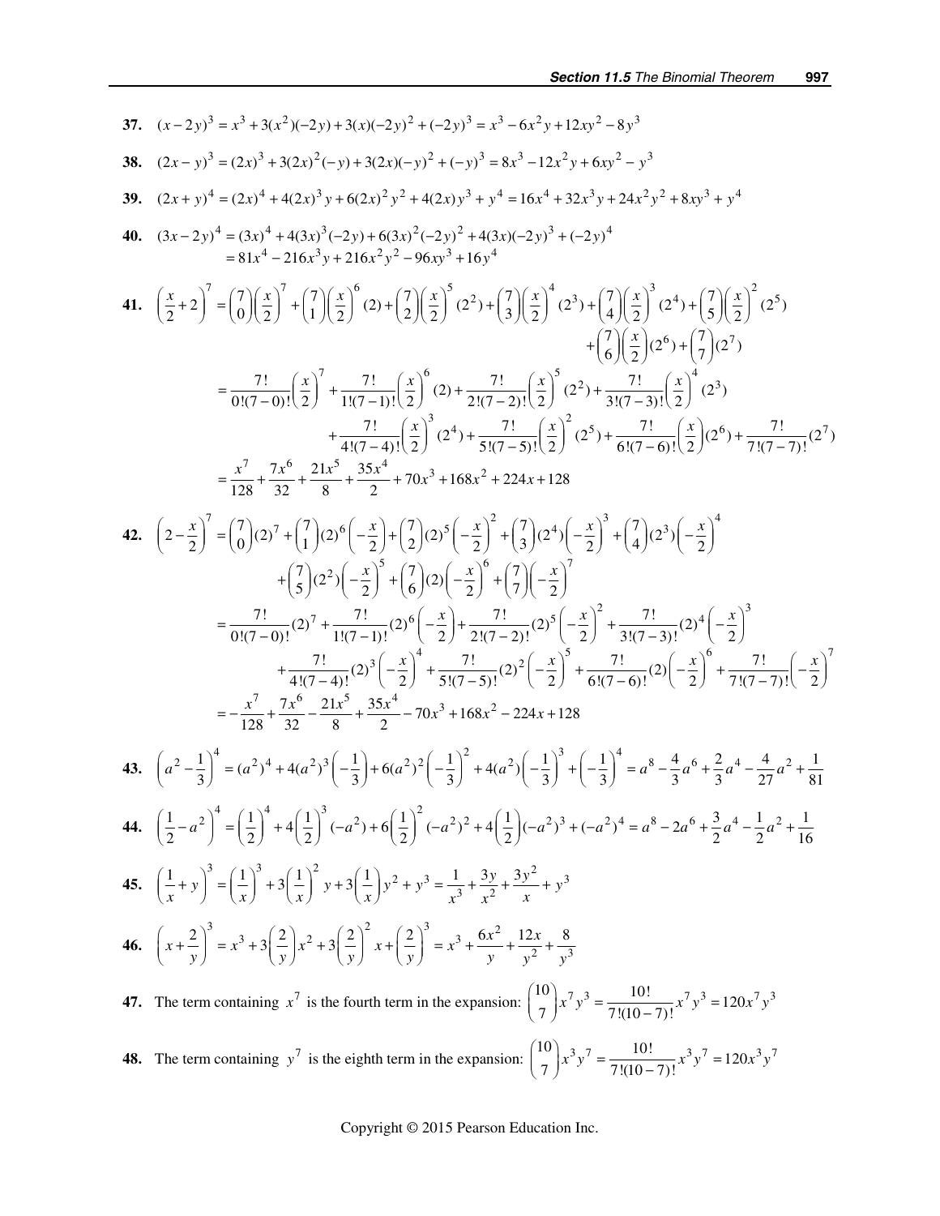**37.** $(x-2y)^3 = x^3 + 3(x^2)(-2y) + 3(x)(-2y)^2 + (-2y)^3 = x^3 - 6x^2y + 12xy^2 - 8y^3$

**38.** $(2x-y)^3 = (2x)^3 + 3(2x)^2(-y) + 3(2x)(-y)^2 + (-y)^3 = 8x^3 - 12x^2y + 6xy^2 - y^3$

**39.** $(2x+y)^4 = (2x)^4 + 4(2x)^3y + 6(2x)^2y^2 + 4(2x)y^3 + y^4 = 16x^4 + 32x^3y + 24x^2y^2 + 8xy^3 + y^4$

**40.**
$$\begin{aligned}(3x-2y)^4 &= (3x)^4 + 4(3x)^3(-2y) + 6(3x)^2(-2y)^2 + 4(3x)(-2y)^3 + (-2y)^4\\ &= 81x^4 - 216x^3y + 216x^2y^2 - 96xy^3 + 16y^4\end{aligned}$$

**41.**
$$\begin{aligned}\left(\frac{x}{2}+2\right)^7 &= \binom{7}{0}\left(\frac{x}{2}\right)^7 + \binom{7}{1}\left(\frac{x}{2}\right)^6(2) + \binom{7}{2}\left(\frac{x}{2}\right)^5(2^2) + \binom{7}{3}\left(\frac{x}{2}\right)^4(2^3) + \binom{7}{4}\left(\frac{x}{2}\right)^3(2^4) + \binom{7}{5}\left(\frac{x}{2}\right)^2(2^5)\\ &\quad + \binom{7}{6}\left(\frac{x}{2}\right)(2^6) + \binom{7}{7}(2^7)\\ &= \frac{7!}{0!(7-0)!}\left(\frac{x}{2}\right)^7 + \frac{7!}{1!(7-1)!}\left(\frac{x}{2}\right)^6(2) + \frac{7!}{2!(7-2)!}\left(\frac{x}{2}\right)^5(2^2) + \frac{7!}{3!(7-3)!}\left(\frac{x}{2}\right)^4(2^3)\\ &\quad + \frac{7!}{4!(7-4)!}\left(\frac{x}{2}\right)^3(2^4) + \frac{7!}{5!(7-5)!}\left(\frac{x}{2}\right)^2(2^5) + \frac{7!}{6!(7-6)!}\left(\frac{x}{2}\right)(2^6) + \frac{7!}{7!(7-7)!}(2^7)\\ &= \frac{x^7}{128} + \frac{7x^6}{32} + \frac{21x^5}{8} + \frac{35x^4}{2} + 70x^3 + 168x^2 + 224x + 128\end{aligned}$$

**42.**
$$\begin{aligned}\left(2-\frac{x}{2}\right)^7 &= \binom{7}{0}(2)^7 + \binom{7}{1}(2)^6\left(-\frac{x}{2}\right) + \binom{7}{2}(2)^5\left(-\frac{x}{2}\right)^2 + \binom{7}{3}(2^4)\left(-\frac{x}{2}\right)^3 + \binom{7}{4}(2^3)\left(-\frac{x}{2}\right)^4\\ &\quad + \binom{7}{5}(2^2)\left(-\frac{x}{2}\right)^5 + \binom{7}{6}(2)\left(-\frac{x}{2}\right)^6 + \binom{7}{7}\left(-\frac{x}{2}\right)^7\\ &= \frac{7!}{0!(7-0)!}(2)^7 + \frac{7!}{1!(7-1)!}(2)^6\left(-\frac{x}{2}\right) + \frac{7!}{2!(7-2)!}(2)^5\left(-\frac{x}{2}\right)^2 + \frac{7!}{3!(7-3)!}(2)^4\left(-\frac{x}{2}\right)^3\\ &\quad + \frac{7!}{4!(7-4)!}(2)^3\left(-\frac{x}{2}\right)^4 + \frac{7!}{5!(7-5)!}(2)^2\left(-\frac{x}{2}\right)^5 + \frac{7!}{6!(7-6)!}(2)\left(-\frac{x}{2}\right)^6 + \frac{7!}{7!(7-7)!}\left(-\frac{x}{2}\right)^7\\ &= -\frac{x^7}{128} + \frac{7x^6}{32} - \frac{21x^5}{8} + \frac{35x^4}{2} - 70x^3 + 168x^2 - 224x + 128\end{aligned}$$

**43.** $\left(a^2-\frac{1}{3}\right)^4 = (a^2)^4 + 4(a^2)^3\left(-\frac{1}{3}\right) + 6(a^2)^2\left(-\frac{1}{3}\right)^2 + 4(a^2)\left(-\frac{1}{3}\right)^3 + \left(-\frac{1}{3}\right)^4 = a^8 - \frac{4}{3}a^6 + \frac{2}{3}a^4 - \frac{4}{27}a^2 + \frac{1}{81}$

**44.** $\left(\frac{1}{2}-a^2\right)^4 = \left(\frac{1}{2}\right)^4 + 4\left(\frac{1}{2}\right)^3(-a^2) + 6\left(\frac{1}{2}\right)^2(-a^2)^2 + 4\left(\frac{1}{2}\right)(-a^2)^3 + (-a^2)^4 = a^8 - 2a^6 + \frac{3}{2}a^4 - \frac{1}{2}a^2 + \frac{1}{16}$

**45.** $\left(\frac{1}{x}+y\right)^3 = \left(\frac{1}{x}\right)^3 + 3\left(\frac{1}{x}\right)^2y + 3\left(\frac{1}{x}\right)y^2 + y^3 = \frac{1}{x^3} + \frac{3y}{x^2} + \frac{3y^2}{x} + y^3$

**46.** $\left(x+\frac{2}{y}\right)^3 = x^3 + 3\left(\frac{2}{y}\right)x^2 + 3\left(\frac{2}{y}\right)^2x + \left(\frac{2}{y}\right)^3 = x^3 + \frac{6x^2}{y} + \frac{12x}{y^2} + \frac{8}{y^3}$

**47.** The term containing $x^7$ is the fourth term in the expansion: $\binom{10}{7}x^7y^3 = \frac{10!}{7!(10-7)!}x^7y^3 = 120x^7y^3$

**48.** The term containing $y^7$ is the eighth term in the expansion: $\binom{10}{7}x^3y^7 = \frac{10!}{7!(10-7)!}x^3y^7 = 120x^3y^7$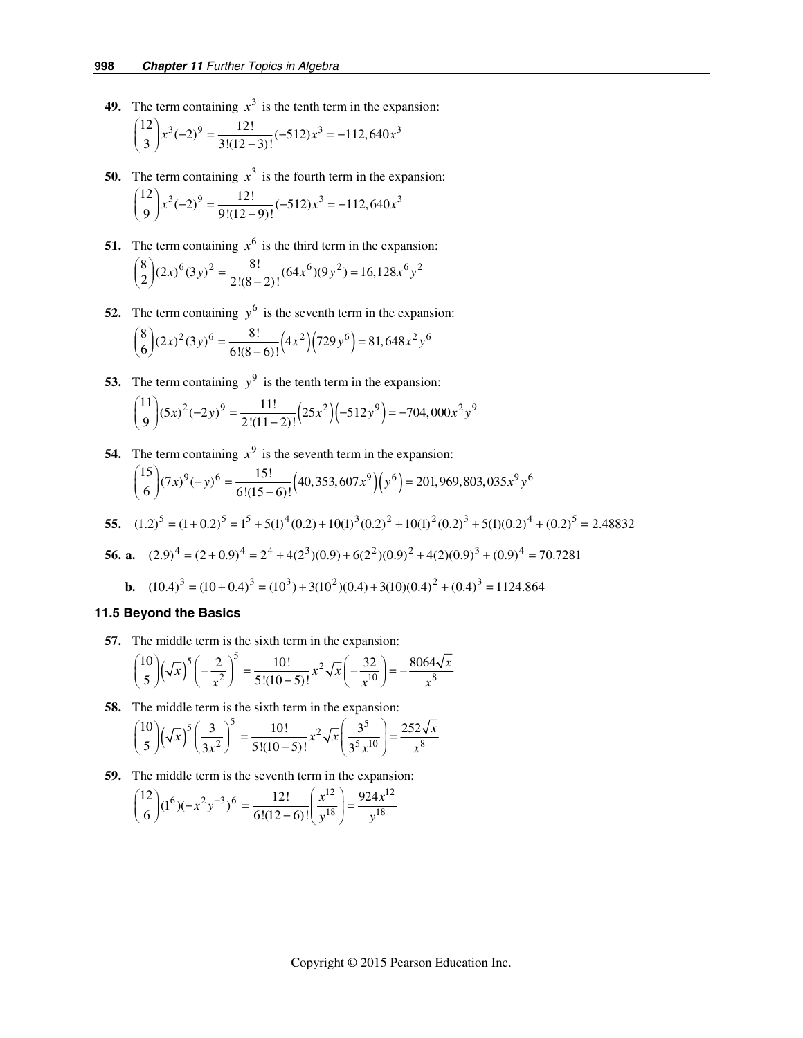**49.** The term containing $x^3$ is the tenth term in the expansion:

$$\binom{12}{3}x^3(-2)^9 = \frac{12!}{3!(12-3)!}(-512)x^3 = -112,640x^3$$

**50.** The term containing $x^3$ is the fourth term in the expansion:

$$\binom{12}{9}x^3(-2)^9 = \frac{12!}{9!(12-9)!}(-512)x^3 = -112,640x^3$$

**51.** The term containing $x^6$ is the third term in the expansion:

$$\binom{8}{2}(2x)^6(3y)^2 = \frac{8!}{2!(8-2)!}(64x^6)(9y^2) = 16,128x^6y^2$$

**52.** The term containing $y^6$ is the seventh term in the expansion:

$$\binom{8}{6}(2x)^2(3y)^6 = \frac{8!}{6!(8-6)!}\left(4x^2\right)\left(729y^6\right) = 81,648x^2y^6$$

**53.** The term containing $y^9$ is the tenth term in the expansion:

$$\binom{11}{9}(5x)^2(-2y)^9 = \frac{11!}{2!(11-2)!}\left(25x^2\right)\left(-512y^9\right) = -704,000x^2y^9$$

**54.** The term containing $x^9$ is the seventh term in the expansion:

$$\binom{15}{6}(7x)^9(-y)^6 = \frac{15!}{6!(15-6)!}\left(40,353,607x^9\right)\left(y^6\right) = 201,969,803,035x^9y^6$$

**55.** $(1.2)^5 = (1+0.2)^5 = 1^5 + 5(1)^4(0.2) + 10(1)^3(0.2)^2 + 10(1)^2(0.2)^3 + 5(1)(0.2)^4 + (0.2)^5 = 2.48832$

**56. a.** $(2.9)^4 = (2+0.9)^4 = 2^4 + 4(2^3)(0.9) + 6(2^2)(0.9)^2 + 4(2)(0.9)^3 + (0.9)^4 = 70.7281$

**b.** $(10.4)^3 = (10+0.4)^3 = (10^3) + 3(10^2)(0.4) + 3(10)(0.4)^2 + (0.4)^3 = 1124.864$

### 11.5 Beyond the Basics

**57.** The middle term is the sixth term in the expansion:

$$\binom{10}{5}\left(\sqrt{x}\right)^5\left(-\frac{2}{x^2}\right)^5 = \frac{10!}{5!(10-5)!}x^2\sqrt{x}\left(-\frac{32}{x^{10}}\right) = -\frac{8064\sqrt{x}}{x^8}$$

**58.** The middle term is the sixth term in the expansion:

$$\binom{10}{5}\left(\sqrt{x}\right)^5\left(\frac{3}{3x^2}\right)^5 = \frac{10!}{5!(10-5)!}x^2\sqrt{x}\left(\frac{3^5}{3^5x^{10}}\right) = \frac{252\sqrt{x}}{x^8}$$

**59.** The middle term is the seventh term in the expansion:

$$\binom{12}{6}(1^6)(-x^2y^{-3})^6 = \frac{12!}{6!(12-6)!}\left(\frac{x^{12}}{y^{18}}\right) = \frac{924x^{12}}{y^{18}}$$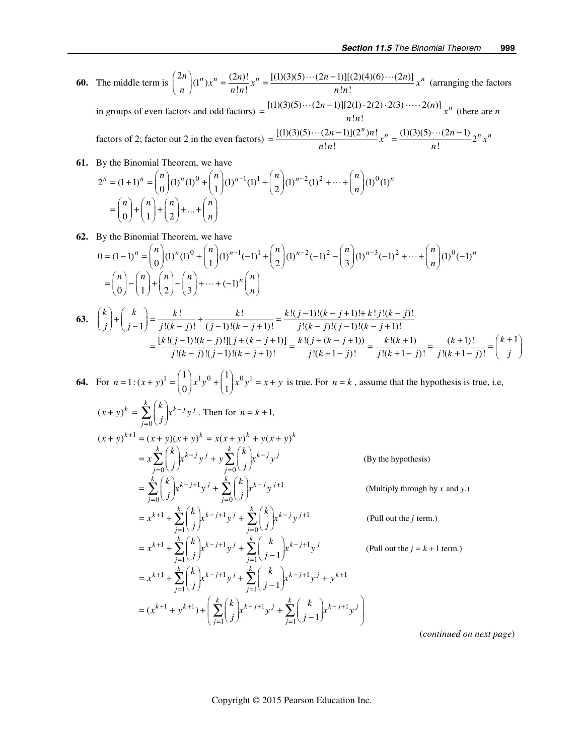**60.** The middle term is $\binom{2n}{n}(1^n)x^n = \frac{(2n)!}{n!n!}x^n = \frac{[(1)(3)(5)\cdots(2n-1)][(2)(4)(6)\cdots(2n)]}{n!n!}x^n$ (arranging the factors in groups of even factors and odd factors) $= \frac{[(1)(3)(5)\cdots(2n-1)][2(1)\cdot 2(2)\cdot 2(3)\cdot\cdots\cdot 2(n)]}{n!n!}x^n$ (there are $n$ factors of 2; factor out 2 in the even factors) $= \frac{[(1)(3)(5)\cdots(2n-1)](2^n)n!}{n!n!}x^n = \frac{(1)(3)(5)\cdots(2n-1)}{n!}2^n x^n$

**61.** By the Binomial Theorem, we have

$$2^n = (1+1)^n = \binom{n}{0}(1)^n(1)^0 + \binom{n}{1}(1)^{n-1}(1)^1 + \binom{n}{2}(1)^{n-2}(1)^2 + \cdots + \binom{n}{n}(1)^0(1)^n$$
$$= \binom{n}{0} + \binom{n}{1} + \binom{n}{2} + ... + \binom{n}{n}$$

**62.** By the Binomial Theorem, we have

$$0 = (1-1)^n = \binom{n}{0}(1)^n(1)^0 + \binom{n}{1}(1)^{n-1}(-1)^1 + \binom{n}{2}(1)^{n-2}(-1)^2 - \binom{n}{3}(1)^{n-3}(-1)^2 + \cdots + \binom{n}{n}(1)^0(-1)^n$$
$$= \binom{n}{0} - \binom{n}{1} + \binom{n}{2} - \binom{n}{3} + \cdots + (-1)^n\binom{n}{n}$$

**63.**
$$\binom{k}{j} + \binom{k}{j-1} = \frac{k!}{j!(k-j)!} + \frac{k!}{(j-1)!(k-j+1)!} = \frac{k!(j-1)!(k-j+1)! + k!j!(k-j)!}{j!(k-j)!(j-1)!(k-j+1)!}$$
$$= \frac{[k!(j-1)!(k-j)!][j+(k-j+1)]}{j!(k-j)!(j-1)!(k-j+1)!} = \frac{k!(j+(k-j+1))}{j!(k+1-j)!} = \frac{k!(k+1)}{j!(k+1-j)!} = \frac{(k+1)!}{j!(k+1-j)!} = \binom{k+1}{j}$$

**64.** For $n = 1: (x+y)^1 = \binom{1}{0}x^1y^0 + \binom{1}{1}x^0y^1 = x + y$ is true. For $n = k$, assume that the hypothesis is true, i.e,

$(x+y)^k = \sum_{j=0}^{k}\binom{k}{j}x^{k-j}y^j$. Then for $n = k+1$,

$$(x+y)^{k+1} = (x+y)(x+y)^k = x(x+y)^k + y(x+y)^k$$
$$= x\sum_{j=0}^{k}\binom{k}{j}x^{k-j}y^j + y\sum_{j=0}^{k}\binom{k}{j}x^{k-j}y^j \qquad \text{(By the hypothesis)}$$
$$= \sum_{j=0}^{k}\binom{k}{j}x^{k-j+1}y^j + \sum_{j=0}^{k}\binom{k}{j}x^{k-j}y^{j+1} \qquad \text{(Multiply through by } x \text{ and } y.)$$
$$= x^{k+1} + \sum_{j=1}^{k}\binom{k}{j}x^{k-j+1}y^j + \sum_{j=0}^{k}\binom{k}{j}x^{k-j}y^{j+1} \qquad \text{(Pull out the } j \text{ term.)}$$
$$= x^{k+1} + \sum_{j=1}^{k}\binom{k}{j}x^{k-j+1}y^j + \sum_{j=1}^{k}\binom{k}{j-1}x^{k-j+1}y^j \qquad \text{(Pull out the } j = k+1 \text{ term.)}$$
$$= x^{k+1} + \sum_{j=1}^{k}\binom{k}{j}x^{k-j+1}y^j + \sum_{j=1}^{k}\binom{k}{j-1}x^{k-j+1}y^j + y^{k+1}$$
$$= (x^{k+1} + y^{k+1}) + \left(\sum_{j=1}^{k}\binom{k}{j}x^{k-j+1}y^j + \sum_{j=1}^{k}\binom{k}{j-1}x^{k-j+1}y^j\right)$$

(*continued on next page*)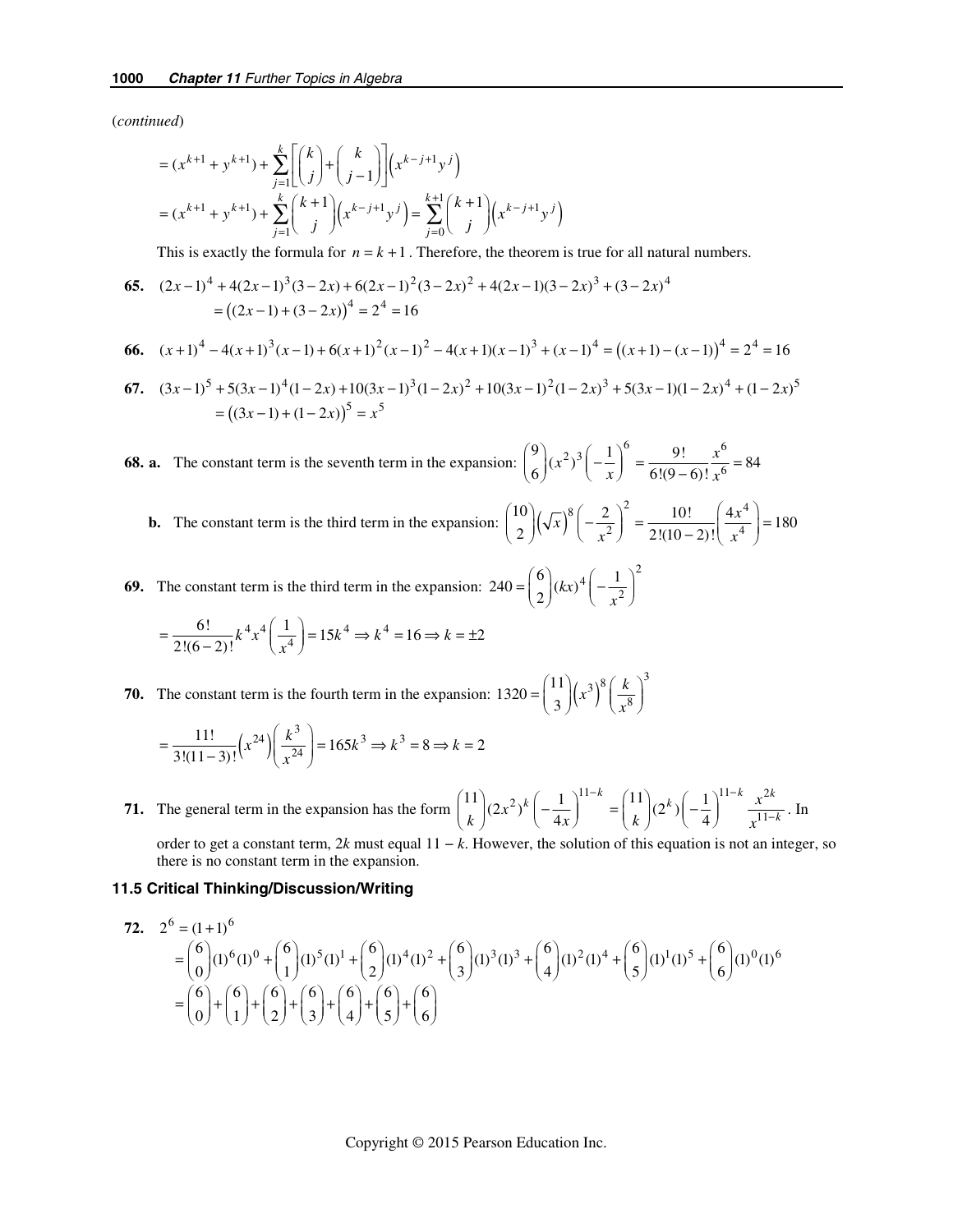(*continued*)

$$= (x^{k+1} + y^{k+1}) + \sum_{j=1}^{k}\left[\binom{k}{j} + \binom{k}{j-1}\right]\left(x^{k-j+1}y^{j}\right)$$

$$= (x^{k+1} + y^{k+1}) + \sum_{j=1}^{k}\binom{k+1}{j}\left(x^{k-j+1}y^{j}\right) = \sum_{j=0}^{k+1}\binom{k+1}{j}\left(x^{k-j+1}y^{j}\right)$$

This is exactly the formula for $n = k+1$. Therefore, the theorem is true for all natural numbers.

**65.** $(2x-1)^4 + 4(2x-1)^3(3-2x) + 6(2x-1)^2(3-2x)^2 + 4(2x-1)(3-2x)^3 + (3-2x)^4$
$= \left((2x-1)+(3-2x)\right)^4 = 2^4 = 16$

**66.** $(x+1)^4 - 4(x+1)^3(x-1) + 6(x+1)^2(x-1)^2 - 4(x+1)(x-1)^3 + (x-1)^4 = \left((x+1)-(x-1)\right)^4 = 2^4 = 16$

**67.** $(3x-1)^5 + 5(3x-1)^4(1-2x) + 10(3x-1)^3(1-2x)^2 + 10(3x-1)^2(1-2x)^3 + 5(3x-1)(1-2x)^4 + (1-2x)^5$
$= \left((3x-1)+(1-2x)\right)^5 = x^5$

**68. a.** The constant term is the seventh term in the expansion: $\binom{9}{6}(x^2)^3\left(-\frac{1}{x}\right)^6 = \frac{9!}{6!(9-6)!}\frac{x^6}{x^6} = 84$

**b.** The constant term is the third term in the expansion: $\binom{10}{2}\left(\sqrt{x}\right)^8\left(-\frac{2}{x^2}\right)^2 = \frac{10!}{2!(10-2)!}\left(\frac{4x^4}{x^4}\right) = 180$

**69.** The constant term is the third term in the expansion: $240 = \binom{6}{2}(kx)^4\left(-\frac{1}{x^2}\right)^2$

$= \frac{6!}{2!(6-2)!}k^4x^4\left(\frac{1}{x^4}\right) = 15k^4 \Rightarrow k^4 = 16 \Rightarrow k = \pm 2$

**70.** The constant term is the fourth term in the expansion: $1320 = \binom{11}{3}\left(x^3\right)^8\left(\frac{k}{x^8}\right)^3$

$= \frac{11!}{3!(11-3)!}\left(x^{24}\right)\left(\frac{k^3}{x^{24}}\right) = 165k^3 \Rightarrow k^3 = 8 \Rightarrow k = 2$

**71.** The general term in the expansion has the form $\binom{11}{k}(2x^2)^k\left(-\frac{1}{4x}\right)^{11-k} = \binom{11}{k}(2^k)\left(-\frac{1}{4}\right)^{11-k}\frac{x^{2k}}{x^{11-k}}$. In order to get a constant term, $2k$ must equal $11 - k$. However, the solution of this equation is not an integer, so there is no constant term in the expansion.

### 11.5 Critical Thinking/Discussion/Writing

**72.** $2^6 = (1+1)^6$

$$= \binom{6}{0}(1)^6(1)^0 + \binom{6}{1}(1)^5(1)^1 + \binom{6}{2}(1)^4(1)^2 + \binom{6}{3}(1)^3(1)^3 + \binom{6}{4}(1)^2(1)^4 + \binom{6}{5}(1)^1(1)^5 + \binom{6}{6}(1)^0(1)^6$$

$$= \binom{6}{0} + \binom{6}{1} + \binom{6}{2} + \binom{6}{3} + \binom{6}{4} + \binom{6}{5} + \binom{6}{6}$$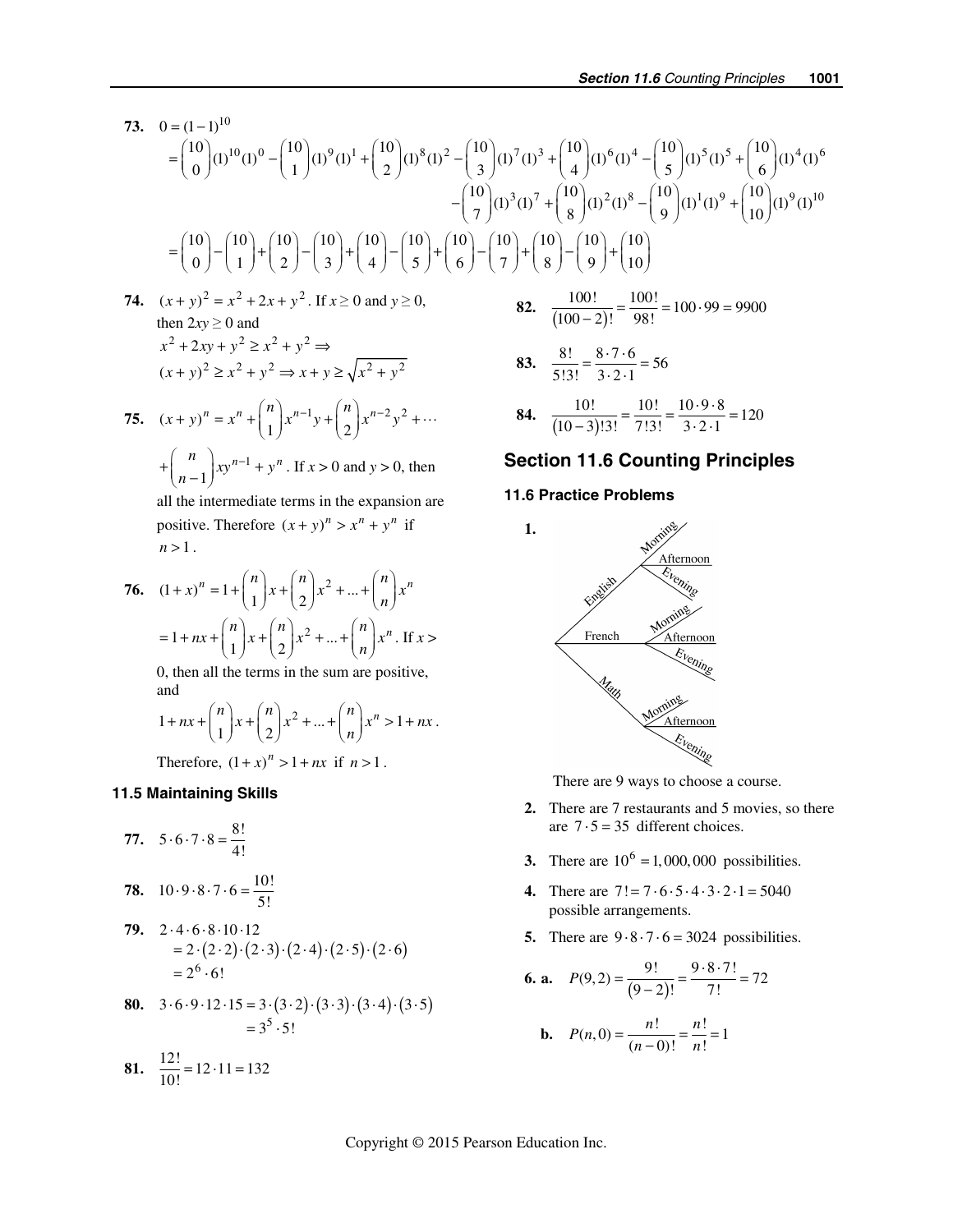**73.** $0 = (1-1)^{10}$

$$= \binom{10}{0}(1)^{10}(1)^0 - \binom{10}{1}(1)^9(1)^1 + \binom{10}{2}(1)^8(1)^2 - \binom{10}{3}(1)^7(1)^3 + \binom{10}{4}(1)^6(1)^4 - \binom{10}{5}(1)^5(1)^5 + \binom{10}{6}(1)^4(1)^6$$
$$- \binom{10}{7}(1)^3(1)^7 + \binom{10}{8}(1)^2(1)^8 - \binom{10}{9}(1)^1(1)^9 + \binom{10}{10}(1)^9(1)^{10}$$
$$= \binom{10}{0} - \binom{10}{1} + \binom{10}{2} - \binom{10}{3} + \binom{10}{4} - \binom{10}{5} + \binom{10}{6} - \binom{10}{7} + \binom{10}{8} - \binom{10}{9} + \binom{10}{10}$$

**74.** $(x+y)^2 = x^2 + 2x + y^2$. If $x \ge 0$ and $y \ge 0$, then $2xy \ge 0$ and
$x^2 + 2xy + y^2 \ge x^2 + y^2 \Rightarrow$
$(x+y)^2 \ge x^2 + y^2 \Rightarrow x + y \ge \sqrt{x^2 + y^2}$

**75.** $(x+y)^n = x^n + \binom{n}{1}x^{n-1}y + \binom{n}{2}x^{n-2}y^2 + \cdots + \binom{n}{n-1}xy^{n-1} + y^n$. If $x > 0$ and $y > 0$, then all the intermediate terms in the expansion are positive. Therefore $(x+y)^n > x^n + y^n$ if $n > 1$.

**76.** $(1+x)^n = 1 + \binom{n}{1}x + \binom{n}{2}x^2 + ... + \binom{n}{n}x^n$
$= 1 + nx + \binom{n}{1}x + \binom{n}{2}x^2 + ... + \binom{n}{n}x^n$. If $x >$ 0, then all the terms in the sum are positive, and
$1 + nx + \binom{n}{1}x + \binom{n}{2}x^2 + ... + \binom{n}{n}x^n > 1 + nx$.

Therefore, $(1+x)^n > 1 + nx$ if $n > 1$.

### 11.5 Maintaining Skills

**77.** $5 \cdot 6 \cdot 7 \cdot 8 = \frac{8!}{4!}$

**78.** $10 \cdot 9 \cdot 8 \cdot 7 \cdot 6 = \frac{10!}{5!}$

**79.** $2 \cdot 4 \cdot 6 \cdot 8 \cdot 10 \cdot 12$
$= 2 \cdot (2 \cdot 2) \cdot (2 \cdot 3) \cdot (2 \cdot 4) \cdot (2 \cdot 5) \cdot (2 \cdot 6)$
$= 2^6 \cdot 6!$

**80.** $3 \cdot 6 \cdot 9 \cdot 12 \cdot 15 = 3 \cdot (3 \cdot 2) \cdot (3 \cdot 3) \cdot (3 \cdot 4) \cdot (3 \cdot 5)$
$= 3^5 \cdot 5!$

**81.** $\frac{12!}{10!} = 12 \cdot 11 = 132$

**82.** $\frac{100!}{(100-2)!} = \frac{100!}{98!} = 100 \cdot 99 = 9900$

**83.** $\frac{8!}{5!3!} = \frac{8 \cdot 7 \cdot 6}{3 \cdot 2 \cdot 1} = 56$

**84.** $\frac{10!}{(10-3)!3!} = \frac{10!}{7!3!} = \frac{10 \cdot 9 \cdot 8}{3 \cdot 2 \cdot 1} = 120$

## Section 11.6 Counting Principles

### 11.6 Practice Problems

**1.** English: Morning, Afternoon, Evening; French: Morning, Afternoon, Evening; Math: Morning, Afternoon, Evening

There are 9 ways to choose a course.

**2.** There are 7 restaurants and 5 movies, so there are $7 \cdot 5 = 35$ different choices.

**3.** There are $10^6 = 1,000,000$ possibilities.

**4.** There are $7! = 7 \cdot 6 \cdot 5 \cdot 4 \cdot 3 \cdot 2 \cdot 1 = 5040$ possible arrangements.

**5.** There are $9 \cdot 8 \cdot 7 \cdot 6 = 3024$ possibilities.

**6. a.** $P(9,2) = \frac{9!}{(9-2)!} = \frac{9 \cdot 8 \cdot 7!}{7!} = 72$

**b.** $P(n,0) = \frac{n!}{(n-0)!} = \frac{n!}{n!} = 1$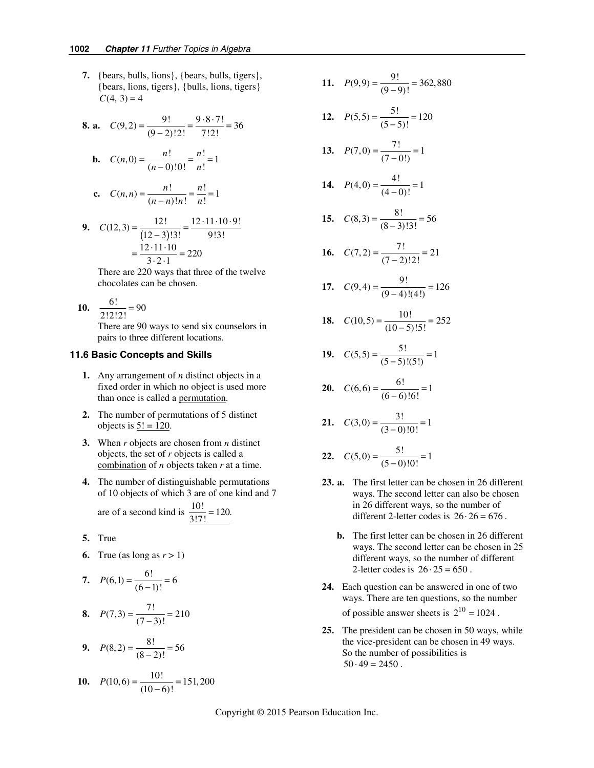**7.** {bears, bulls, lions}, {bears, bulls, tigers}, {bears, lions, tigers}, {bulls, lions, tigers}
$C(4, 3) = 4$

**8. a.** $C(9,2) = \frac{9!}{(9-2)!2!} = \frac{9 \cdot 8 \cdot 7!}{7!2!} = 36$

**b.** $C(n,0) = \frac{n!}{(n-0)!0!} = \frac{n!}{n!} = 1$

**c.** $C(n,n) = \frac{n!}{(n-n)!n!} = \frac{n!}{n!} = 1$

**9.** $C(12,3) = \frac{12!}{(12-3)!3!} = \frac{12 \cdot 11 \cdot 10 \cdot 9!}{9!3!}$
$= \frac{12 \cdot 11 \cdot 10}{3 \cdot 2 \cdot 1} = 220$
There are 220 ways that three of the twelve chocolates can be chosen.

**10.** $\frac{6!}{2!2!2!} = 90$
There are 90 ways to send six counselors in pairs to three different locations.

### 11.6 Basic Concepts and Skills

**1.** Any arrangement of $n$ distinct objects in a fixed order in which no object is used more than once is called a permutation.

**2.** The number of permutations of 5 distinct objects is $5! = 120$.

**3.** When $r$ objects are chosen from $n$ distinct objects, the set of $r$ objects is called a combination of $n$ objects taken $r$ at a time.

**4.** The number of distinguishable permutations of 10 objects of which 3 are of one kind and 7 are of a second kind is $\frac{10!}{3!7!} = 120.$

**5.** True

**6.** True (as long as $r > 1$)

**7.** $P(6,1) = \frac{6!}{(6-1)!} = 6$

**8.** $P(7,3) = \frac{7!}{(7-3)!} = 210$

**9.** $P(8,2) = \frac{8!}{(8-2)!} = 56$

**10.** $P(10,6) = \frac{10!}{(10-6)!} = 151,200$

**11.** $P(9,9) = \frac{9!}{(9-9)!} = 362,880$

**12.** $P(5,5) = \frac{5!}{(5-5)!} = 120$

**13.** $P(7,0) = \frac{7!}{(7-0!)} = 1$

**14.** $P(4,0) = \frac{4!}{(4-0)!} = 1$

**15.** $C(8,3) = \frac{8!}{(8-3)!3!} = 56$

**16.** $C(7,2) = \frac{7!}{(7-2)!2!} = 21$

**17.** $C(9,4) = \frac{9!}{(9-4)!(4!)} = 126$

**18.** $C(10,5) = \frac{10!}{(10-5)!5!} = 252$

**19.** $C(5,5) = \frac{5!}{(5-5)!(5!)} = 1$

**20.** $C(6,6) = \frac{6!}{(6-6)!6!} = 1$

**21.** $C(3,0) = \frac{3!}{(3-0)!0!} = 1$

**22.** $C(5,0) = \frac{5!}{(5-0)!0!} = 1$

**23. a.** The first letter can be chosen in 26 different ways. The second letter can also be chosen in 26 different ways, so the number of different 2-letter codes is $26 \cdot 26 = 676$.

**b.** The first letter can be chosen in 26 different ways. The second letter can be chosen in 25 different ways, so the number of different 2-letter codes is $26 \cdot 25 = 650$.

**24.** Each question can be answered in one of two ways. There are ten questions, so the number of possible answer sheets is $2^{10} = 1024$.

**25.** The president can be chosen in 50 ways, while the vice-president can be chosen in 49 ways. So the number of possibilities is $50 \cdot 49 = 2450$.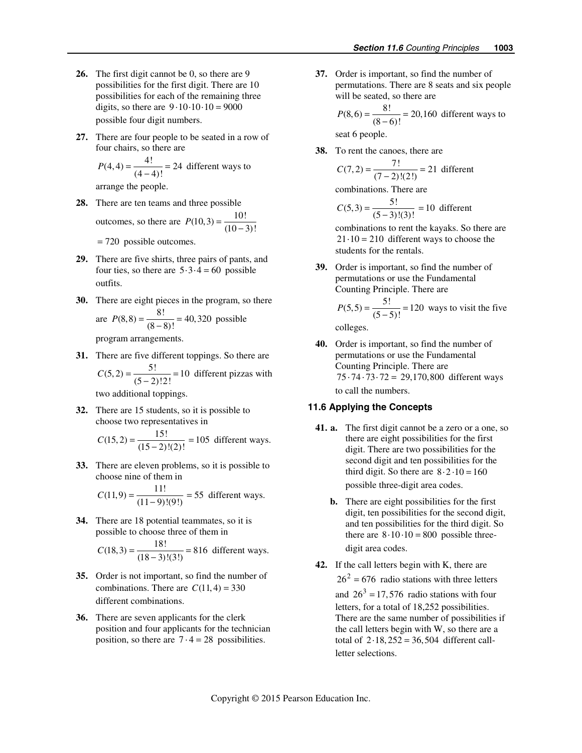**26.** The first digit cannot be 0, so there are 9 possibilities for the first digit. There are 10 possibilities for each of the remaining three digits, so there are $9 \cdot 10 \cdot 10 \cdot 10 = 9000$ possible four digit numbers.

**27.** There are four people to be seated in a row of four chairs, so there are $P(4,4) = \dfrac{4!}{(4-4)!} = 24$ different ways to arrange the people.

**28.** There are ten teams and three possible outcomes, so there are $P(10,3) = \dfrac{10!}{(10-3)!}$ $= 720$ possible outcomes.

**29.** There are five shirts, three pairs of pants, and four ties, so there are $5 \cdot 3 \cdot 4 = 60$ possible outfits.

**30.** There are eight pieces in the program, so there are $P(8,8) = \dfrac{8!}{(8-8)!} = 40,320$ possible program arrangements.

**31.** There are five different toppings. So there are $C(5,2) = \dfrac{5!}{(5-2)!2!} = 10$ different pizzas with two additional toppings.

**32.** There are 15 students, so it is possible to choose two representatives in $C(15,2) = \dfrac{15!}{(15-2)!(2)!} = 105$ different ways.

**33.** There are eleven problems, so it is possible to choose nine of them in $C(11,9) = \dfrac{11!}{(11-9)!(9!)} = 55$ different ways.

**34.** There are 18 potential teammates, so it is possible to choose three of them in $C(18,3) = \dfrac{18!}{(18-3)!(3!)} = 816$ different ways.

**35.** Order is not important, so find the number of combinations. There are $C(11,4) = 330$ different combinations.

**36.** There are seven applicants for the clerk position and four applicants for the technician position, so there are $7 \cdot 4 = 28$ possibilities.

**37.** Order is important, so find the number of permutations. There are 8 seats and six people will be seated, so there are $P(8,6) = \dfrac{8!}{(8-6)!} = 20,160$ different ways to seat 6 people.

**38.** To rent the canoes, there are $C(7,2) = \dfrac{7!}{(7-2)!(2!)} = 21$ different combinations. There are $C(5,3) = \dfrac{5!}{(5-3)!(3)!} = 10$ different combinations to rent the kayaks. So there are $21 \cdot 10 = 210$ different ways to choose the students for the rentals.

**39.** Order is important, so find the number of permutations or use the Fundamental Counting Principle. There are $P(5,5) = \dfrac{5!}{(5-5)!} = 120$ ways to visit the five colleges.

**40.** Order is important, so find the number of permutations or use the Fundamental Counting Principle. There are $75 \cdot 74 \cdot 73 \cdot 72 = 29,170,800$ different ways to call the numbers.

### 11.6 Applying the Concepts

**41. a.** The first digit cannot be a zero or a one, so there are eight possibilities for the first digit. There are two possibilities for the second digit and ten possibilities for the third digit. So there are $8 \cdot 2 \cdot 10 = 160$ possible three-digit area codes.

**b.** There are eight possibilities for the first digit, ten possibilities for the second digit, and ten possibilities for the third digit. So there are $8 \cdot 10 \cdot 10 = 800$ possible three-digit area codes.

**42.** If the call letters begin with K, there are $26^2 = 676$ radio stations with three letters and $26^3 = 17,576$ radio stations with four letters, for a total of 18,252 possibilities. There are the same number of possibilities if the call letters begin with W, so there are a total of $2 \cdot 18,252 = 36,504$ different call-letter selections.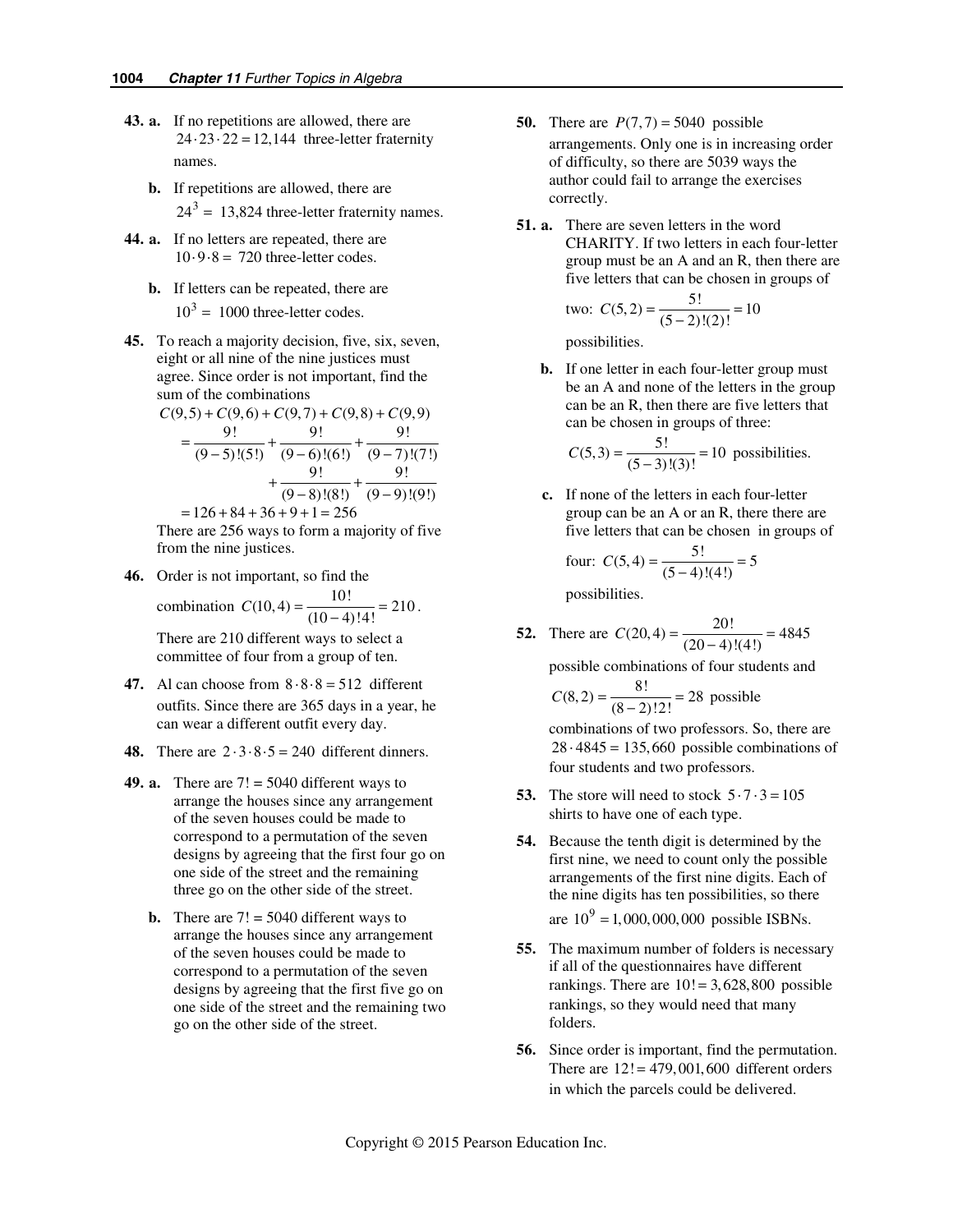**43. a.** If no repetitions are allowed, there are $24 \cdot 23 \cdot 22 = 12{,}144$ three-letter fraternity names.

**b.** If repetitions are allowed, there are $24^3 =$ 13,824 three-letter fraternity names.

**44. a.** If no letters are repeated, there are $10 \cdot 9 \cdot 8 =$ 720 three-letter codes.

**b.** If letters can be repeated, there are $10^3 =$ 1000 three-letter codes.

**45.** To reach a majority decision, five, six, seven, eight or all nine of the nine justices must agree. Since order is not important, find the sum of the combinations

$$C(9,5)+C(9,6)+C(9,7)+C(9,8)+C(9,9)$$
$$= \frac{9!}{(9-5)!(5!)} + \frac{9!}{(9-6)!(6!)} + \frac{9!}{(9-7)!(7!)} + \frac{9!}{(9-8)!(8!)} + \frac{9!}{(9-9)!(9!)}$$
$$= 126 + 84 + 36 + 9 + 1 = 256$$

There are 256 ways to form a majority of five from the nine justices.

**46.** Order is not important, so find the combination $C(10,4) = \dfrac{10!}{(10-4)!4!} = 210$.

There are 210 different ways to select a committee of four from a group of ten.

**47.** Al can choose from $8 \cdot 8 \cdot 8 = 512$ different outfits. Since there are 365 days in a year, he can wear a different outfit every day.

**48.** There are $2 \cdot 3 \cdot 8 \cdot 5 = 240$ different dinners.

**49. a.** There are $7! = 5040$ different ways to arrange the houses since any arrangement of the seven houses could be made to correspond to a permutation of the seven designs by agreeing that the first four go on one side of the street and the remaining three go on the other side of the street.

**b.** There are $7! = 5040$ different ways to arrange the houses since any arrangement of the seven houses could be made to correspond to a permutation of the seven designs by agreeing that the first five go on one side of the street and the remaining two go on the other side of the street.

**50.** There are $P(7,7) = 5040$ possible arrangements. Only one is in increasing order of difficulty, so there are 5039 ways the author could fail to arrange the exercises correctly.

**51. a.** There are seven letters in the word CHARITY. If two letters in each four-letter group must be an A and an R, then there are five letters that can be chosen in groups of two: $C(5,2) = \dfrac{5!}{(5-2)!(2)!} = 10$ possibilities.

**b.** If one letter in each four-letter group must be an A and none of the letters in the group can be an R, then there are five letters that can be chosen in groups of three:

$C(5,3) = \dfrac{5!}{(5-3)!(3)!} = 10$ possibilities.

**c.** If none of the letters in each four-letter group can be an A or an R, then there are five letters that can be chosen in groups of four: $C(5,4) = \dfrac{5!}{(5-4)!(4!)} = 5$ possibilities.

**52.** There are $C(20,4) = \dfrac{20!}{(20-4)!(4!)} = 4845$ possible combinations of four students and $C(8,2) = \dfrac{8!}{(8-2)!2!} = 28$ possible combinations of two professors. So, there are $28 \cdot 4845 = 135{,}660$ possible combinations of four students and two professors.

**53.** The store will need to stock $5 \cdot 7 \cdot 3 = 105$ shirts to have one of each type.

**54.** Because the tenth digit is determined by the first nine, we need to count only the possible arrangements of the first nine digits. Each of the nine digits has ten possibilities, so there are $10^9 = 1{,}000{,}000{,}000$ possible ISBNs.

**55.** The maximum number of folders is necessary if all of the questionnaires have different rankings. There are $10! = 3{,}628{,}800$ possible rankings, so they would need that many folders.

**56.** Since order is important, find the permutation. There are $12! = 479{,}001{,}600$ different orders in which the parcels could be delivered.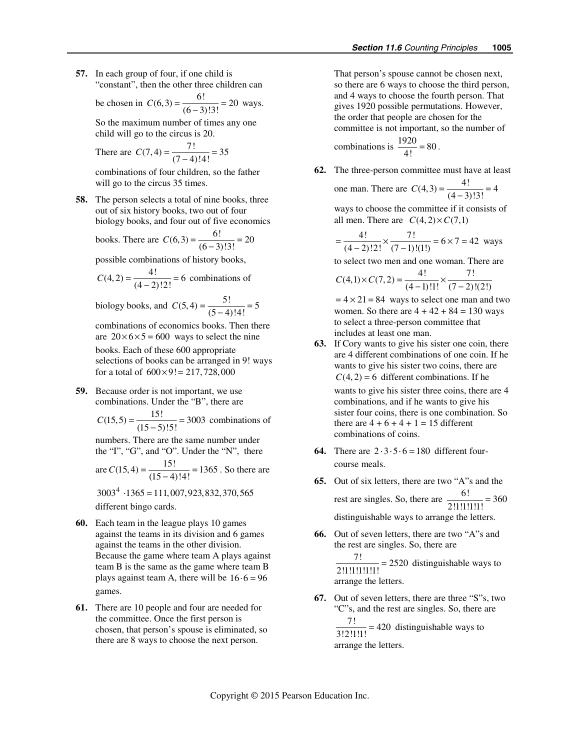**57.** In each group of four, if one child is "constant", then the other three children can be chosen in $C(6,3) = \dfrac{6!}{(6-3)!3!} = 20$ ways. So the maximum number of times any one child will go to the circus is 20.

There are $C(7,4) = \dfrac{7!}{(7-4)!4!} = 35$ combinations of four children, so the father will go to the circus 35 times.

**58.** The person selects a total of nine books, three out of six history books, two out of four biology books, and four out of five economics books. There are $C(6,3) = \dfrac{6!}{(6-3)!3!} = 20$ possible combinations of history books, $C(4,2) = \dfrac{4!}{(4-2)!2!} = 6$ combinations of biology books, and $C(5,4) = \dfrac{5!}{(5-4)!4!} = 5$ combinations of economics books. Then there are $20 \times 6 \times 5 = 600$ ways to select the nine books. Each of these 600 appropriate selections of books can be arranged in 9! ways for a total of $600 \times 9! = 217{,}728{,}000$

**59.** Because order is not important, we use combinations. Under the "B", there are $C(15,5) = \dfrac{15!}{(15-5)!5!} = 3003$ combinations of numbers. There are the same number under the "I", "G", and "O". Under the "N", there are $C(15,4) = \dfrac{15!}{(15-4)!4!} = 1365$. So there are $3003^4 \cdot 1365 = 111{,}007{,}923{,}832{,}370{,}565$ different bingo cards.

**60.** Each team in the league plays 10 games against the teams in its division and 6 games against the teams in the other division. Because the game where team A plays against team B is the same as the game where team B plays against team A, there will be $16 \cdot 6 = 96$ games.

**61.** There are 10 people and four are needed for the committee. Once the first person is chosen, that person's spouse is eliminated, so there are 8 ways to choose the next person. That person's spouse cannot be chosen next, so there are 6 ways to choose the third person, and 4 ways to choose the fourth person. That gives 1920 possible permutations. However, the order that people are chosen for the committee is not important, so the number of combinations is $\dfrac{1920}{4!} = 80$.

**62.** The three-person committee must have at least one man. There are $C(4,3) = \dfrac{4!}{(4-3)!3!} = 4$ ways to choose the committee if it consists of all men. There are $C(4,2) \times C(7,1)$ $= \dfrac{4!}{(4-2)!2!} \times \dfrac{7!}{(7-1)!(1!)} = 6 \times 7 = 42$ ways to select two men and one woman. There are $C(4,1) \times C(7,2) = \dfrac{4!}{(4-1)!1!} \times \dfrac{7!}{(7-2)!(2!)}$ $= 4 \times 21 = 84$ ways to select one man and two women. So there are $4 + 42 + 84 = 130$ ways to select a three-person committee that includes at least one man.

**63.** If Cory wants to give his sister one coin, there are 4 different combinations of one coin. If he wants to give his sister two coins, there are $C(4,2) = 6$ different combinations. If he wants to give his sister three coins, there are 4 combinations, and if he wants to give his sister four coins, there is one combination. So there are $4 + 6 + 4 + 1 = 15$ different combinations of coins.

**64.** There are $2 \cdot 3 \cdot 5 \cdot 6 = 180$ different four-course meals.

**65.** Out of six letters, there are two "A"s and the rest are singles. So, there are $\dfrac{6!}{2!1!1!1!1!} = 360$ distinguishable ways to arrange the letters.

**66.** Out of seven letters, there are two "A"s and the rest are singles. So, there are $\dfrac{7!}{2!1!1!1!1!1!} = 2520$ distinguishable ways to arrange the letters.

**67.** Out of seven letters, there are three "S"s, two "C"s, and the rest are singles. So, there are $\dfrac{7!}{3!2!1!1!} = 420$ distinguishable ways to arrange the letters.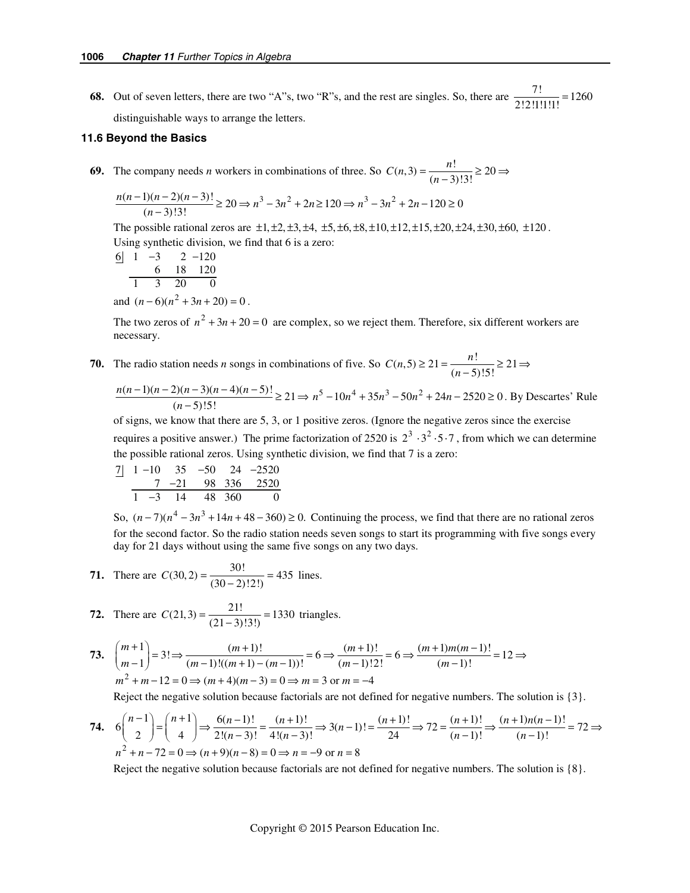**68.** Out of seven letters, there are two "A"s, two "R"s, and the rest are singles. So, there are $\dfrac{7!}{2!2!1!1!1!} = 1260$ distinguishable ways to arrange the letters.

### 11.6 Beyond the Basics

**69.** The company needs $n$ workers in combinations of three. So $C(n, 3) = \dfrac{n!}{(n-3)!3!} \geq 20 \Rightarrow$

$\dfrac{n(n-1)(n-2)(n-3)!}{(n-3)!3!} \geq 20 \Rightarrow n^3 - 3n^2 + 2n \geq 120 \Rightarrow n^3 - 3n^2 + 2n - 120 \geq 0$

The possible rational zeros are $\pm1, \pm2, \pm3, \pm4, \pm5, \pm6, \pm8, \pm10, \pm12, \pm15, \pm20, \pm24, \pm30, \pm60, \pm120$.
Using synthetic division, we find that 6 is a zero:

$$\begin{array}{r|rrrr} 6 & 1 & -3 & 2 & -120 \\ & & 6 & 18 & 120 \\ \hline & 1 & 3 & 20 & 0 \end{array}$$

and $(n-6)(n^2 + 3n + 20) = 0$.

The two zeros of $n^2 + 3n + 20 = 0$ are complex, so we reject them. Therefore, six different workers are necessary.

**70.** The radio station needs $n$ songs in combinations of five. So $C(n, 5) \geq 21 = \dfrac{n!}{(n-5)!5!} \geq 21 \Rightarrow$

$\dfrac{n(n-1)(n-2)(n-3)(n-4)(n-5)!}{(n-5)!5!} \geq 21 \Rightarrow n^5 - 10n^4 + 35n^3 - 50n^2 + 24n - 2520 \geq 0$. By Descartes' Rule of signs, we know that there are 5, 3, or 1 positive zeros. (Ignore the negative zeros since the exercise requires a positive answer.) The prime factorization of 2520 is $2^3 \cdot 3^2 \cdot 5 \cdot 7$, from which we can determine the possible rational zeros. Using synthetic division, we find that 7 is a zero:

$$\begin{array}{r|rrrrrr} 7 & 1 & -10 & 35 & -50 & 24 & -2520 \\ & & 7 & -21 & 98 & 336 & 2520 \\ \hline & 1 & -3 & 14 & 48 & 360 & 0 \end{array}$$

So, $(n-7)(n^4 - 3n^3 + 14n + 48 - 360) \geq 0$. Continuing the process, we find that there are no rational zeros for the second factor. So the radio station needs seven songs to start its programming with five songs every day for 21 days without using the same five songs on any two days.

**71.** There are $C(30, 2) = \dfrac{30!}{(30-2)!2!)} = 435$ lines.

**72.** There are $C(21, 3) = \dfrac{21!}{(21-3)!3!)} = 1330$ triangles.

**73.** $\dbinom{m+1}{m-1} = 3! \Rightarrow \dfrac{(m+1)!}{(m-1)!((m+1)-(m-1))!} = 6 \Rightarrow \dfrac{(m+1)!}{(m-1)!2!} = 6 \Rightarrow \dfrac{(m+1)m(m-1)!}{(m-1)!} = 12 \Rightarrow$
$m^2 + m - 12 = 0 \Rightarrow (m+4)(m-3) = 0 \Rightarrow m = 3$ or $m = -4$

Reject the negative solution because factorials are not defined for negative numbers. The solution is $\{3\}$.

**74.** $6\dbinom{n-1}{2} = \dbinom{n+1}{4} \Rightarrow \dfrac{6(n-1)!}{2!(n-3)!} = \dfrac{(n+1)!}{4!(n-3)!} \Rightarrow 3(n-1)! = \dfrac{(n+1)!}{24} \Rightarrow 72 = \dfrac{(n+1)!}{(n-1)!} \Rightarrow \dfrac{(n+1)n(n-1)!}{(n-1)!} = 72 \Rightarrow$
$n^2 + n - 72 = 0 \Rightarrow (n+9)(n-8) = 0 \Rightarrow n = -9$ or $n = 8$

Reject the negative solution because factorials are not defined for negative numbers. The solution is $\{8\}$.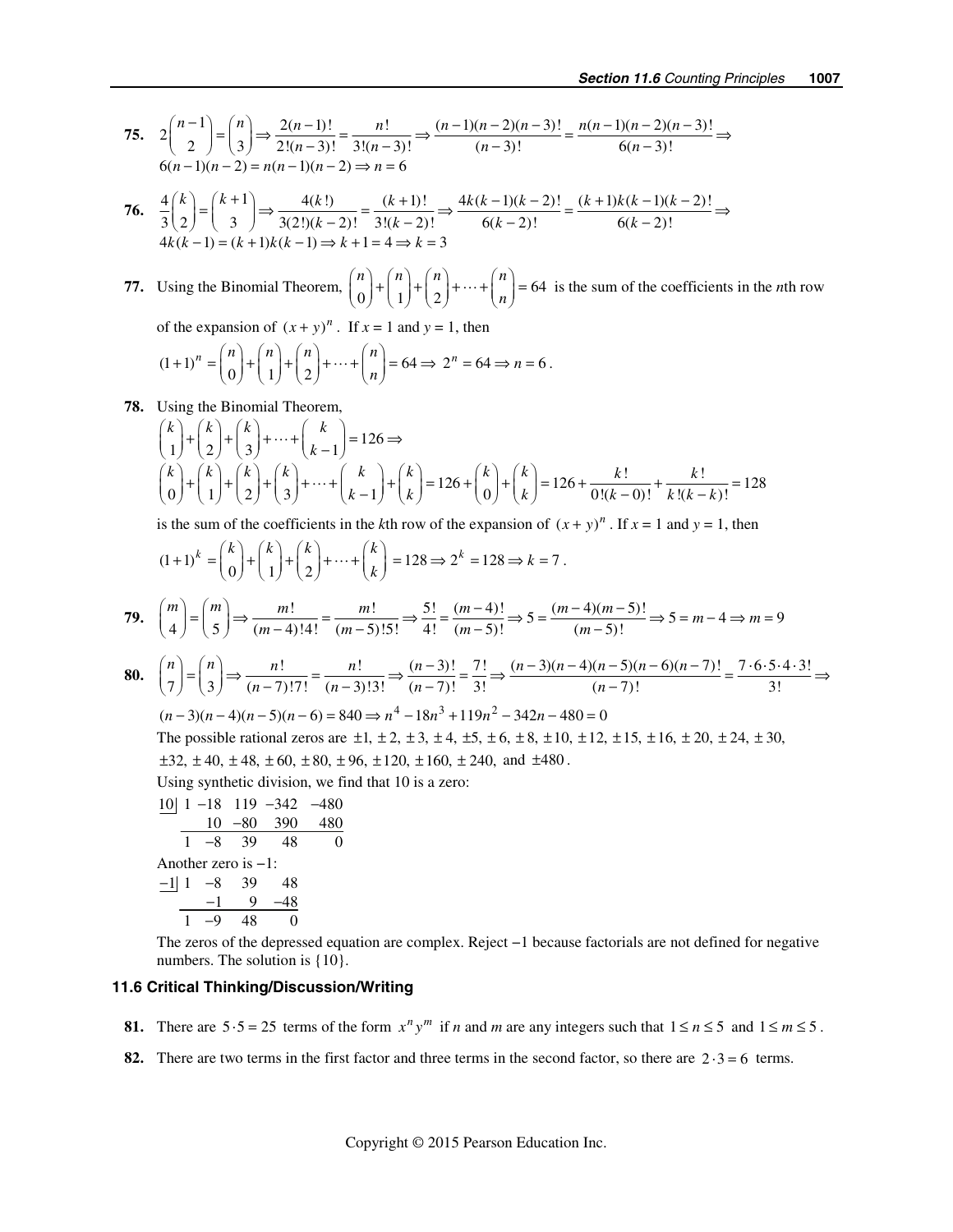**75.** $2\binom{n-1}{2} = \binom{n}{3} \Rightarrow \dfrac{2(n-1)!}{2!(n-3)!} = \dfrac{n!}{3!(n-3)!} \Rightarrow \dfrac{(n-1)(n-2)(n-3)!}{(n-3)!} = \dfrac{n(n-1)(n-2)(n-3)!}{6(n-3)!} \Rightarrow$
$6(n-1)(n-2) = n(n-1)(n-2) \Rightarrow n = 6$

**76.** $\dfrac{4}{3}\binom{k}{2} = \binom{k+1}{3} \Rightarrow \dfrac{4(k!)}{3(2!)(k-2)!} = \dfrac{(k+1)!}{3!(k-2)!} \Rightarrow \dfrac{4k(k-1)(k-2)!}{6(k-2)!} = \dfrac{(k+1)k(k-1)(k-2)!}{6(k-2)!} \Rightarrow$
$4k(k-1) = (k+1)k(k-1) \Rightarrow k+1 = 4 \Rightarrow k = 3$

**77.** Using the Binomial Theorem, $\binom{n}{0} + \binom{n}{1} + \binom{n}{2} + \cdots + \binom{n}{n} = 64$ is the sum of the coefficients in the $n$th row of the expansion of $(x+y)^n$. If $x = 1$ and $y = 1$, then

$(1+1)^n = \binom{n}{0} + \binom{n}{1} + \binom{n}{2} + \cdots + \binom{n}{n} = 64 \Rightarrow 2^n = 64 \Rightarrow n = 6$.

**78.** Using the Binomial Theorem,

$\binom{k}{1} + \binom{k}{2} + \binom{k}{3} + \cdots + \binom{k}{k-1} = 126 \Rightarrow$

$\binom{k}{0} + \binom{k}{1} + \binom{k}{2} + \binom{k}{3} + \cdots + \binom{k}{k-1} + \binom{k}{k} = 126 + \binom{k}{0} + \binom{k}{k} = 126 + \dfrac{k!}{0!(k-0)!} + \dfrac{k!}{k!(k-k)!} = 128$

is the sum of the coefficients in the $k$th row of the expansion of $(x+y)^n$. If $x = 1$ and $y = 1$, then

$(1+1)^k = \binom{k}{0} + \binom{k}{1} + \binom{k}{2} + \cdots + \binom{k}{k} = 128 \Rightarrow 2^k = 128 \Rightarrow k = 7$.

**79.** $\binom{m}{4} = \binom{m}{5} \Rightarrow \dfrac{m!}{(m-4)!4!} = \dfrac{m!}{(m-5)!5!} \Rightarrow \dfrac{5!}{4!} = \dfrac{(m-4)!}{(m-5)!} \Rightarrow 5 = \dfrac{(m-4)(m-5)!}{(m-5)!} \Rightarrow 5 = m-4 \Rightarrow m = 9$

**80.** $\binom{n}{7} = \binom{n}{3} \Rightarrow \dfrac{n!}{(n-7)!7!} = \dfrac{n!}{(n-3)!3!} \Rightarrow \dfrac{(n-3)!}{(n-7)!} = \dfrac{7!}{3!} \Rightarrow \dfrac{(n-3)(n-4)(n-5)(n-6)(n-7)!}{(n-7)!} = \dfrac{7 \cdot 6 \cdot 5 \cdot 4 \cdot 3!}{3!} \Rightarrow$

$(n-3)(n-4)(n-5)(n-6) = 840 \Rightarrow n^4 - 18n^3 + 119n^2 - 342n - 480 = 0$

The possible rational zeros are $\pm1, \pm2, \pm3, \pm4, \pm5, \pm6, \pm8, \pm10, \pm12, \pm15, \pm16, \pm20, \pm24, \pm30,$ $\pm32, \pm40, \pm48, \pm60, \pm80, \pm96, \pm120, \pm160, \pm240,$ and $\pm480$.

Using synthetic division, we find that 10 is a zero:

```
10| 1  -18   119  -342  -480
          10   -80   390   480
    1   -8    39    48     0
```

Another zero is −1:

```
-1| 1   -8    39    48
          -1     9   -48
    1   -9    48     0
```

The zeros of the depressed equation are complex. Reject −1 because factorials are not defined for negative numbers. The solution is {10}.

### 11.6 Critical Thinking/Discussion/Writing

**81.** There are $5 \cdot 5 = 25$ terms of the form $x^n y^m$ if $n$ and $m$ are any integers such that $1 \le n \le 5$ and $1 \le m \le 5$.

**82.** There are two terms in the first factor and three terms in the second factor, so there are $2 \cdot 3 = 6$ terms.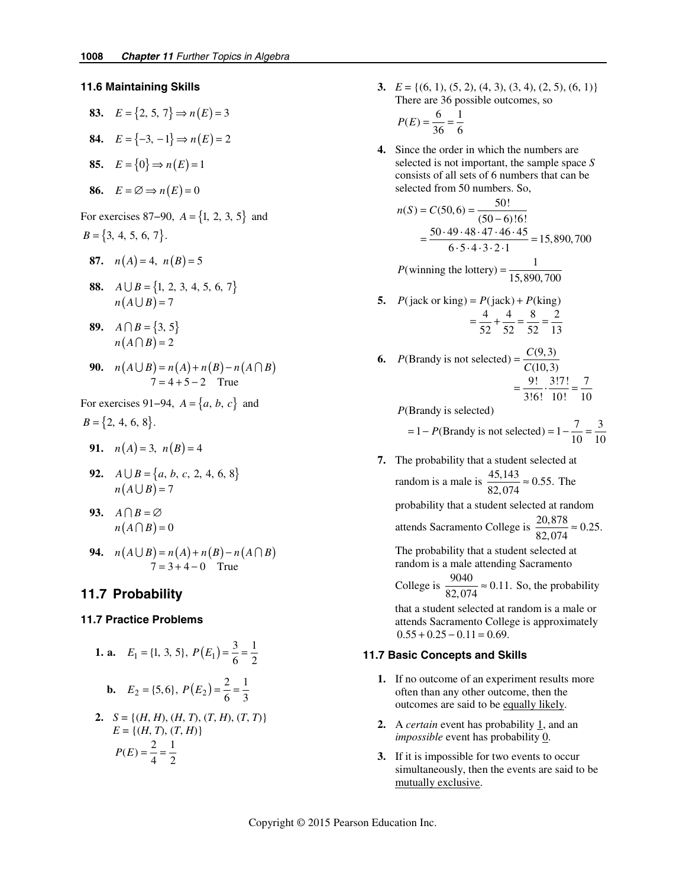### 11.6 Maintaining Skills

**83.** $E = \{2, 5, 7\} \Rightarrow n(E) = 3$

**84.** $E = \{-3, -1\} \Rightarrow n(E) = 2$

**85.** $E = \{0\} \Rightarrow n(E) = 1$

**86.** $E = \varnothing \Rightarrow n(E) = 0$

For exercises 87–90, $A = \{1, 2, 3, 5\}$ and $B = \{3, 4, 5, 6, 7\}$.

**87.** $n(A) = 4,\ n(B) = 5$

**88.** $A \cup B = \{1, 2, 3, 4, 5, 6, 7\}$
$n(A \cup B) = 7$

**89.** $A \cap B = \{3, 5\}$
$n(A \cap B) = 2$

**90.** $n(A \cup B) = n(A) + n(B) - n(A \cap B)$
$7 = 4 + 5 - 2$ True

For exercises 91–94, $A = \{a, b, c\}$ and $B = \{2, 4, 6, 8\}$.

**91.** $n(A) = 3,\ n(B) = 4$

**92.** $A \cup B = \{a, b, c, 2, 4, 6, 8\}$
$n(A \cup B) = 7$

**93.** $A \cap B = \varnothing$
$n(A \cap B) = 0$

**94.** $n(A \cup B) = n(A) + n(B) - n(A \cap B)$
$7 = 3 + 4 - 0$ True

## 11.7 Probability

### 11.7 Practice Problems

**1. a.** $E_1 = \{1, 3, 5\},\ P(E_1) = \frac{3}{6} = \frac{1}{2}$

**b.** $E_2 = \{5, 6\},\ P(E_2) = \frac{2}{6} = \frac{1}{3}$

**2.** $S = \{(H, H), (H, T), (T, H), (T, T)\}$
$E = \{(H, T), (T, H)\}$
$P(E) = \frac{2}{4} = \frac{1}{2}$

**3.** $E = \{(6, 1), (5, 2), (4, 3), (3, 4), (2, 5), (6, 1)\}$
There are 36 possible outcomes, so
$P(E) = \frac{6}{36} = \frac{1}{6}$

**4.** Since the order in which the numbers are selected is not important, the sample space $S$ consists of all sets of 6 numbers that can be selected from 50 numbers. So,

$$n(S) = C(50, 6) = \frac{50!}{(50-6)!6!} = \frac{50 \cdot 49 \cdot 48 \cdot 47 \cdot 46 \cdot 45}{6 \cdot 5 \cdot 4 \cdot 3 \cdot 2 \cdot 1} = 15{,}890{,}700$$

$$P(\text{winning the lottery}) = \frac{1}{15{,}890{,}700}$$

**5.** $$P(\text{jack or king}) = P(\text{jack}) + P(\text{king}) = \frac{4}{52} + \frac{4}{52} = \frac{8}{52} = \frac{2}{13}$$

**6.** $$P(\text{Brandy is not selected}) = \frac{C(9,3)}{C(10,3)} = \frac{9!}{3!6!} \cdot \frac{3!7!}{10!} = \frac{7}{10}$$

$P(\text{Brandy is selected})$
$$= 1 - P(\text{Brandy is not selected}) = 1 - \frac{7}{10} = \frac{3}{10}$$

**7.** The probability that a student selected at random is a male is $\frac{45{,}143}{82{,}074} \approx 0.55.$ The probability that a student selected at random attends Sacramento College is $\frac{20{,}878}{82{,}074} \approx 0.25.$ The probability that a student selected at random is a male attending Sacramento College is $\frac{9040}{82{,}074} \approx 0.11.$ So, the probability that a student selected at random is a male or attends Sacramento College is approximately $0.55 + 0.25 - 0.11 = 0.69.$

### 11.7 Basic Concepts and Skills

**1.** If no outcome of an experiment results more often than any other outcome, then the outcomes are said to be equally likely.

**2.** A *certain* event has probability 1, and an *impossible* event has probability 0.

**3.** If it is impossible for two events to occur simultaneously, then the events are said to be mutually exclusive.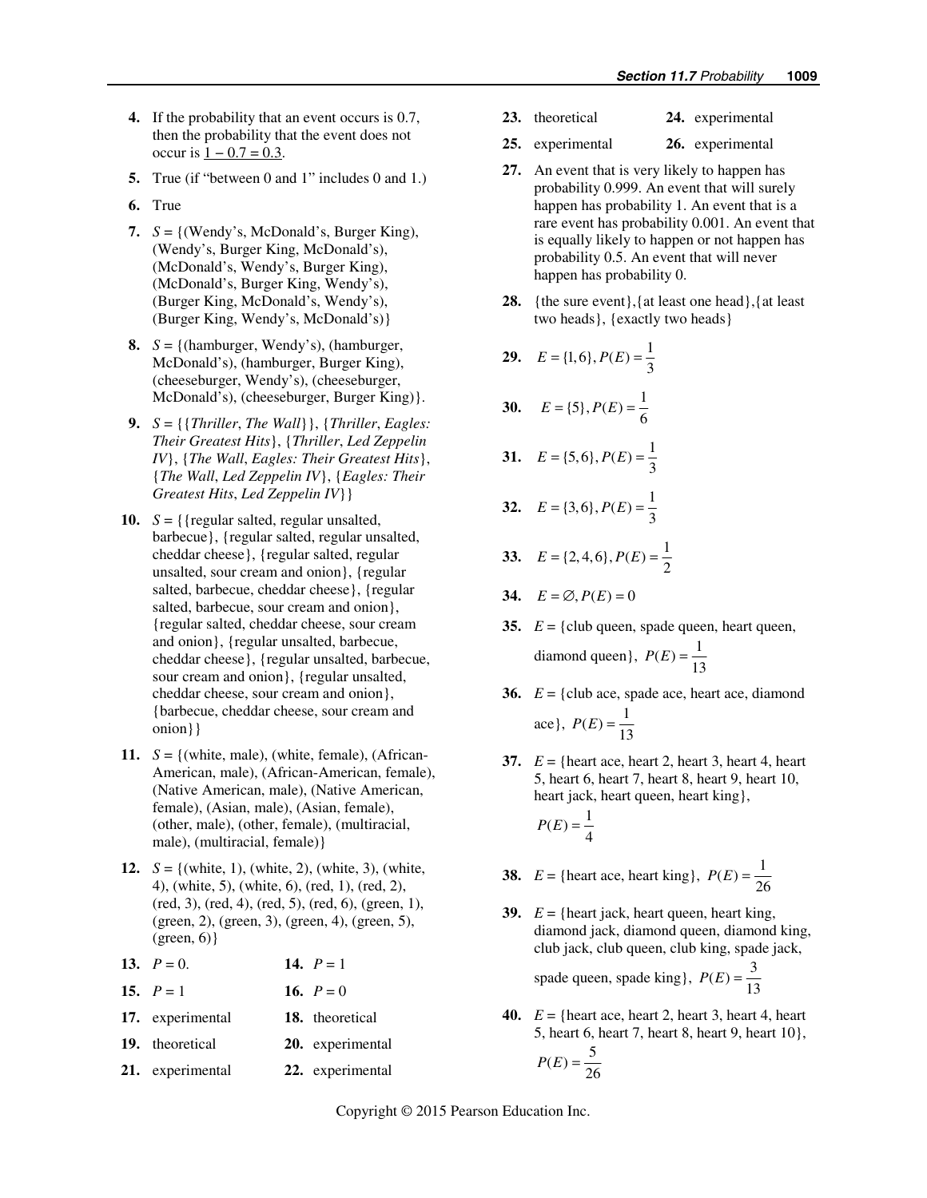**4.** If the probability that an event occurs is 0.7, then the probability that the event does not occur is 1 − 0.7 = 0.3.

**5.** True (if "between 0 and 1" includes 0 and 1.)

**6.** True

**7.** $S$ = {(Wendy's, McDonald's, Burger King), (Wendy's, Burger King, McDonald's), (McDonald's, Wendy's, Burger King), (McDonald's, Burger King, Wendy's), (Burger King, McDonald's, Wendy's), (Burger King, Wendy's, McDonald's)}

**8.** $S$ = {(hamburger, Wendy's), (hamburger, McDonald's), (hamburger, Burger King), (cheeseburger, Wendy's), (cheeseburger, McDonald's), (cheeseburger, Burger King)}.

**9.** $S$ = {{*Thriller*, *The Wall*}}, {*Thriller*, *Eagles: Their Greatest Hits*}, {*Thriller*, *Led Zeppelin IV*}, {*The Wall*, *Eagles: Their Greatest Hits*}, {*The Wall*, *Led Zeppelin IV*}, {*Eagles: Their Greatest Hits*, *Led Zeppelin IV*}}

**10.** $S$ = {{regular salted, regular unsalted, barbecue}, {regular salted, regular unsalted, cheddar cheese}, {regular salted, regular unsalted, sour cream and onion}, {regular salted, barbecue, cheddar cheese}, {regular salted, barbecue, sour cream and onion}, {regular salted, cheddar cheese, sour cream and onion}, {regular unsalted, barbecue, cheddar cheese}, {regular unsalted, barbecue, sour cream and onion}, {regular unsalted, cheddar cheese, sour cream and onion}, {barbecue, cheddar cheese, sour cream and onion}}

**11.** $S$ = {(white, male), (white, female), (African-American, male), (African-American, female), (Native American, male), (Native American, female), (Asian, male), (Asian, female), (other, male), (other, female), (multiracial, male), (multiracial, female)}

**12.** $S$ = {(white, 1), (white, 2), (white, 3), (white, 4), (white, 5), (white, 6), (red, 1), (red, 2), (red, 3), (red, 4), (red, 5), (red, 6), (green, 1), (green, 2), (green, 3), (green, 4), (green, 5), (green, 6)}

**13.** $P = 0.$

**14.** $P = 1$

**15.** $P = 1$

**16.** $P = 0$

**17.** experimental

**18.** theoretical

**19.** theoretical

**20.** experimental

**21.** experimental

**22.** experimental

**23.** theoretical

**24.** experimental

**25.** experimental

**26.** experimental

**27.** An event that is very likely to happen has probability 0.999. An event that will surely happen has probability 1. An event that is a rare event has probability 0.001. An event that is equally likely to happen or not happen has probability 0.5. An event that will never happen has probability 0.

**28.** {the sure event},{at least one head},{at least two heads}, {exactly two heads}

**29.** $E = \{1, 6\}, P(E) = \dfrac{1}{3}$

**30.** $E = \{5\}, P(E) = \dfrac{1}{6}$

**31.** $E = \{5, 6\}, P(E) = \dfrac{1}{3}$

**32.** $E = \{3, 6\}, P(E) = \dfrac{1}{3}$

**33.** $E = \{2, 4, 6\}, P(E) = \dfrac{1}{2}$

**34.** $E = \varnothing, P(E) = 0$

**35.** $E$ = {club queen, spade queen, heart queen, diamond queen}, $P(E) = \dfrac{1}{13}$

**36.** $E$ = {club ace, spade ace, heart ace, diamond ace}, $P(E) = \dfrac{1}{13}$

**37.** $E$ = {heart ace, heart 2, heart 3, heart 4, heart 5, heart 6, heart 7, heart 8, heart 9, heart 10, heart jack, heart queen, heart king}, $P(E) = \dfrac{1}{4}$

**38.** $E$ = {heart ace, heart king}, $P(E) = \dfrac{1}{26}$

**39.** $E$ = {heart jack, heart queen, heart king, diamond jack, diamond queen, diamond king, club jack, club queen, club king, spade jack, spade queen, spade king}, $P(E) = \dfrac{3}{13}$

**40.** $E$ = {heart ace, heart 2, heart 3, heart 4, heart 5, heart 6, heart 7, heart 8, heart 9, heart 10}, $P(E) = \dfrac{5}{26}$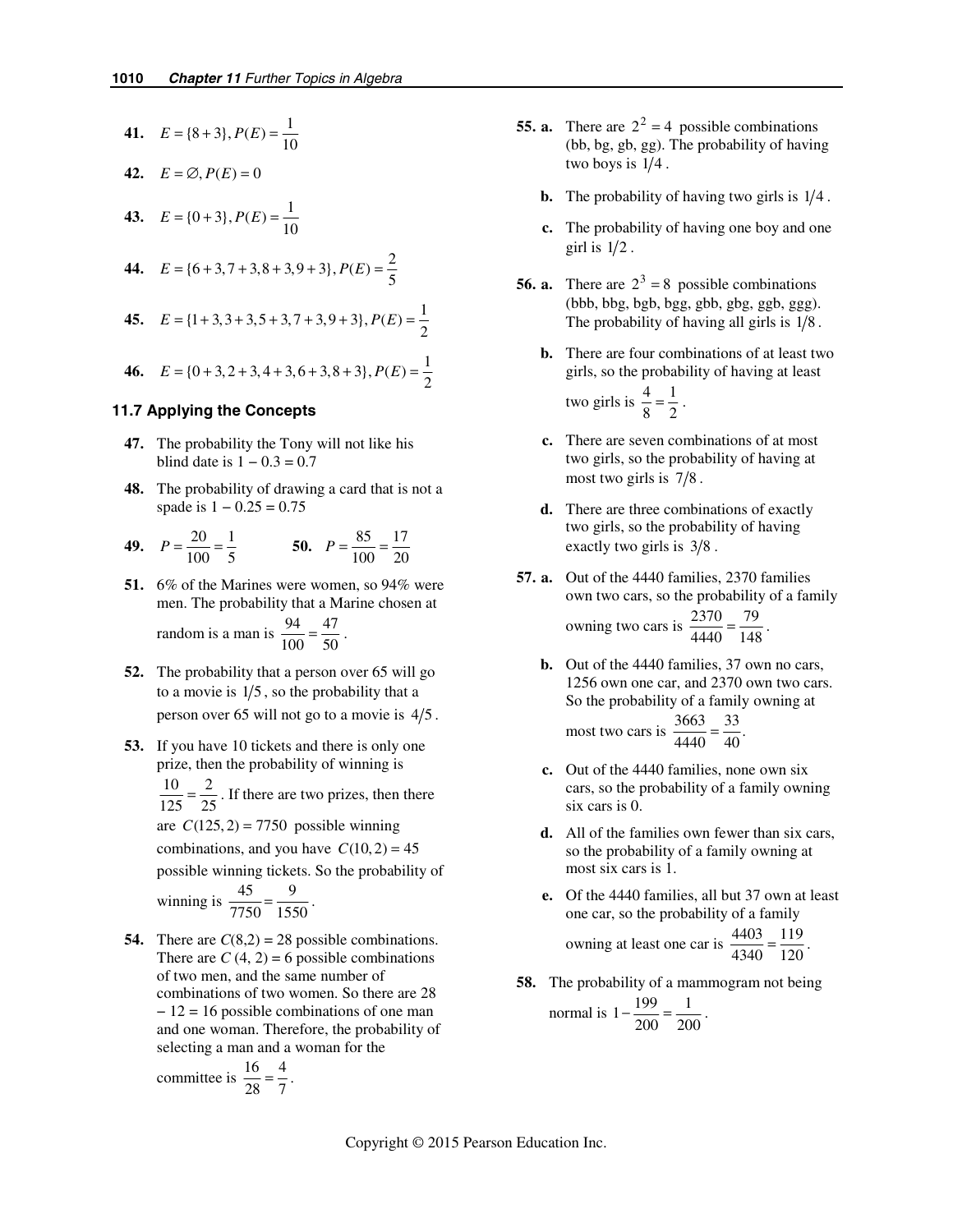**41.** $E = \{8 + 3\}, P(E) = \dfrac{1}{10}$

**42.** $E = \varnothing, P(E) = 0$

**43.** $E = \{0 + 3\}, P(E) = \dfrac{1}{10}$

**44.** $E = \{6 + 3, 7 + 3, 8 + 3, 9 + 3\}, P(E) = \dfrac{2}{5}$

**45.** $E = \{1 + 3, 3 + 3, 5 + 3, 7 + 3, 9 + 3\}, P(E) = \dfrac{1}{2}$

**46.** $E = \{0 + 3, 2 + 3, 4 + 3, 6 + 3, 8 + 3\}, P(E) = \dfrac{1}{2}$

### 11.7 Applying the Concepts

**47.** The probability the Tony will not like his blind date is $1 - 0.3 = 0.7$

**48.** The probability of drawing a card that is not a spade is $1 - 0.25 = 0.75$

**49.** $P = \dfrac{20}{100} = \dfrac{1}{5}$ **50.** $P = \dfrac{85}{100} = \dfrac{17}{20}$

**51.** 6% of the Marines were women, so 94% were men. The probability that a Marine chosen at random is a man is $\dfrac{94}{100} = \dfrac{47}{50}$.

**52.** The probability that a person over 65 will go to a movie is $1/5$, so the probability that a person over 65 will not go to a movie is $4/5$.

**53.** If you have 10 tickets and there is only one prize, then the probability of winning is $\dfrac{10}{125} = \dfrac{2}{25}$. If there are two prizes, then there are $C(125, 2) = 7750$ possible winning combinations, and you have $C(10, 2) = 45$ possible winning tickets. So the probability of winning is $\dfrac{45}{7750} = \dfrac{9}{1550}$.

**54.** There are $C(8,2) = 28$ possible combinations. There are $C(4, 2) = 6$ possible combinations of two men, and the same number of combinations of two women. So there are $28 - 12 = 16$ possible combinations of one man and one woman. Therefore, the probability of selecting a man and a woman for the committee is $\dfrac{16}{28} = \dfrac{4}{7}$.

**55. a.** There are $2^2 = 4$ possible combinations (bb, bg, gb, gg). The probability of having two boys is $1/4$.

**b.** The probability of having two girls is $1/4$.

**c.** The probability of having one boy and one girl is $1/2$.

**56. a.** There are $2^3 = 8$ possible combinations (bbb, bbg, bgb, bgg, gbb, gbg, ggb, ggg). The probability of having all girls is $1/8$.

**b.** There are four combinations of at least two girls, so the probability of having at least two girls is $\dfrac{4}{8} = \dfrac{1}{2}$.

**c.** There are seven combinations of at most two girls, so the probability of having at most two girls is $7/8$.

**d.** There are three combinations of exactly two girls, so the probability of having exactly two girls is $3/8$.

**57. a.** Out of the 4440 families, 2370 families own two cars, so the probability of a family owning two cars is $\dfrac{2370}{4440} = \dfrac{79}{148}$.

**b.** Out of the 4440 families, 37 own no cars, 1256 own one car, and 2370 own two cars. So the probability of a family owning at most two cars is $\dfrac{3663}{4440} = \dfrac{33}{40}$.

**c.** Out of the 4440 families, none own six cars, so the probability of a family owning six cars is 0.

**d.** All of the families own fewer than six cars, so the probability of a family owning at most six cars is 1.

**e.** Of the 4440 families, all but 37 own at least one car, so the probability of a family owning at least one car is $\dfrac{4403}{4340} = \dfrac{119}{120}$.

**58.** The probability of a mammogram not being normal is $1 - \dfrac{199}{200} = \dfrac{1}{200}$.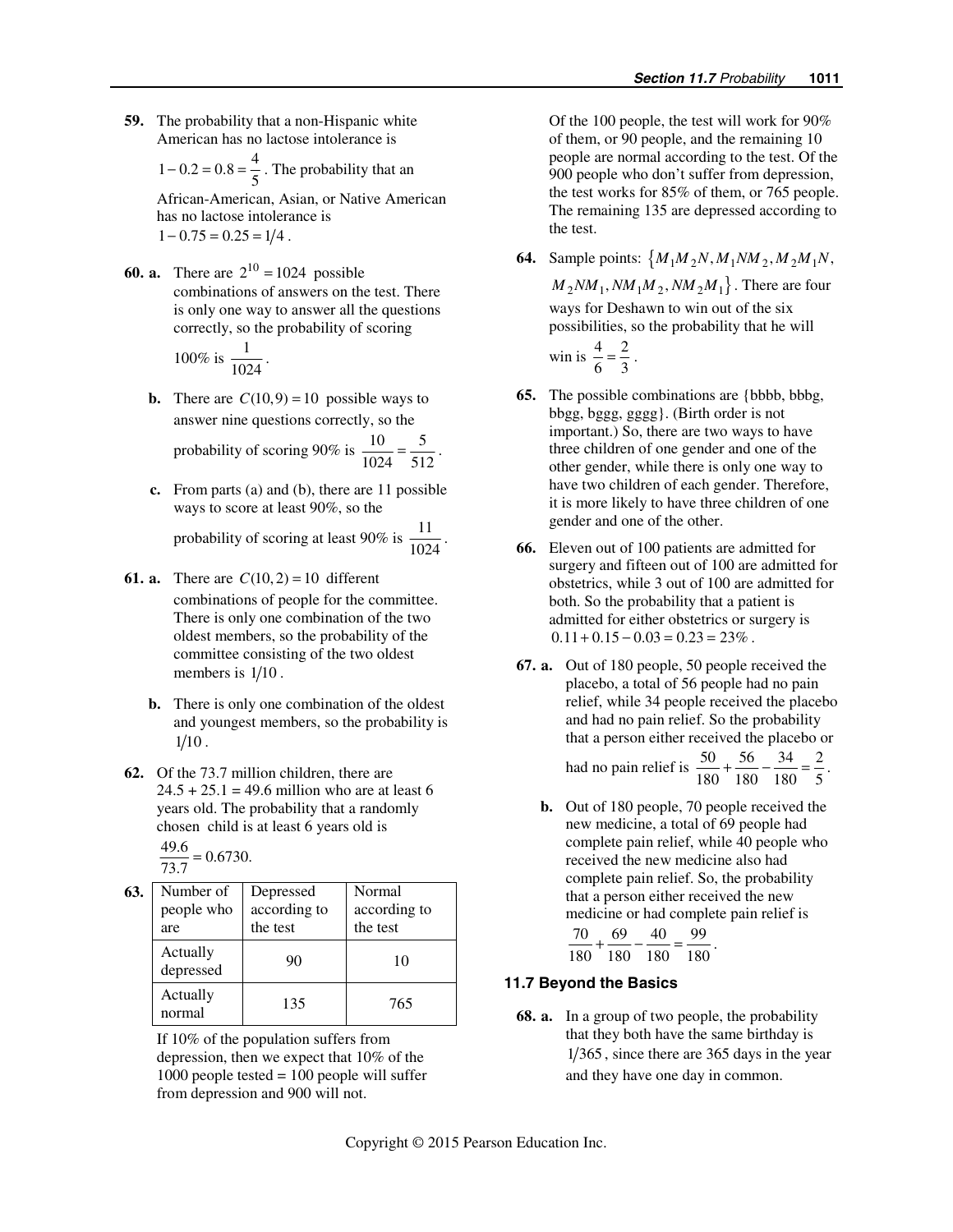**59.** The probability that a non-Hispanic white American has no lactose intolerance is $1 - 0.2 = 0.8 = \frac{4}{5}$. The probability that an African-American, Asian, or Native American has no lactose intolerance is $1 - 0.75 = 0.25 = 1/4$.

**60. a.** There are $2^{10} = 1024$ possible combinations of answers on the test. There is only one way to answer all the questions correctly, so the probability of scoring 100% is $\frac{1}{1024}$.

**b.** There are $C(10, 9) = 10$ possible ways to answer nine questions correctly, so the probability of scoring 90% is $\frac{10}{1024} = \frac{5}{512}$.

**c.** From parts (a) and (b), there are 11 possible ways to score at least 90%, so the probability of scoring at least 90% is $\frac{11}{1024}$.

**61. a.** There are $C(10, 2) = 10$ different combinations of people for the committee. There is only one combination of the two oldest members, so the probability of the committee consisting of the two oldest members is $1/10$.

**b.** There is only one combination of the oldest and youngest members, so the probability is $1/10$.

**62.** Of the 73.7 million children, there are 24.5 + 25.1 = 49.6 million who are at least 6 years old. The probability that a randomly chosen child is at least 6 years old is $\frac{49.6}{73.7} = 0.6730.$

**63.**

| Number of people who are | Depressed according to the test | Normal according to the test |
|---|---|---|
| Actually depressed | 90 | 10 |
| Actually normal | 135 | 765 |

If 10% of the population suffers from depression, then we expect that 10% of the 1000 people tested = 100 people will suffer from depression and 900 will not.

Of the 100 people, the test will work for 90% of them, or 90 people, and the remaining 10 people are normal according to the test. Of the 900 people who don't suffer from depression, the test works for 85% of them, or 765 people. The remaining 135 are depressed according to the test.

**64.** Sample points: $\{M_1M_2N, M_1NM_2, M_2M_1N, M_2NM_1, NM_1M_2, NM_2M_1\}$. There are four ways for Deshawn to win out of the six possibilities, so the probability that he will win is $\frac{4}{6} = \frac{2}{3}$.

**65.** The possible combinations are {bbbb, bbbg, bbgg, bggg, gggg}. (Birth order is not important.) So, there are two ways to have three children of one gender and one of the other gender, while there is only one way to have two children of each gender. Therefore, it is more likely to have three children of one gender and one of the other.

**66.** Eleven out of 100 patients are admitted for surgery and fifteen out of 100 are admitted for obstetrics, while 3 out of 100 are admitted for both. So the probability that a patient is admitted for either obstetrics or surgery is $0.11 + 0.15 - 0.03 = 0.23 = 23\%$.

**67. a.** Out of 180 people, 50 people received the placebo, a total of 56 people had no pain relief, while 34 people received the placebo and had no pain relief. So the probability that a person either received the placebo or had no pain relief is $\frac{50}{180} + \frac{56}{180} - \frac{34}{180} = \frac{2}{5}$.

**b.** Out of 180 people, 70 people received the new medicine, a total of 69 people had complete pain relief, while 40 people who received the new medicine also had complete pain relief. So, the probability that a person either received the new medicine or had complete pain relief is $\frac{70}{180} + \frac{69}{180} - \frac{40}{180} = \frac{99}{180}$.

### 11.7 Beyond the Basics

**68. a.** In a group of two people, the probability that they both have the same birthday is $1/365$, since there are 365 days in the year and they have one day in common.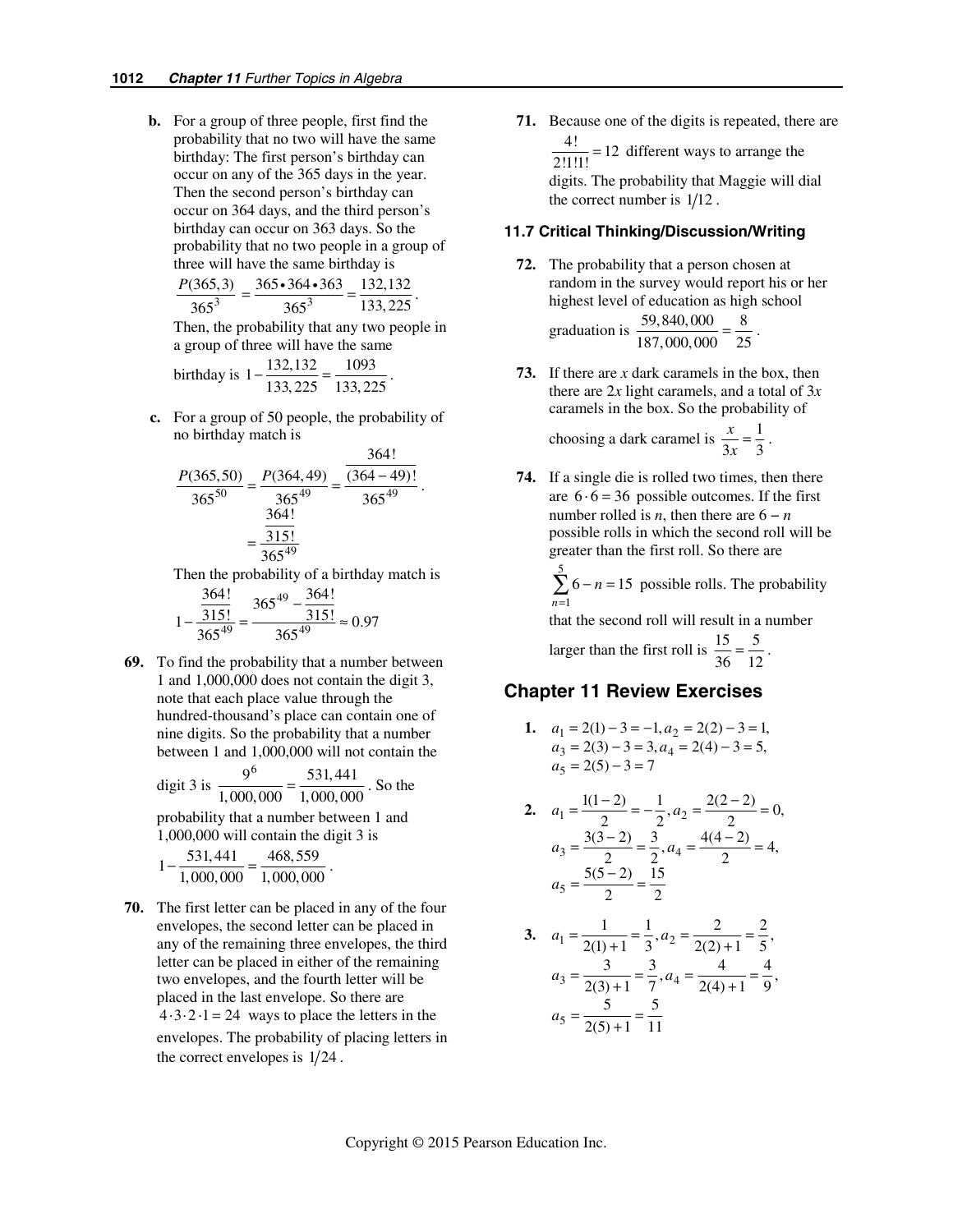**b.** For a group of three people, first find the probability that no two will have the same birthday: The first person's birthday can occur on any of the 365 days in the year. Then the second person's birthday can occur on 364 days, and the third person's birthday can occur on 363 days. So the probability that no two people in a group of three will have the same birthday is

$$\frac{P(365,3)}{365^3} = \frac{365 \bullet 364 \bullet 363}{365^3} = \frac{132,132}{133,225}.$$

Then, the probability that any two people in a group of three will have the same birthday is $1 - \frac{132,132}{133,225} = \frac{1093}{133,225}$.

**c.** For a group of 50 people, the probability of no birthday match is

$$\frac{P(365,50)}{365^{50}} = \frac{P(364,49)}{365^{49}} = \frac{\frac{364!}{(364-49)!}}{365^{49}}.$$
$$= \frac{\frac{364!}{315!}}{365^{49}}$$

Then the probability of a birthday match is

$$1 - \frac{\frac{364!}{315!}}{365^{49}} = \frac{365^{49} - \frac{364!}{315!}}{365^{49}} \approx 0.97$$

**69.** To find the probability that a number between 1 and 1,000,000 does not contain the digit 3, note that each place value through the hundred-thousand's place can contain one of nine digits. So the probability that a number between 1 and 1,000,000 will not contain the digit 3 is $\frac{9^6}{1,000,000} = \frac{531,441}{1,000,000}$. So the probability that a number between 1 and 1,000,000 will contain the digit 3 is $1 - \frac{531,441}{1,000,000} = \frac{468,559}{1,000,000}$.

**70.** The first letter can be placed in any of the four envelopes, the second letter can be placed in any of the remaining three envelopes, the third letter can be placed in either of the remaining two envelopes, and the fourth letter will be placed in the last envelope. So there are $4 \cdot 3 \cdot 2 \cdot 1 = 24$ ways to place the letters in the envelopes. The probability of placing letters in the correct envelopes is $1/24$.

**71.** Because one of the digits is repeated, there are $\frac{4!}{2!1!1!} = 12$ different ways to arrange the digits. The probability that Maggie will dial the correct number is $1/12$.

### 11.7 Critical Thinking/Discussion/Writing

**72.** The probability that a person chosen at random in the survey would report his or her highest level of education as high school graduation is $\frac{59,840,000}{187,000,000} = \frac{8}{25}$.

**73.** If there are $x$ dark caramels in the box, then there are $2x$ light caramels, and a total of $3x$ caramels in the box. So the probability of choosing a dark caramel is $\frac{x}{3x} = \frac{1}{3}$.

**74.** If a single die is rolled two times, then there are $6 \cdot 6 = 36$ possible outcomes. If the first number rolled is $n$, then there are $6 - n$ possible rolls in which the second roll will be greater than the first roll. So there are $\sum_{n=1}^{5} 6 - n = 15$ possible rolls. The probability that the second roll will result in a number larger than the first roll is $\frac{15}{36} = \frac{5}{12}$.

## Chapter 11 Review Exercises

**1.** $a_1 = 2(1) - 3 = -1, a_2 = 2(2) - 3 = 1,$
$a_3 = 2(3) - 3 = 3, a_4 = 2(4) - 3 = 5,$
$a_5 = 2(5) - 3 = 7$

**2.** $a_1 = \frac{1(1-2)}{2} = -\frac{1}{2}, a_2 = \frac{2(2-2)}{2} = 0,$
$a_3 = \frac{3(3-2)}{2} = \frac{3}{2}, a_4 = \frac{4(4-2)}{2} = 4,$
$a_5 = \frac{5(5-2)}{2} = \frac{15}{2}$

**3.** $a_1 = \frac{1}{2(1)+1} = \frac{1}{3}, a_2 = \frac{2}{2(2)+1} = \frac{2}{5},$
$a_3 = \frac{3}{2(3)+1} = \frac{3}{7}, a_4 = \frac{4}{2(4)+1} = \frac{4}{9},$
$a_5 = \frac{5}{2(5)+1} = \frac{5}{11}$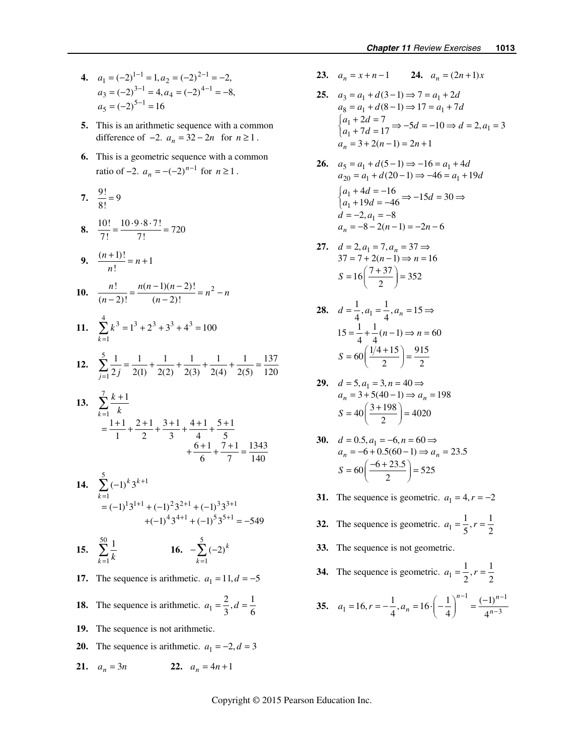**4.** $a_1 = (-2)^{1-1} = 1, a_2 = (-2)^{2-1} = -2,$
$a_3 = (-2)^{3-1} = 4, a_4 = (-2)^{4-1} = -8,$
$a_5 = (-2)^{5-1} = 16$

**5.** This is an arithmetic sequence with a common difference of $-2$. $a_n = 32 - 2n$ for $n \geq 1$.

**6.** This is a geometric sequence with a common ratio of $-2$. $a_n = -(-2)^{n-1}$ for $n \geq 1$.

**7.** $\dfrac{9!}{8!} = 9$

**8.** $\dfrac{10!}{7!} = \dfrac{10 \cdot 9 \cdot 8 \cdot 7!}{7!} = 720$

**9.** $\dfrac{(n+1)!}{n!} = n + 1$

**10.** $\dfrac{n!}{(n-2)!} = \dfrac{n(n-1)(n-2)!}{(n-2)!} = n^2 - n$

**11.** $\displaystyle\sum_{k=1}^{4} k^3 = 1^3 + 2^3 + 3^3 + 4^3 = 100$

**12.** $\displaystyle\sum_{j=1}^{5} \frac{1}{2j} = \frac{1}{2(1)} + \frac{1}{2(2)} + \frac{1}{2(3)} + \frac{1}{2(4)} + \frac{1}{2(5)} = \frac{137}{120}$

**13.** $\displaystyle\sum_{k=1}^{7} \frac{k+1}{k}$

$= \dfrac{1+1}{1} + \dfrac{2+1}{2} + \dfrac{3+1}{3} + \dfrac{4+1}{4} + \dfrac{5+1}{5} + \dfrac{6+1}{6} + \dfrac{7+1}{7} = \dfrac{1343}{140}$

**14.** $\displaystyle\sum_{k=1}^{5} (-1)^k 3^{k+1}$

$= (-1)^1 3^{1+1} + (-1)^2 3^{2+1} + (-1)^3 3^{3+1} + (-1)^4 3^{4+1} + (-1)^5 3^{5+1} = -549$

**15.** $\displaystyle\sum_{k=1}^{50} \frac{1}{k}$ **16.** $\displaystyle -\sum_{k=1}^{5} (-2)^k$

**17.** The sequence is arithmetic. $a_1 = 11, d = -5$

**18.** The sequence is arithmetic. $a_1 = \dfrac{2}{3}, d = \dfrac{1}{6}$

**19.** The sequence is not arithmetic.

**20.** The sequence is arithmetic. $a_1 = -2, d = 3$

**21.** $a_n = 3n$ **22.** $a_n = 4n + 1$

**23.** $a_n = x + n - 1$ **24.** $a_n = (2n+1)x$

**25.** $a_3 = a_1 + d(3-1) \Rightarrow 7 = a_1 + 2d$
$a_8 = a_1 + d(8-1) \Rightarrow 17 = a_1 + 7d$
$\begin{cases} a_1 + 2d = 7 \\ a_1 + 7d = 17 \end{cases} \Rightarrow -5d = -10 \Rightarrow d = 2, a_1 = 3$
$a_n = 3 + 2(n-1) = 2n + 1$

**26.** $a_5 = a_1 + d(5-1) \Rightarrow -16 = a_1 + 4d$
$a_{20} = a_1 + d(20-1) \Rightarrow -46 = a_1 + 19d$
$\begin{cases} a_1 + 4d = -16 \\ a_1 + 19d = -46 \end{cases} \Rightarrow -15d = 30 \Rightarrow$
$d = -2, a_1 = -8$
$a_n = -8 - 2(n-1) = -2n - 6$

**27.** $d = 2, a_1 = 7, a_n = 37 \Rightarrow$
$37 = 7 + 2(n-1) \Rightarrow n = 16$
$S = 16\left(\dfrac{7+37}{2}\right) = 352$

**28.** $d = \dfrac{1}{4}, a_1 = \dfrac{1}{4}, a_n = 15 \Rightarrow$
$15 = \dfrac{1}{4} + \dfrac{1}{4}(n-1) \Rightarrow n = 60$
$S = 60\left(\dfrac{1/4 + 15}{2}\right) = \dfrac{915}{2}$

**29.** $d = 5, a_1 = 3, n = 40 \Rightarrow$
$a_n = 3 + 5(40-1) \Rightarrow a_n = 198$
$S = 40\left(\dfrac{3+198}{2}\right) = 4020$

**30.** $d = 0.5, a_1 = -6, n = 60 \Rightarrow$
$a_n = -6 + 0.5(60-1) \Rightarrow a_n = 23.5$
$S = 60\left(\dfrac{-6+23.5}{2}\right) = 525$

**31.** The sequence is geometric. $a_1 = 4, r = -2$

**32.** The sequence is geometric. $a_1 = \dfrac{1}{5}, r = \dfrac{1}{2}$

**33.** The sequence is not geometric.

**34.** The sequence is geometric. $a_1 = \dfrac{1}{2}, r = \dfrac{1}{2}$

**35.** $a_1 = 16, r = -\dfrac{1}{4}, a_n = 16 \cdot \left(-\dfrac{1}{4}\right)^{n-1} = \dfrac{(-1)^{n-1}}{4^{n-3}}$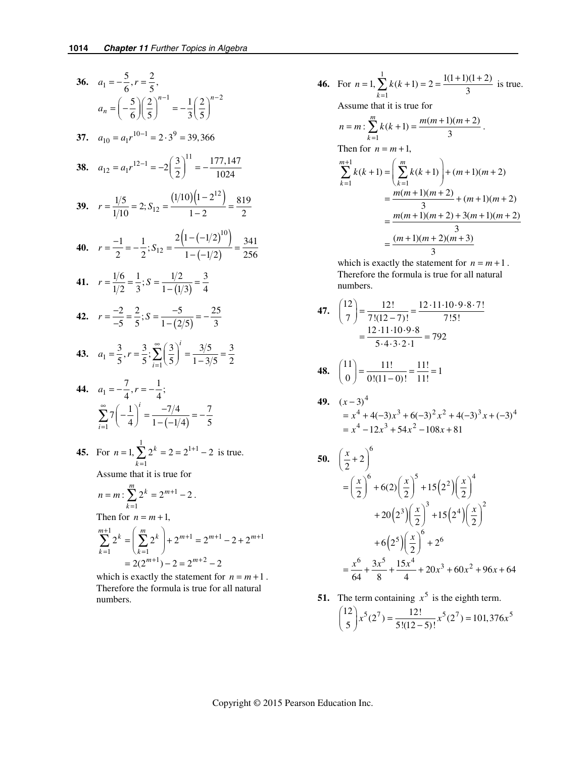**36.** $a_1 = -\frac{5}{6}, r = \frac{2}{5},$

$$a_n = \left(-\frac{5}{6}\right)\left(\frac{2}{5}\right)^{n-1} = -\frac{1}{3}\left(\frac{2}{5}\right)^{n-2}$$

**37.** $a_{10} = a_1 r^{10-1} = 2 \cdot 3^9 = 39,366$

**38.** $a_{12} = a_1 r^{12-1} = -2\left(\frac{3}{2}\right)^{11} = -\frac{177,147}{1024}$

**39.** $r = \frac{1/5}{1/10} = 2; S_{12} = \frac{(1/10)(1-2^{12})}{1-2} = \frac{819}{2}$

**40.** $r = \frac{-1}{2} = -\frac{1}{2}; S_{12} = \frac{2\left(1-(-1/2)^{10}\right)}{1-(-1/2)} = \frac{341}{256}$

**41.** $r = \frac{1/6}{1/2} = \frac{1}{3}; S = \frac{1/2}{1-(1/3)} = \frac{3}{4}$

**42.** $r = \frac{-2}{-5} = \frac{2}{5}; S = \frac{-5}{1-(2/5)} = -\frac{25}{3}$

**43.** $a_1 = \frac{3}{5}, r = \frac{3}{5}; \sum_{i=1}^{\infty}\left(\frac{3}{5}\right)^i = \frac{3/5}{1-3/5} = \frac{3}{2}$

**44.** $a_1 = -\frac{7}{4}, r = -\frac{1}{4};$

$$\sum_{i=1}^{\infty} 7\left(-\frac{1}{4}\right)^i = \frac{-7/4}{1-(-1/4)} = -\frac{7}{5}$$

**45.** For $n = 1, \sum_{k=1}^{1} 2^k = 2 = 2^{1+1} - 2$ is true.

Assume that it is true for

$n = m: \sum_{k=1}^{m} 2^k = 2^{m+1} - 2$.

Then for $n = m+1$,

$$\sum_{k=1}^{m+1} 2^k = \left(\sum_{k=1}^{m} 2^k\right) + 2^{m+1} = 2^{m+1} - 2 + 2^{m+1}$$
$$= 2(2^{m+1}) - 2 = 2^{m+2} - 2$$

which is exactly the statement for $n = m+1$. Therefore the formula is true for all natural numbers.

**46.** For $n = 1, \sum_{k=1}^{1} k(k+1) = 2 = \frac{1(1+1)(1+2)}{3}$ is true.

Assume that it is true for

$n = m: \sum_{k=1}^{m} k(k+1) = \frac{m(m+1)(m+2)}{3}$.

Then for $n = m+1$,

$$\sum_{k=1}^{m+1} k(k+1) = \left(\sum_{k=1}^{m} k(k+1)\right) + (m+1)(m+2)$$
$$= \frac{m(m+1)(m+2)}{3} + (m+1)(m+2)$$
$$= \frac{m(m+1)(m+2) + 3(m+1)(m+2)}{3}$$
$$= \frac{(m+1)(m+2)(m+3)}{3}$$

which is exactly the statement for $n = m+1$. Therefore the formula is true for all natural numbers.

**47.** $\binom{12}{7} = \frac{12!}{7!(12-7)!} = \frac{12 \cdot 11 \cdot 10 \cdot 9 \cdot 8 \cdot 7!}{7!5!}$

$$= \frac{12 \cdot 11 \cdot 10 \cdot 9 \cdot 8}{5 \cdot 4 \cdot 3 \cdot 2 \cdot 1} = 792$$

**48.** $\binom{11}{0} = \frac{11!}{0!(11-0)!} = \frac{11!}{11!} = 1$

**49.** $(x-3)^4$

$$= x^4 + 4(-3)x^3 + 6(-3)^2x^2 + 4(-3)^3x + (-3)^4$$
$$= x^4 - 12x^3 + 54x^2 - 108x + 81$$

**50.** $\left(\frac{x}{2}+2\right)^6$

$$= \left(\frac{x}{2}\right)^6 + 6(2)\left(\frac{x}{2}\right)^5 + 15\left(2^2\right)\left(\frac{x}{2}\right)^4$$
$$+ 20\left(2^3\right)\left(\frac{x}{2}\right)^3 + 15\left(2^4\right)\left(\frac{x}{2}\right)^2$$
$$+ 6\left(2^5\right)\left(\frac{x}{2}\right)^6 + 2^6$$
$$= \frac{x^6}{64} + \frac{3x^5}{8} + \frac{15x^4}{4} + 20x^3 + 60x^2 + 96x + 64$$

**51.** The term containing $x^5$ is the eighth term.

$$\binom{12}{5}x^5(2^7) = \frac{12!}{5!(12-5)!}x^5(2^7) = 101,376x^5$$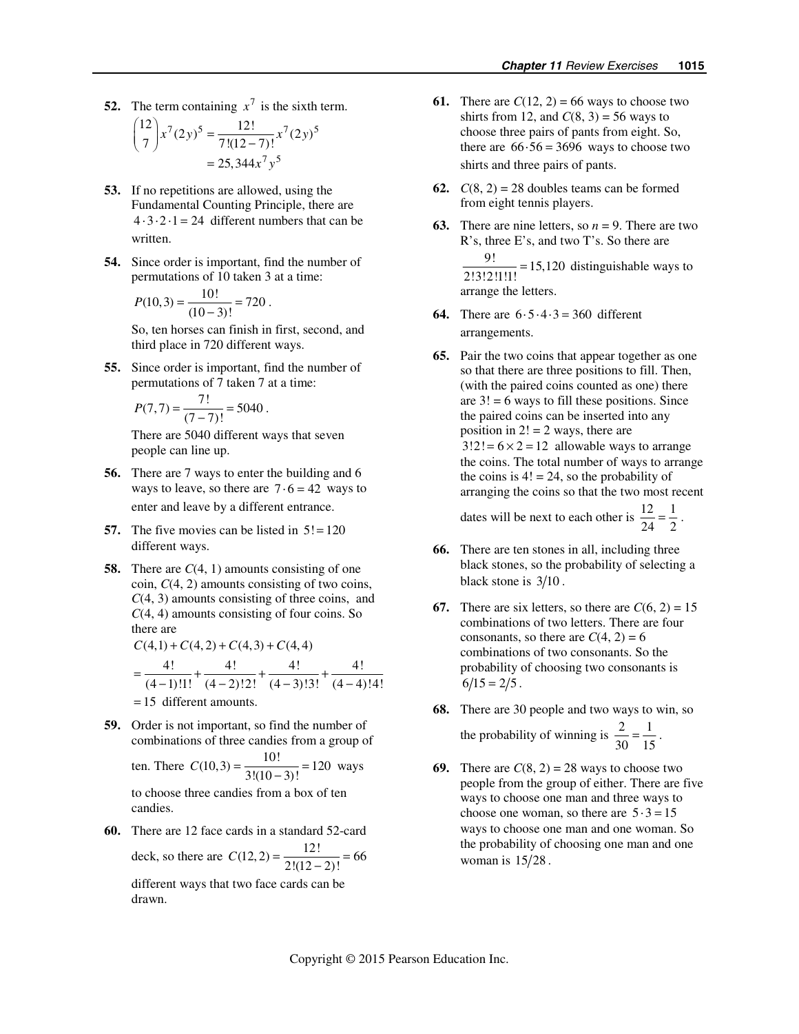**52.** The term containing $x^7$ is the sixth term.

$$\binom{12}{7}x^7(2y)^5 = \frac{12!}{7!(12-7)!}x^7(2y)^5$$
$$= 25,344x^7y^5$$

**53.** If no repetitions are allowed, using the Fundamental Counting Principle, there are $4 \cdot 3 \cdot 2 \cdot 1 = 24$ different numbers that can be written.

**54.** Since order is important, find the number of permutations of 10 taken 3 at a time:

$$P(10,3) = \frac{10!}{(10-3)!} = 720.$$

So, ten horses can finish in first, second, and third place in 720 different ways.

**55.** Since order is important, find the number of permutations of 7 taken 7 at a time:

$$P(7,7) = \frac{7!}{(7-7)!} = 5040.$$

There are 5040 different ways that seven people can line up.

**56.** There are 7 ways to enter the building and 6 ways to leave, so there are $7 \cdot 6 = 42$ ways to enter and leave by a different entrance.

**57.** The five movies can be listed in $5! = 120$ different ways.

**58.** There are $C(4, 1)$ amounts consisting of one coin, $C(4, 2)$ amounts consisting of two coins, $C(4, 3)$ amounts consisting of three coins, and $C(4, 4)$ amounts consisting of four coins. So there are

$$C(4,1) + C(4,2) + C(4,3) + C(4,4)$$
$$= \frac{4!}{(4-1)!1!} + \frac{4!}{(4-2)!2!} + \frac{4!}{(4-3)!3!} + \frac{4!}{(4-4)!4!}$$
$$= 15 \text{ different amounts.}$$

**59.** Order is not important, so find the number of combinations of three candies from a group of ten. There $C(10,3) = \frac{10!}{3!(10-3)!} = 120$ ways to choose three candies from a box of ten candies.

**60.** There are 12 face cards in a standard 52-card deck, so there are $C(12,2) = \frac{12!}{2!(12-2)!} = 66$ different ways that two face cards can be drawn.

**61.** There are $C(12, 2) = 66$ ways to choose two shirts from 12, and $C(8, 3) = 56$ ways to choose three pairs of pants from eight. So, there are $66 \cdot 56 = 3696$ ways to choose two shirts and three pairs of pants.

**62.** $C(8, 2) = 28$ doubles teams can be formed from eight tennis players.

**63.** There are nine letters, so $n = 9$. There are two R's, three E's, and two T's. So there are $\frac{9!}{2!3!2!1!1!} = 15,120$ distinguishable ways to arrange the letters.

**64.** There are $6 \cdot 5 \cdot 4 \cdot 3 = 360$ different arrangements.

**65.** Pair the two coins that appear together as one so that there are three positions to fill. Then, (with the paired coins counted as one) there are $3! = 6$ ways to fill these positions. Since the paired coins can be inserted into any position in $2! = 2$ ways, there are $3!2! = 6 \times 2 = 12$ allowable ways to arrange the coins. The total number of ways to arrange the coins is $4! = 24$, so the probability of arranging the coins so that the two most recent dates will be next to each other is $\frac{12}{24} = \frac{1}{2}$.

**66.** There are ten stones in all, including three black stones, so the probability of selecting a black stone is $3/10$.

**67.** There are six letters, so there are $C(6, 2) = 15$ combinations of two letters. There are four consonants, so there are $C(4, 2) = 6$ combinations of two consonants. So the probability of choosing two consonants is $6/15 = 2/5$.

**68.** There are 30 people and two ways to win, so the probability of winning is $\frac{2}{30} = \frac{1}{15}$.

**69.** There are $C(8, 2) = 28$ ways to choose two people from the group of either. There are five ways to choose one man and three ways to choose one woman, so there are $5 \cdot 3 = 15$ ways to choose one man and one woman. So the probability of choosing one man and one woman is $15/28$.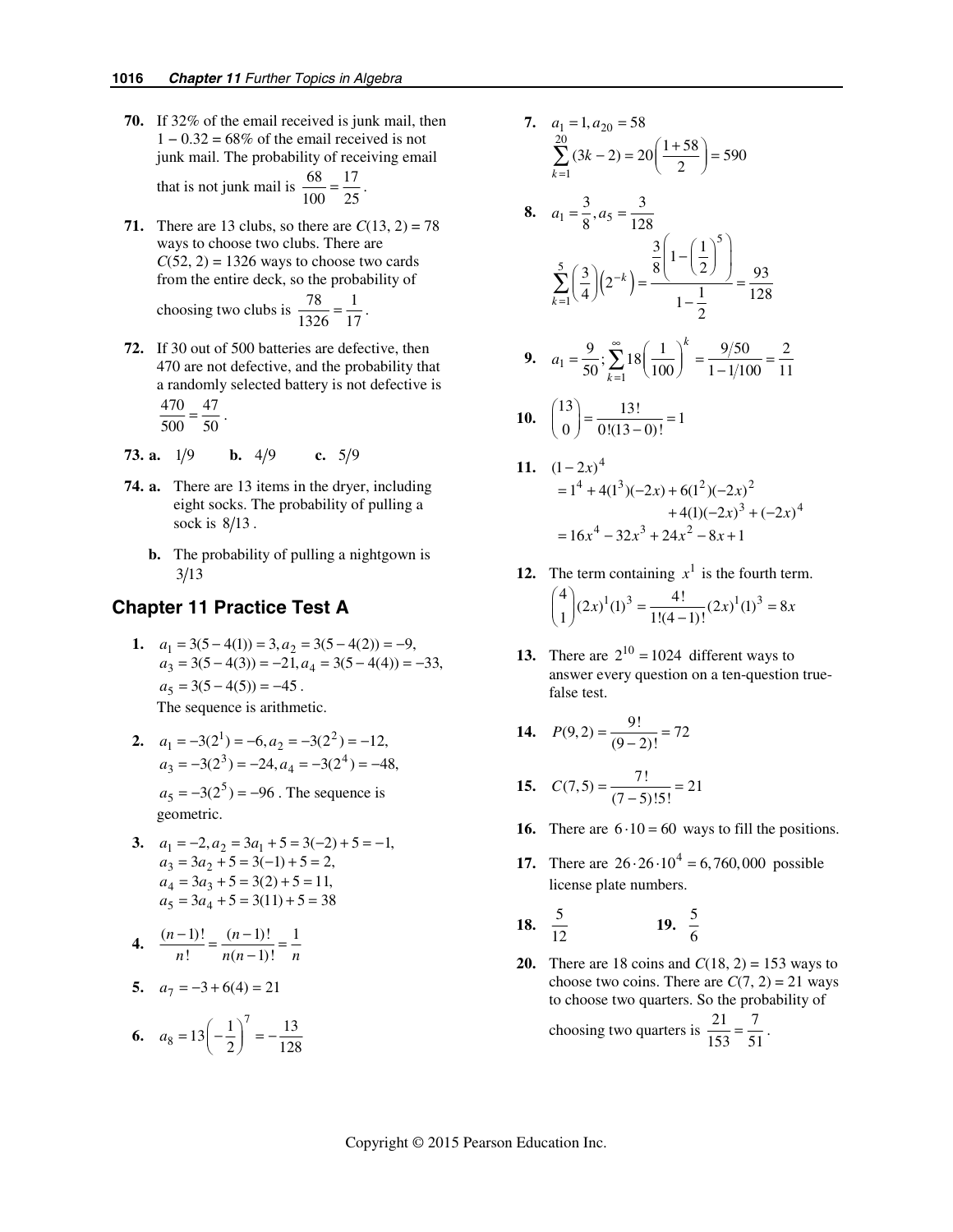**70.** If 32% of the email received is junk mail, then $1 - 0.32 = 68\%$ of the email received is not junk mail. The probability of receiving email that is not junk mail is $\frac{68}{100} = \frac{17}{25}$.

**71.** There are 13 clubs, so there are $C(13, 2) = 78$ ways to choose two clubs. There are $C(52, 2) = 1326$ ways to choose two cards from the entire deck, so the probability of choosing two clubs is $\frac{78}{1326} = \frac{1}{17}$.

**72.** If 30 out of 500 batteries are defective, then 470 are not defective, and the probability that a randomly selected battery is not defective is $\frac{470}{500} = \frac{47}{50}$.

**73. a.** $1/9$ **b.** $4/9$ **c.** $5/9$

**74. a.** There are 13 items in the dryer, including eight socks. The probability of pulling a sock is $8/13$.

**b.** The probability of pulling a nightgown is $3/13$

## Chapter 11 Practice Test A

**1.** $a_1 = 3(5-4(1)) = 3, a_2 = 3(5-4(2)) = -9,$
$a_3 = 3(5-4(3)) = -21, a_4 = 3(5-4(4)) = -33,$
$a_5 = 3(5-4(5)) = -45$.
The sequence is arithmetic.

**2.** $a_1 = -3(2^1) = -6, a_2 = -3(2^2) = -12,$
$a_3 = -3(2^3) = -24, a_4 = -3(2^4) = -48,$
$a_5 = -3(2^5) = -96$. The sequence is geometric.

**3.** $a_1 = -2, a_2 = 3a_1 + 5 = 3(-2) + 5 = -1,$
$a_3 = 3a_2 + 5 = 3(-1) + 5 = 2,$
$a_4 = 3a_3 + 5 = 3(2) + 5 = 11,$
$a_5 = 3a_4 + 5 = 3(11) + 5 = 38$

**4.** $\frac{(n-1)!}{n!} = \frac{(n-1)!}{n(n-1)!} = \frac{1}{n}$

**5.** $a_7 = -3 + 6(4) = 21$

**6.** $a_8 = 13\left(-\frac{1}{2}\right)^7 = -\frac{13}{128}$

**7.** $a_1 = 1, a_{20} = 58$
$$\sum_{k=1}^{20}(3k-2) = 20\left(\frac{1+58}{2}\right) = 590$$

**8.** $a_1 = \frac{3}{8}, a_5 = \frac{3}{128}$
$$\sum_{k=1}^{5}\left(\frac{3}{4}\right)\left(2^{-k}\right) = \frac{\frac{3}{8}\left(1-\left(\frac{1}{2}\right)^5\right)}{1-\frac{1}{2}} = \frac{93}{128}$$

**9.** $a_1 = \frac{9}{50}; \sum_{k=1}^{\infty} 18\left(\frac{1}{100}\right)^k = \frac{9/50}{1-1/100} = \frac{2}{11}$

**10.** $\binom{13}{0} = \frac{13!}{0!(13-0)!} = 1$

**11.** $(1-2x)^4$
$$= 1^4 + 4(1^3)(-2x) + 6(1^2)(-2x)^2 + 4(1)(-2x)^3 + (-2x)^4$$
$$= 16x^4 - 32x^3 + 24x^2 - 8x + 1$$

**12.** The term containing $x^1$ is the fourth term.
$$\binom{4}{1}(2x)^1(1)^3 = \frac{4!}{1!(4-1)!}(2x)^1(1)^3 = 8x$$

**13.** There are $2^{10} = 1024$ different ways to answer every question on a ten-question true-false test.

**14.** $P(9, 2) = \frac{9!}{(9-2)!} = 72$

**15.** $C(7, 5) = \frac{7!}{(7-5)!5!} = 21$

**16.** There are $6 \cdot 10 = 60$ ways to fill the positions.

**17.** There are $26 \cdot 26 \cdot 10^4 = 6{,}760{,}000$ possible license plate numbers.

**18.** $\frac{5}{12}$ **19.** $\frac{5}{6}$

**20.** There are 18 coins and $C(18, 2) = 153$ ways to choose two coins. There are $C(7, 2) = 21$ ways to choose two quarters. So the probability of choosing two quarters is $\frac{21}{153} = \frac{7}{51}$.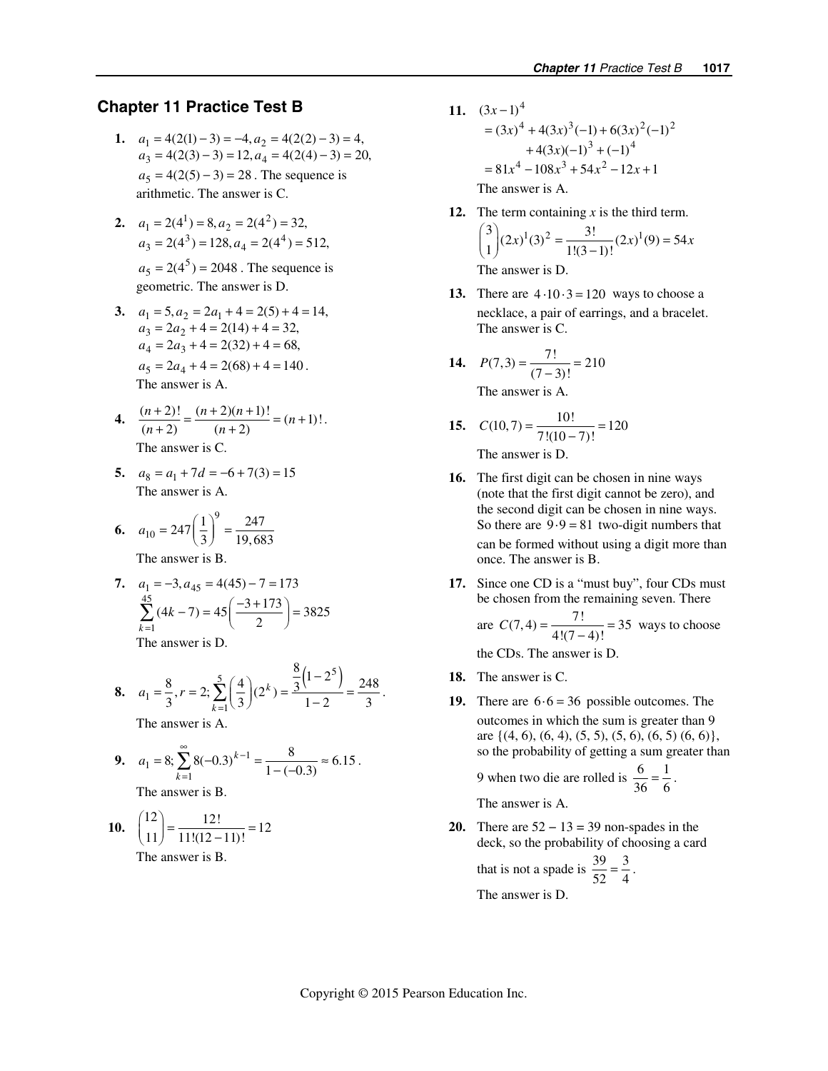## Chapter 11 Practice Test B

**1.** $a_1 = 4(2(1) - 3) = -4, a_2 = 4(2(2) - 3) = 4,$ $a_3 = 4(2(3) - 3) = 12, a_4 = 4(2(4) - 3) = 20,$ $a_5 = 4(2(5) - 3) = 28$. The sequence is arithmetic. The answer is C.

**2.** $a_1 = 2(4^1) = 8, a_2 = 2(4^2) = 32,$ $a_3 = 2(4^3) = 128, a_4 = 2(4^4) = 512,$ $a_5 = 2(4^5) = 2048$. The sequence is geometric. The answer is D.

**3.** $a_1 = 5, a_2 = 2a_1 + 4 = 2(5) + 4 = 14,$ $a_3 = 2a_2 + 4 = 2(14) + 4 = 32,$ $a_4 = 2a_3 + 4 = 2(32) + 4 = 68,$ $a_5 = 2a_4 + 4 = 2(68) + 4 = 140$. The answer is A.

**4.** $\dfrac{(n+2)!}{(n+2)} = \dfrac{(n+2)(n+1)!}{(n+2)} = (n+1)!$. The answer is C.

**5.** $a_8 = a_1 + 7d = -6 + 7(3) = 15$ The answer is A.

**6.** $a_{10} = 247\left(\dfrac{1}{3}\right)^9 = \dfrac{247}{19{,}683}$ The answer is B.

**7.** $a_1 = -3, a_{45} = 4(45) - 7 = 173$

$$\sum_{k=1}^{45}(4k - 7) = 45\left(\frac{-3 + 173}{2}\right) = 3825$$

The answer is D.

**8.** $a_1 = \dfrac{8}{3}, r = 2; \displaystyle\sum_{k=1}^{5}\left(\frac{4}{3}\right)(2^k) = \frac{\frac{8}{3}\left(1 - 2^5\right)}{1 - 2} = \frac{248}{3}$. The answer is A.

**9.** $a_1 = 8; \displaystyle\sum_{k=1}^{\infty} 8(-0.3)^{k-1} = \frac{8}{1 - (-0.3)} \approx 6.15$. The answer is B.

**10.** $\dbinom{12}{11} = \dfrac{12!}{11!(12-11)!} = 12$ The answer is B.

**11.** 
$$\begin{aligned}(3x-1)^4 &= (3x)^4 + 4(3x)^3(-1) + 6(3x)^2(-1)^2 \\ &\quad + 4(3x)(-1)^3 + (-1)^4 \\ &= 81x^4 - 108x^3 + 54x^2 - 12x + 1\end{aligned}$$

The answer is A.

**12.** The term containing $x$ is the third term.

$$\binom{3}{1}(2x)^1(3)^2 = \frac{3!}{1!(3-1)!}(2x)^1(9) = 54x$$

The answer is D.

**13.** There are $4 \cdot 10 \cdot 3 = 120$ ways to choose a necklace, a pair of earrings, and a bracelet. The answer is C.

**14.** $P(7,3) = \dfrac{7!}{(7-3)!} = 210$ The answer is A.

**15.** $C(10,7) = \dfrac{10!}{7!(10-7)!} = 120$ The answer is D.

**16.** The first digit can be chosen in nine ways (note that the first digit cannot be zero), and the second digit can be chosen in nine ways. So there are $9 \cdot 9 = 81$ two-digit numbers that can be formed without using a digit more than once. The answer is B.

**17.** Since one CD is a "must buy", four CDs must be chosen from the remaining seven. There are $C(7,4) = \dfrac{7!}{4!(7-4)!} = 35$ ways to choose the CDs. The answer is D.

**18.** The answer is C.

**19.** There are $6 \cdot 6 = 36$ possible outcomes. The outcomes in which the sum is greater than 9 are {(4, 6), (6, 4), (5, 5), (5, 6), (6, 5) (6, 6)}, so the probability of getting a sum greater than 9 when two die are rolled is $\dfrac{6}{36} = \dfrac{1}{6}$. The answer is A.

**20.** There are 52 − 13 = 39 non-spades in the deck, so the probability of choosing a card that is not a spade is $\dfrac{39}{52} = \dfrac{3}{4}$. The answer is D.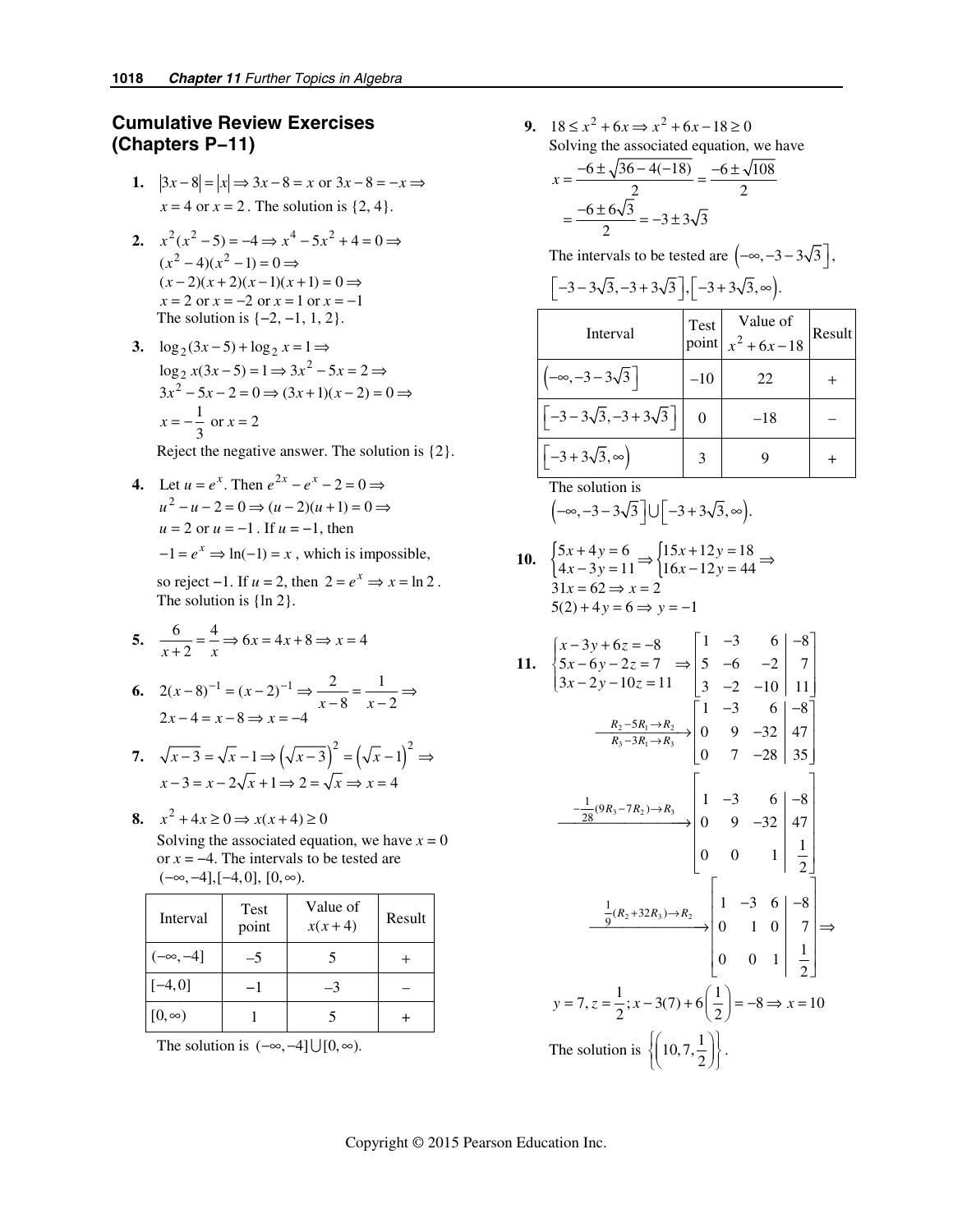## Cumulative Review Exercises (Chapters P−11)

**1.** $|3x-8| = |x| \Rightarrow 3x - 8 = x$ or $3x - 8 = -x \Rightarrow$ $x = 4$ or $x = 2$. The solution is $\{2, 4\}$.

**2.** $x^2(x^2-5) = -4 \Rightarrow x^4 - 5x^2 + 4 = 0 \Rightarrow$
$(x^2-4)(x^2-1) = 0 \Rightarrow$
$(x-2)(x+2)(x-1)(x+1) = 0 \Rightarrow$
$x = 2$ or $x = -2$ or $x = 1$ or $x = -1$
The solution is $\{-2, -1, 1, 2\}$.

**3.** $\log_2(3x-5) + \log_2 x = 1 \Rightarrow$
$\log_2 x(3x-5) = 1 \Rightarrow 3x^2 - 5x = 2 \Rightarrow$
$3x^2 - 5x - 2 = 0 \Rightarrow (3x+1)(x-2) = 0 \Rightarrow$
$x = -\dfrac{1}{3}$ or $x = 2$
Reject the negative answer. The solution is $\{2\}$.

**4.** Let $u = e^x$. Then $e^{2x} - e^x - 2 = 0 \Rightarrow$
$u^2 - u - 2 = 0 \Rightarrow (u-2)(u+1) = 0 \Rightarrow$
$u = 2$ or $u = -1$. If $u = -1$, then
$-1 = e^x \Rightarrow \ln(-1) = x$, which is impossible,
so reject $-1$. If $u = 2$, then $2 = e^x \Rightarrow x = \ln 2$.
The solution is $\{\ln 2\}$.

**5.** $\dfrac{6}{x+2} = \dfrac{4}{x} \Rightarrow 6x = 4x + 8 \Rightarrow x = 4$

**6.** $2(x-8)^{-1} = (x-2)^{-1} \Rightarrow \dfrac{2}{x-8} = \dfrac{1}{x-2} \Rightarrow$
$2x - 4 = x - 8 \Rightarrow x = -4$

**7.** $\sqrt{x-3} = \sqrt{x} - 1 \Rightarrow \left(\sqrt{x-3}\right)^2 = \left(\sqrt{x} - 1\right)^2 \Rightarrow$
$x - 3 = x - 2\sqrt{x} + 1 \Rightarrow 2 = \sqrt{x} \Rightarrow x = 4$

**8.** $x^2 + 4x \geq 0 \Rightarrow x(x+4) \geq 0$
Solving the associated equation, we have $x = 0$ or $x = -4$. The intervals to be tested are $(-\infty, -4], [-4, 0], [0, \infty)$.

| Interval | Test point | Value of $x(x+4)$ | Result |
|---|---|---|---|
| $(-\infty, -4]$ | $-5$ | 5 | + |
| $[-4, 0]$ | $-1$ | $-3$ | − |
| $[0, \infty)$ | 1 | 5 | + |

The solution is $(-\infty, -4] \cup [0, \infty)$.

**9.** $18 \leq x^2 + 6x \Rightarrow x^2 + 6x - 18 \geq 0$
Solving the associated equation, we have
$$x = \frac{-6 \pm \sqrt{36 - 4(-18)}}{2} = \frac{-6 \pm \sqrt{108}}{2} = \frac{-6 \pm 6\sqrt{3}}{2} = -3 \pm 3\sqrt{3}$$
The intervals to be tested are $\left(-\infty, -3 - 3\sqrt{3}\right]$, $\left[-3 - 3\sqrt{3}, -3 + 3\sqrt{3}\right], \left[-3 + 3\sqrt{3}, \infty\right)$.

| Interval | Test point | Value of $x^2 + 6x - 18$ | Result |
|---|---|---|---|
| $\left(-\infty, -3 - 3\sqrt{3}\right]$ | $-10$ | 22 | + |
| $\left[-3 - 3\sqrt{3}, -3 + 3\sqrt{3}\right]$ | 0 | $-18$ | − |
| $\left[-3 + 3\sqrt{3}, \infty\right)$ | 3 | 9 | + |

The solution is
$\left(-\infty, -3 - 3\sqrt{3}\right] \cup \left[-3 + 3\sqrt{3}, \infty\right)$.

**10.** $\begin{cases} 5x + 4y = 6 \\ 4x - 3y = 11 \end{cases} \Rightarrow \begin{cases} 15x + 12y = 18 \\ 16x - 12y = 44 \end{cases} \Rightarrow$
$31x = 62 \Rightarrow x = 2$
$5(2) + 4y = 6 \Rightarrow y = -1$

**11.**
$$\begin{cases} x - 3y + 6z = -8 \\ 5x - 6y - 2z = 7 \\ 3x - 2y - 10z = 11 \end{cases} \Rightarrow \left[\begin{array}{ccc|c} 1 & -3 & 6 & -8 \\ 5 & -6 & -2 & 7 \\ 3 & -2 & -10 & 11 \end{array}\right]$$
$$\xrightarrow[R_3 - 3R_1 \to R_3]{R_2 - 5R_1 \to R_2} \left[\begin{array}{ccc|c} 1 & -3 & 6 & -8 \\ 0 & 9 & -32 & 47 \\ 0 & 7 & -28 & 35 \end{array}\right]$$
$$\xrightarrow{-\frac{1}{28}(9R_3 - 7R_2) \to R_3} \left[\begin{array}{ccc|c} 1 & -3 & 6 & -8 \\ 0 & 9 & -32 & 47 \\ 0 & 0 & 1 & \frac{1}{2} \end{array}\right]$$
$$\xrightarrow{\frac{1}{9}(R_2 + 32R_3) \to R_2} \left[\begin{array}{ccc|c} 1 & -3 & 6 & -8 \\ 0 & 1 & 0 & 7 \\ 0 & 0 & 1 & \frac{1}{2} \end{array}\right] \Rightarrow$$
$$y = 7, z = \frac{1}{2}; x - 3(7) + 6\left(\frac{1}{2}\right) = -8 \Rightarrow x = 10$$
The solution is $\left\{\left(10, 7, \dfrac{1}{2}\right)\right\}$.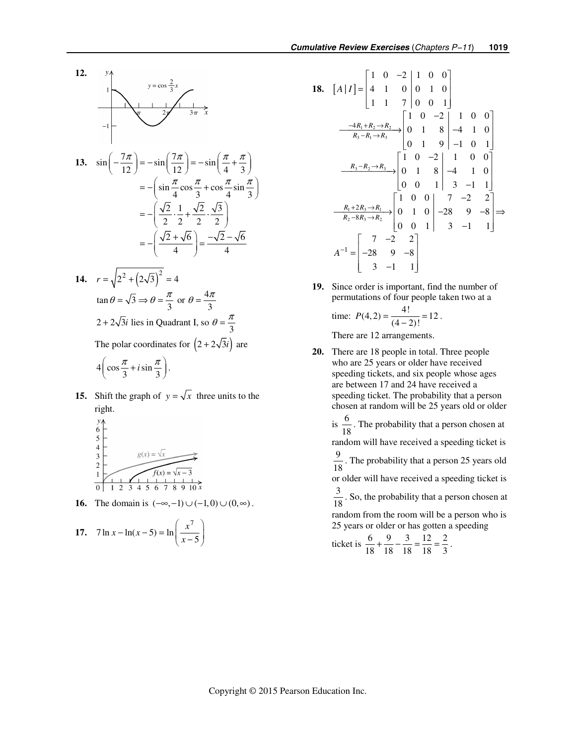**12.**

$y = \cos\frac{2}{3}x$

y
1
−1
π
2π
3π
x

**13.** $\sin\left(-\frac{7\pi}{12}\right) = -\sin\left(\frac{7\pi}{12}\right) = -\sin\left(\frac{\pi}{4}+\frac{\pi}{3}\right)$

$$= -\left(\sin\frac{\pi}{4}\cos\frac{\pi}{3} + \cos\frac{\pi}{4}\sin\frac{\pi}{3}\right)$$

$$= -\left(\frac{\sqrt{2}}{2}\cdot\frac{1}{2} + \frac{\sqrt{2}}{2}\cdot\frac{\sqrt{3}}{2}\right)$$

$$= -\left(\frac{\sqrt{2}+\sqrt{6}}{4}\right) = \frac{-\sqrt{2}-\sqrt{6}}{4}$$

**14.** $r = \sqrt{2^2 + \left(2\sqrt{3}\right)^2} = 4$

$\tan\theta = \sqrt{3} \Rightarrow \theta = \frac{\pi}{3}$ or $\theta = \frac{4\pi}{3}$

$2 + 2\sqrt{3}i$ lies in Quadrant I, so $\theta = \frac{\pi}{3}$

The polar coordinates for $\left(2 + 2\sqrt{3}i\right)$ are

$4\left(\cos\frac{\pi}{3} + i\sin\frac{\pi}{3}\right).$

**15.** Shift the graph of $y = \sqrt{x}$ three units to the right.

y
6
5
4
3
2
1
0
1 2 3 4 5 6 7 8 9 10
x
$g(x) = \sqrt{x}$
$f(x) = \sqrt{x-3}$

**16.** The domain is $(-\infty,-1)\cup(-1,0)\cup(0,\infty)$.

**17.** $7\ln x - \ln(x-5) = \ln\left(\frac{x^7}{x-5}\right)$

**18.** $[A\,|\,I] = \left[\begin{array}{ccc|ccc} 1 & 0 & -2 & 1 & 0 & 0 \\ 4 & 1 & 0 & 0 & 1 & 0 \\ 1 & 1 & 7 & 0 & 0 & 1 \end{array}\right]$

$$\xrightarrow[R_3 - R_1 \to R_3]{-4R_1 + R_2 \to R_2} \left[\begin{array}{ccc|ccc} 1 & 0 & -2 & 1 & 0 & 0 \\ 0 & 1 & 8 & -4 & 1 & 0 \\ 0 & 1 & 9 & -1 & 0 & 1 \end{array}\right]$$

$$\xrightarrow{R_3 - R_2 \to R_3} \left[\begin{array}{ccc|ccc} 1 & 0 & -2 & 1 & 0 & 0 \\ 0 & 1 & 8 & -4 & 1 & 0 \\ 0 & 0 & 1 & 3 & -1 & 1 \end{array}\right]$$

$$\xrightarrow[R_2 - 8R_3 \to R_2]{R_1 + 2R_3 \to R_1} \left[\begin{array}{ccc|ccc} 1 & 0 & 0 & 7 & -2 & 2 \\ 0 & 1 & 0 & -28 & 9 & -8 \\ 0 & 0 & 1 & 3 & -1 & 1 \end{array}\right] \Rightarrow$$

$$A^{-1} = \begin{bmatrix} 7 & -2 & 2 \\ -28 & 9 & -8 \\ 3 & -1 & 1 \end{bmatrix}$$

**19.** Since order is important, find the number of permutations of four people taken two at a time: $P(4,2) = \frac{4!}{(4-2)!} = 12$.

There are 12 arrangements.

**20.** There are 18 people in total. Three people who are 25 years or older have received speeding tickets, and six people whose ages are between 17 and 24 have received a speeding ticket. The probability that a person chosen at random will be 25 years old or older is $\frac{6}{18}$. The probability that a person chosen at random will have received a speeding ticket is $\frac{9}{18}$. The probability that a person 25 years old or older will have received a speeding ticket is $\frac{3}{18}$. So, the probability that a person chosen at random from the room will be a person who is 25 years or older or has gotten a speeding ticket is $\frac{6}{18} + \frac{9}{18} - \frac{3}{18} = \frac{12}{18} = \frac{2}{3}$.